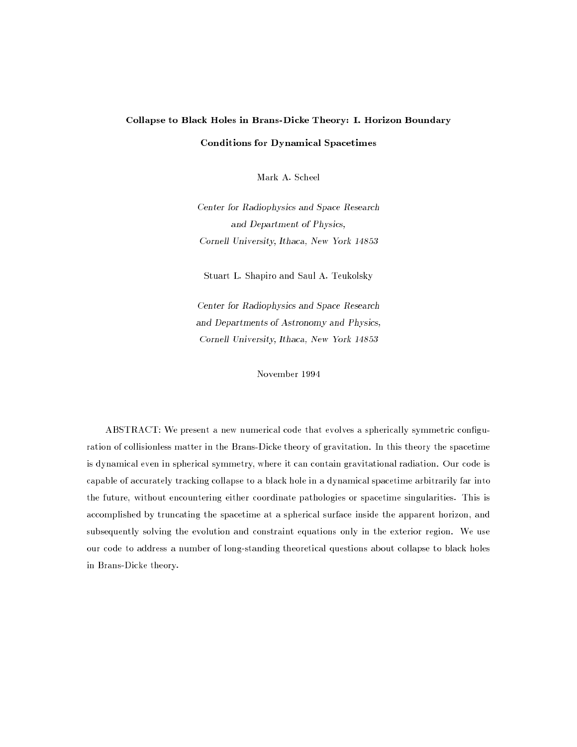# Collapse to Black Holes in Brans-Dicke Theory: I. Horizon Boundary Conditions for Dynamical Spacetimes

Mark A. Scheel

*Center for Radiophysics and Space Research*
*and Department of Physics,*
*Cornell University, Ithaca, New York 14853*

Stuart L. Shapiro and Saul A. Teukolsky

*Center for Radiophysics and Space Research*
*and Departments of Astronomy and Physics,*
*Cornell University, Ithaca, New York 14853*

November 1994

ABSTRACT: We present a new numerical code that evolves a spherically symmetric configuration of collisionless matter in the Brans-Dicke theory of gravitation. In this theory the spacetime is dynamical even in spherical symmetry, where it can contain gravitational radiation. Our code is capable of accurately tracking collapse to a black hole in a dynamical spacetime arbitrarily far into the future, without encountering either coordinate pathologies or spacetime singularities. This is accomplished by truncating the spacetime at a spherical surface inside the apparent horizon, and subsequently solving the evolution and constraint equations only in the exterior region. We use our code to address a number of long-standing theoretical questions about collapse to black holes in Brans-Dicke theory.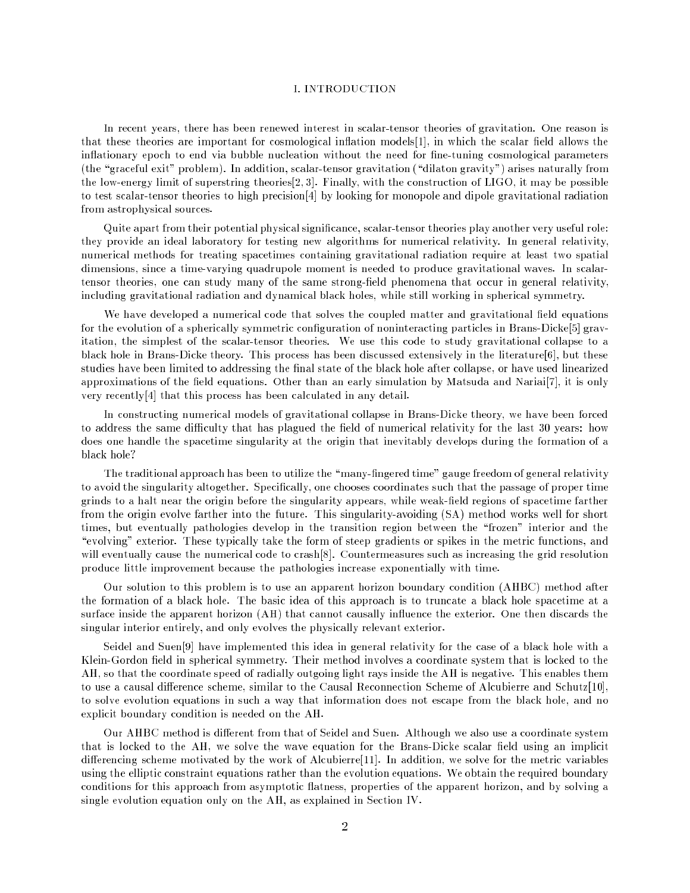# I. INTRODUCTION

In recent years, there has been renewed interest in scalar-tensor theories of gravitation. One reason is that these theories are important for cosmological inflation models[1], in which the scalar field allows the inflationary epoch to end via bubble nucleation without the need for fine-tuning cosmological parameters (the "graceful exit" problem). In addition, scalar-tensor gravitation ("dilaton gravity") arises naturally from the low-energy limit of superstring theories[2, 3]. Finally, with the construction of LIGO, it may be possible to test scalar-tensor theories to high precision[4] by looking for monopole and dipole gravitational radiation from astrophysical sources.

Quite apart from their potential physical significance, scalar-tensor theories play another very useful role: they provide an ideal laboratory for testing new algorithms for numerical relativity. In general relativity, numerical methods for treating spacetimes containing gravitational radiation require at least two spatial dimensions, since a time-varying quadrupole moment is needed to produce gravitational waves. In scalar-tensor theories, one can study many of the same strong-field phenomena that occur in general relativity, including gravitational radiation and dynamical black holes, while still working in spherical symmetry.

We have developed a numerical code that solves the coupled matter and gravitational field equations for the evolution of a spherically symmetric configuration of noninteracting particles in Brans-Dicke[5] gravitation, the simplest of the scalar-tensor theories. We use this code to study gravitational collapse to a black hole in Brans-Dicke theory. This process has been discussed extensively in the literature[6], but these studies have been limited to addressing the final state of the black hole after collapse, or have used linearized approximations of the field equations. Other than an early simulation by Matsuda and Nariai[7], it is only very recently[4] that this process has been calculated in any detail.

In constructing numerical models of gravitational collapse in Brans-Dicke theory, we have been forced to address the same difficulty that has plagued the field of numerical relativity for the last 30 years: how does one handle the spacetime singularity at the origin that inevitably develops during the formation of a black hole?

The traditional approach has been to utilize the "many-fingered time" gauge freedom of general relativity to avoid the singularity altogether. Specifically, one chooses coordinates such that the passage of proper time grinds to a halt near the origin before the singularity appears, while weak-field regions of spacetime farther from the origin evolve farther into the future. This singularity-avoiding (SA) method works well for short times, but eventually pathologies develop in the transition region between the "frozen" interior and the "evolving" exterior. These typically take the form of steep gradients or spikes in the metric functions, and will eventually cause the numerical code to crash[8]. Countermeasures such as increasing the grid resolution produce little improvement because the pathologies increase exponentially with time.

Our solution to this problem is to use an apparent horizon boundary condition (AHBC) method after the formation of a black hole. The basic idea of this approach is to truncate a black hole spacetime at a surface inside the apparent horizon (AH) that cannot causally influence the exterior. One then discards the singular interior entirely, and only evolves the physically relevant exterior.

Seidel and Suen[9] have implemented this idea in general relativity for the case of a black hole with a Klein-Gordon field in spherical symmetry. Their method involves a coordinate system that is locked to the AH, so that the coordinate speed of radially outgoing light rays inside the AH is negative. This enables them to use a causal difference scheme, similar to the Causal Reconnection Scheme of Alcubierre and Schutz[10], to solve evolution equations in such a way that information does not escape from the black hole, and no explicit boundary condition is needed on the AH.

Our AHBC method is different from that of Seidel and Suen. Although we also use a coordinate system that is locked to the AH, we solve the wave equation for the Brans-Dicke scalar field using an implicit differencing scheme motivated by the work of Alcubierre[11]. In addition, we solve for the metric variables using the elliptic constraint equations rather than the evolution equations. We obtain the required boundary conditions for this approach from asymptotic flatness, properties of the apparent horizon, and by solving a single evolution equation only on the AH, as explained in Section IV.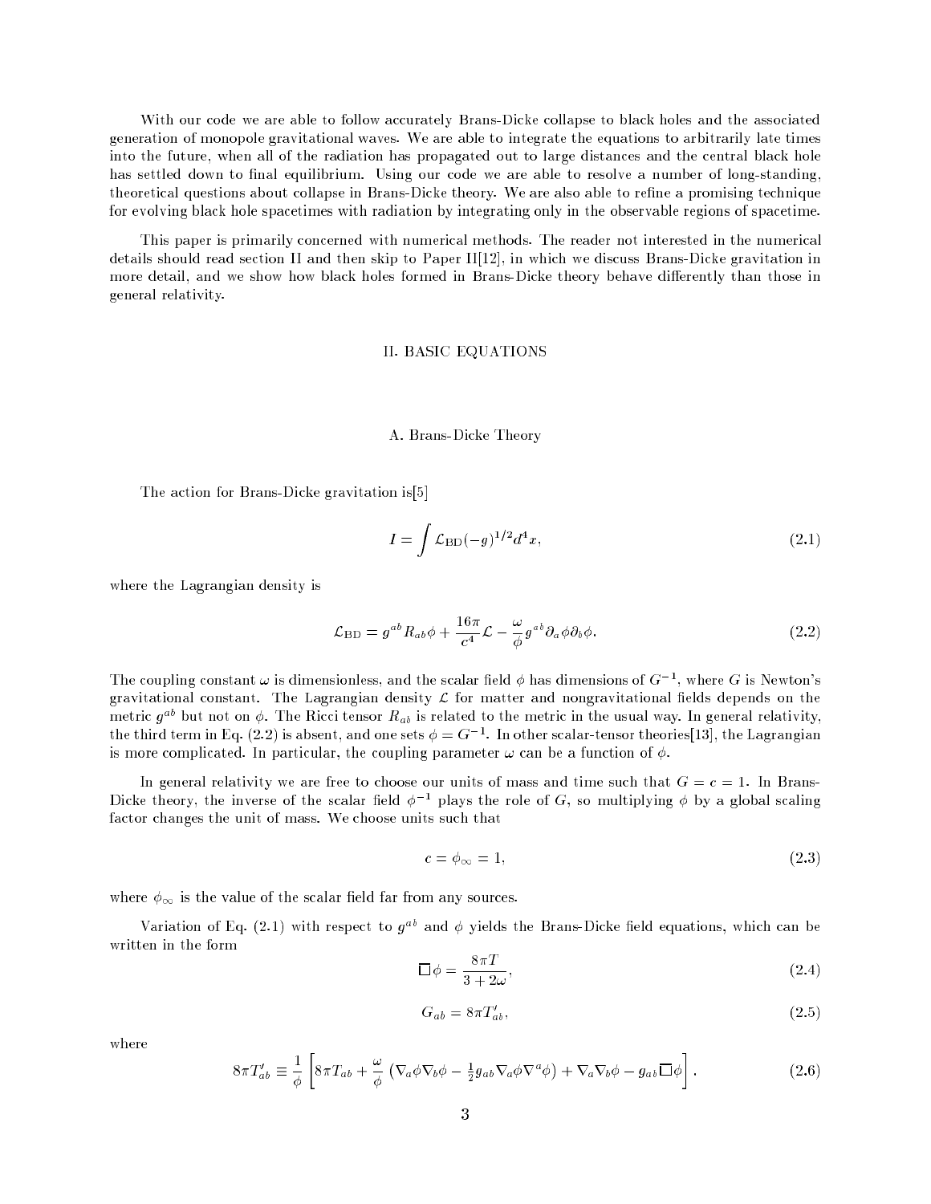With our code we are able to follow accurately Brans-Dicke collapse to black holes and the associated generation of monopole gravitational waves. We are able to integrate the equations to arbitrarily late times into the future, when all of the radiation has propagated out to large distances and the central black hole has settled down to final equilibrium. Using our code we are able to resolve a number of long-standing, theoretical questions about collapse in Brans-Dicke theory. We are also able to refine a promising technique for evolving black hole spacetimes with radiation by integrating only in the observable regions of spacetime.

This paper is primarily concerned with numerical methods. The reader not interested in the numerical details should read section II and then skip to Paper II[12], in which we discuss Brans-Dicke gravitation in more detail, and we show how black holes formed in Brans-Dicke theory behave differently than those in general relativity.

## II. BASIC EQUATIONS

### A. Brans-Dicke Theory

The action for Brans-Dicke gravitation is[5]

$$I = \int \mathcal{L}_{\mathrm{BD}} (-g)^{1/2} d^4 x, \tag{2.1}$$

where the Lagrangian density is

$$\mathcal{L}_{\mathrm{BD}} = g^{ab} R_{ab} \phi + \frac{16\pi}{c^4} \mathcal{L} - \frac{\omega}{\phi} g^{ab} \partial_a \phi \partial_b \phi. \tag{2.2}$$

The coupling constant $\omega$ is dimensionless, and the scalar field $\phi$ has dimensions of $G^{-1}$, where $G$ is Newton's gravitational constant. The Lagrangian density $\mathcal{L}$ for matter and nongravitational fields depends on the metric $g^{ab}$ but not on $\phi$. The Ricci tensor $R_{ab}$ is related to the metric in the usual way. In general relativity, the third term in Eq. (2.2) is absent, and one sets $\phi = G^{-1}$. In other scalar-tensor theories[13], the Lagrangian is more complicated. In particular, the coupling parameter $\omega$ can be a function of $\phi$.

In general relativity we are free to choose our units of mass and time such that $G = c = 1$. In Brans-Dicke theory, the inverse of the scalar field $\phi^{-1}$ plays the role of $G$, so multiplying $\phi$ by a global scaling factor changes the unit of mass. We choose units such that

$$c = \phi_\infty = 1, \tag{2.3}$$

where $\phi_\infty$ is the value of the scalar field far from any sources.

Variation of Eq. (2.1) with respect to $g^{ab}$ and $\phi$ yields the Brans-Dicke field equations, which can be written in the form

$$\Box \phi = \frac{8\pi T}{3 + 2\omega}, \tag{2.4}$$

$$G_{ab} = 8\pi T'_{ab}, \tag{2.5}$$

where

$$8\pi T'_{ab} \equiv \frac{1}{\phi} \left[ 8\pi T_{ab} + \frac{\omega}{\phi} \left( \nabla_a \phi \nabla_b \phi - \tfrac{1}{2} g_{ab} \nabla_a \phi \nabla^a \phi \right) + \nabla_a \nabla_b \phi - g_{ab} \Box \phi \right]. \tag{2.6}$$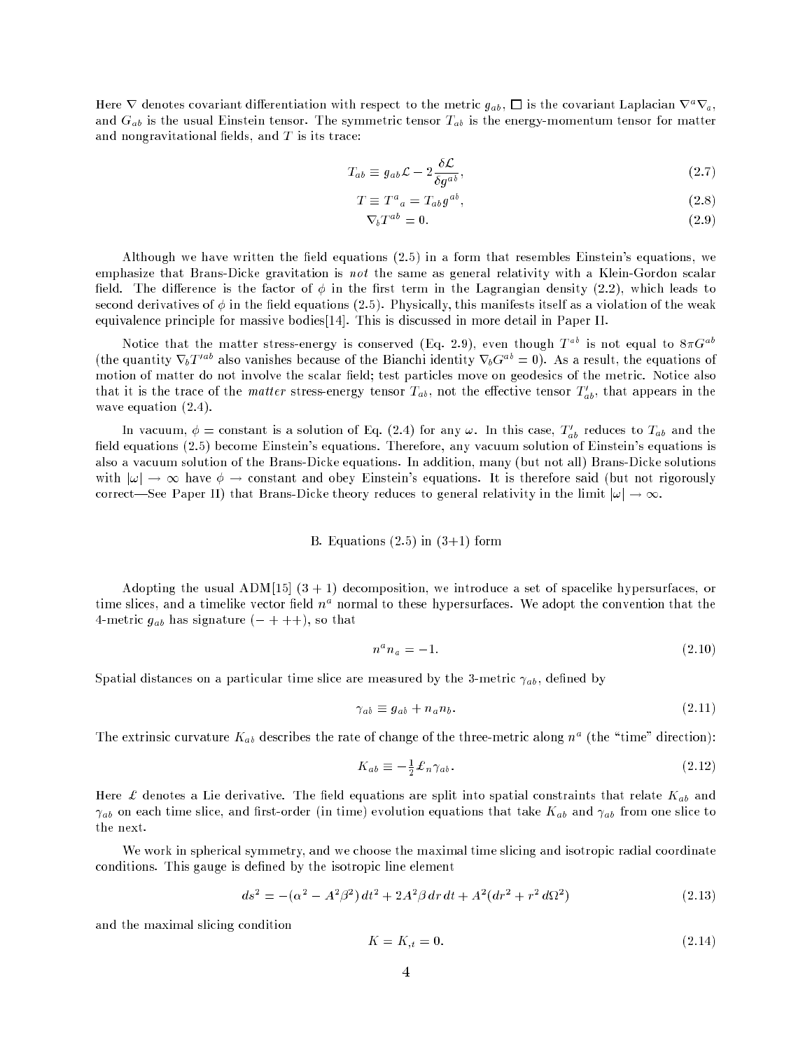Here $\nabla$ denotes covariant differentiation with respect to the metric $g_{ab}$, $\Box$ is the covariant Laplacian $\nabla^a\nabla_a$, and $G_{ab}$ is the usual Einstein tensor. The symmetric tensor $T_{ab}$ is the energy-momentum tensor for matter and nongravitational fields, and $T$ is its trace:

$$T_{ab} \equiv g_{ab}\mathcal{L} - 2\frac{\delta \mathcal{L}}{\delta g^{ab}}, \tag{2.7}$$

$$T \equiv T^a{}_a = T_{ab}g^{ab}, \tag{2.8}$$

$$\nabla_b T^{ab} = 0. \tag{2.9}$$

Although we have written the field equations (2.5) in a form that resembles Einstein's equations, we emphasize that Brans-Dicke gravitation is *not* the same as general relativity with a Klein-Gordon scalar field. The difference is the factor of $\phi$ in the first term in the Lagrangian density (2.2), which leads to second derivatives of $\phi$ in the field equations (2.5). Physically, this manifests itself as a violation of the weak equivalence principle for massive bodies[14]. This is discussed in more detail in Paper II.

Notice that the matter stress-energy is conserved (Eq. 2.9), even though $T^{ab}$ is not equal to $8\pi G^{ab}$ (the quantity $\nabla_b T'^{ab}$ also vanishes because of the Bianchi identity $\nabla_b G^{ab} = 0$). As a result, the equations of motion of matter do not involve the scalar field; test particles move on geodesics of the metric. Notice also that it is the trace of the *matter* stress-energy tensor $T_{ab}$, not the effective tensor $T'_{ab}$, that appears in the wave equation (2.4).

In vacuum, $\phi = $ constant is a solution of Eq. (2.4) for any $\omega$. In this case, $T'_{ab}$ reduces to $T_{ab}$ and the field equations (2.5) become Einstein's equations. Therefore, any vacuum solution of Einstein's equations is also a vacuum solution of the Brans-Dicke equations. In addition, many (but not all) Brans-Dicke solutions with $|\omega| \to \infty$ have $\phi \to$ constant and obey Einstein's equations. It is therefore said (but not rigorously correct—See Paper II) that Brans-Dicke theory reduces to general relativity in the limit $|\omega| \to \infty$.

## B. Equations (2.5) in (3+1) form

Adopting the usual ADM[15] $(3+1)$ decomposition, we introduce a set of spacelike hypersurfaces, or time slices, and a timelike vector field $n^a$ normal to these hypersurfaces. We adopt the convention that the 4-metric $g_{ab}$ has signature $(-+++)$, so that

$$n^a n_a = -1. \tag{2.10}$$

Spatial distances on a particular time slice are measured by the 3-metric $\gamma_{ab}$, defined by

$$\gamma_{ab} \equiv g_{ab} + n_a n_b. \tag{2.11}$$

The extrinsic curvature $K_{ab}$ describes the rate of change of the three-metric along $n^a$ (the "time" direction):

$$K_{ab} \equiv -\tfrac{1}{2}\pounds_n \gamma_{ab}. \tag{2.12}$$

Here $\pounds$ denotes a Lie derivative. The field equations are split into spatial constraints that relate $K_{ab}$ and $\gamma_{ab}$ on each time slice, and first-order (in time) evolution equations that take $K_{ab}$ and $\gamma_{ab}$ from one slice to the next.

We work in spherical symmetry, and we choose the maximal time slicing and isotropic radial coordinate conditions. This gauge is defined by the isotropic line element

$$ds^2 = -(\alpha^2 - A^2\beta^2)\,dt^2 + 2A^2\beta\,dr\,dt + A^2(dr^2 + r^2\,d\Omega^2) \tag{2.13}$$

and the maximal slicing condition

$$K = K_{,t} = 0. \tag{2.14}$$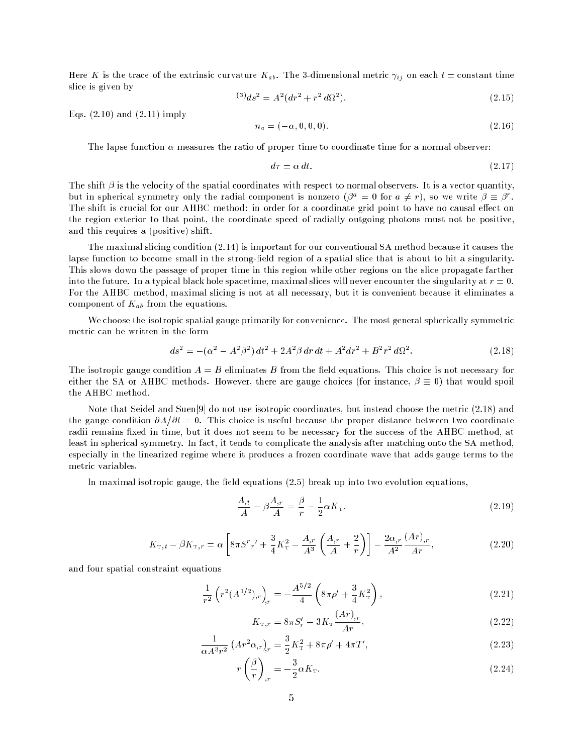Here $K$ is the trace of the extrinsic curvature $K_{ab}$. The 3-dimensional metric $\gamma_{ij}$ on each $t=$ constant time slice is given by

$$
{}^{(3)}ds^2 = A^2(dr^2 + r^2\, d\Omega^2). \tag{2.15}
$$

Eqs. (2.10) and (2.11) imply

$$
n_a = (-\alpha, 0, 0, 0). \tag{2.16}
$$

The lapse function $\alpha$ measures the ratio of proper time to coordinate time for a normal observer:

$$
d\tau = \alpha\, dt. \tag{2.17}
$$

The shift $\beta$ is the velocity of the spatial coordinates with respect to normal observers. It is a vector quantity, but in spherical symmetry only the radial component is nonzero ($\beta^a = 0$ for $a \neq r$), so we write $\beta \equiv \beta^r$. The shift is crucial for our AHBC method: in order for a coordinate grid point to have no causal effect on the region exterior to that point, the coordinate speed of radially outgoing photons must not be positive, and this requires a (positive) shift.

The maximal slicing condition (2.14) is important for our conventional SA method because it causes the lapse function to become small in the strong-field region of a spatial slice that is about to hit a singularity. This slows down the passage of proper time in this region while other regions on the slice propagate farther into the future. In a typical black hole spacetime, maximal slices will never encounter the singularity at $r=0$. For the AHBC method, maximal slicing is not at all necessary, but it is convenient because it eliminates a component of $K_{ab}$ from the equations.

We choose the isotropic spatial gauge primarily for convenience. The most general spherically symmetric metric can be written in the form

$$
ds^2 = -(\alpha^2 - A^2\beta^2)\, dt^2 + 2A^2\beta\, dr\, dt + A^2 dr^2 + B^2 r^2\, d\Omega^2. \tag{2.18}
$$

The isotropic gauge condition $A = B$ eliminates $B$ from the field equations. This choice is not necessary for either the SA or AHBC methods. However, there are gauge choices (for instance, $\beta \equiv 0$) that would spoil the AHBC method.

Note that Seidel and Suen[9] do not use isotropic coordinates, but instead choose the metric (2.18) and the gauge condition $\partial A/\partial t = 0$. This choice is useful because the proper distance between two coordinate radii remains fixed in time, but it does not seem to be necessary for the success of the AHBC method, at least in spherical symmetry. In fact, it tends to complicate the analysis after matching onto the SA method, especially in the linearized regime where it produces a frozen coordinate wave that adds gauge terms to the metric variables.

In maximal isotropic gauge, the field equations (2.5) break up into two evolution equations,

$$
\frac{A_{,t}}{A} - \beta\frac{A_{,r}}{A} = \frac{\beta}{r} - \frac{1}{2}\alpha K_{\mathrm{T}}, \tag{2.19}
$$

$$
K_{\mathrm{T},t} - \beta K_{\mathrm{T},r} = \alpha\left[8\pi {S^r}_r{}' + \frac{3}{4}K_{\mathrm{T}}^2 - \frac{A_{,r}}{A^3}\left(\frac{A_{,r}}{A} + \frac{2}{r}\right)\right] - \frac{2\alpha_{,r}}{A^2}\frac{(Ar)_{,r}}{Ar}, \tag{2.20}
$$

and four spatial constraint equations

$$
\frac{1}{r^2}\left(r^2(A^{1/2})_{,r}\right)_{,r} = -\frac{A^{5/2}}{4}\left(8\pi\rho' + \frac{3}{4}K_{\mathrm{T}}^2\right), \tag{2.21}
$$

$$
K_{\mathrm{T},r} = 8\pi S_r' - 3K_{\mathrm{T}}\frac{(Ar)_{,r}}{Ar}, \tag{2.22}
$$

$$
\frac{1}{\alpha A^3 r^2}\left(Ar^2\alpha_{,r}\right)_{,r} = \frac{3}{2}K_{\mathrm{T}}^2 + 8\pi\rho' + 4\pi T', \tag{2.23}
$$

$$
r\left(\frac{\beta}{r}\right)_{,r} = -\frac{3}{2}\alpha K_{\mathrm{T}}. \tag{2.24}
$$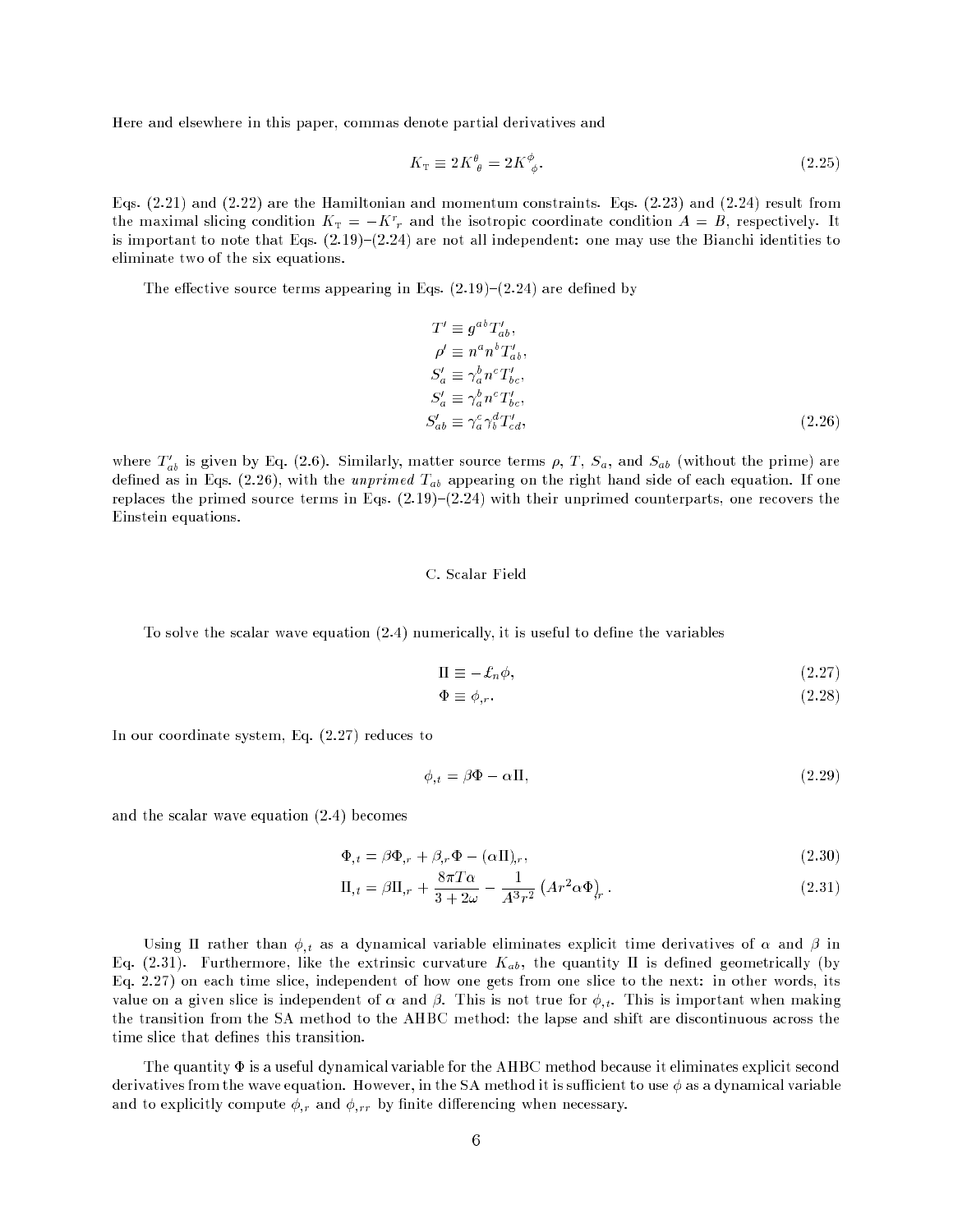Here and elsewhere in this paper, commas denote partial derivatives and

$$K_{\rm T} \equiv 2K^{\theta}_{\ \theta} = 2K^{\phi}_{\ \phi}. \tag{2.25}$$

Eqs. (2.21) and (2.22) are the Hamiltonian and momentum constraints. Eqs. (2.23) and (2.24) result from the maximal slicing condition $K_{\rm T} = -K^r_{\ r}$ and the isotropic coordinate condition $A = B$, respectively. It is important to note that Eqs. (2.19)–(2.24) are not all independent: one may use the Bianchi identities to eliminate two of the six equations.

The effective source terms appearing in Eqs. (2.19)–(2.24) are defined by

$$\begin{aligned}
T' &\equiv g^{ab} T'_{ab}, \\
\rho' &\equiv n^a n^b T'_{ab}, \\
S'_a &\equiv \gamma^b_a n^c T'_{bc}, \\
S'_a &\equiv \gamma^b_a n^c T'_{bc}, \\
S'_{ab} &\equiv \gamma^c_a \gamma^d_b T'_{cd},
\end{aligned} \tag{2.26}$$

where $T'_{ab}$ is given by Eq. (2.6). Similarly, matter source terms $\rho$, $T$, $S_a$, and $S_{ab}$ (without the prime) are defined as in Eqs. (2.26), with the *unprimed* $T_{ab}$ appearing on the right hand side of each equation. If one replaces the primed source terms in Eqs. (2.19)–(2.24) with their unprimed counterparts, one recovers the Einstein equations.

### C. Scalar Field

To solve the scalar wave equation (2.4) numerically, it is useful to define the variables

$$\Pi \equiv -\pounds_n \phi, \tag{2.27}$$

$$\Phi \equiv \phi_{,r}. \tag{2.28}$$

In our coordinate system, Eq. (2.27) reduces to

$$\phi_{,t} = \beta \Phi - \alpha \Pi, \tag{2.29}$$

and the scalar wave equation (2.4) becomes

$$\Phi_{,t} = \beta \Phi_{,r} + \beta_{,r} \Phi - (\alpha \Pi)_{,r}, \tag{2.30}$$

$$\Pi_{,t} = \beta \Pi_{,r} + \frac{8\pi T \alpha}{3 + 2\omega} - \frac{1}{A^3 r^2} \left( A r^2 \alpha \Phi \right)_{,r}. \tag{2.31}$$

Using $\Pi$ rather than $\phi_{,t}$ as a dynamical variable eliminates explicit time derivatives of $\alpha$ and $\beta$ in Eq. (2.31). Furthermore, like the extrinsic curvature $K_{ab}$, the quantity $\Pi$ is defined geometrically (by Eq. 2.27) on each time slice, independent of how one gets from one slice to the next: in other words, its value on a given slice is independent of $\alpha$ and $\beta$. This is not true for $\phi_{,t}$. This is important when making the transition from the SA method to the AHBC method: the lapse and shift are discontinuous across the time slice that defines this transition.

The quantity $\Phi$ is a useful dynamical variable for the AHBC method because it eliminates explicit second derivatives from the wave equation. However, in the SA method it is sufficient to use $\phi$ as a dynamical variable and to explicitly compute $\phi_{,r}$ and $\phi_{,rr}$ by finite differencing when necessary.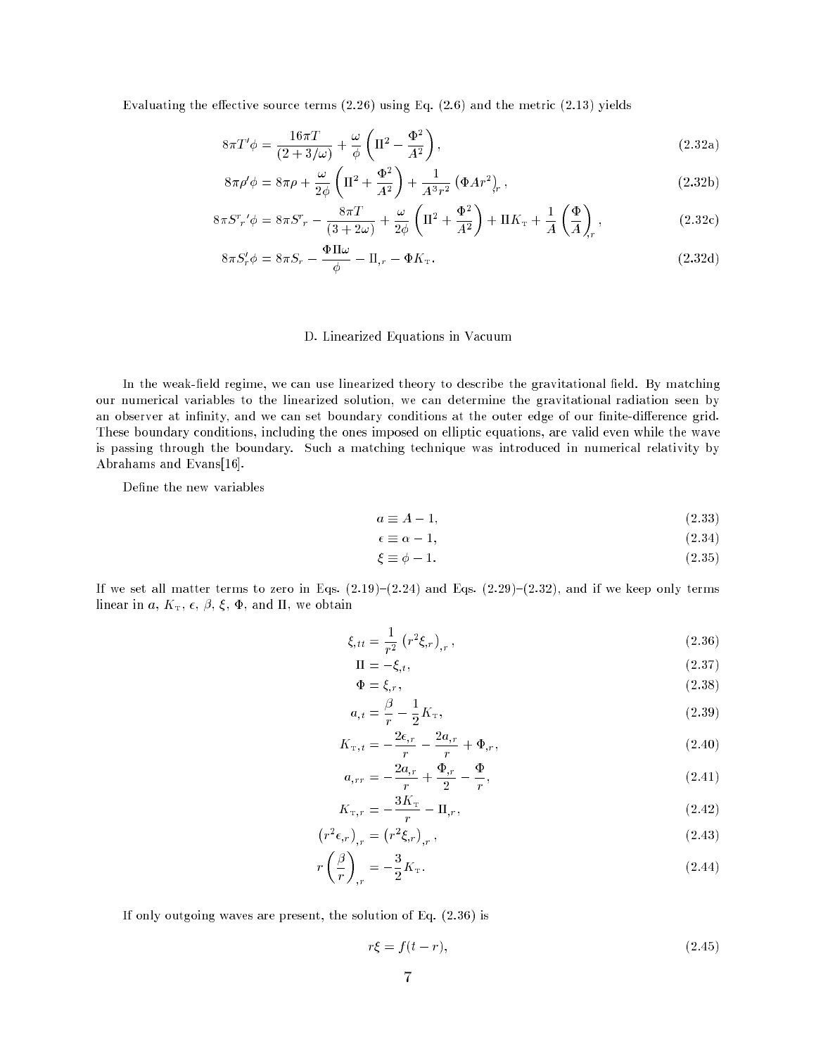Evaluating the effective source terms (2.26) using Eq. (2.6) and the metric (2.13) yields

$$8\pi T'\phi = \frac{16\pi T}{(2+3/\omega)} + \frac{\omega}{\phi}\left(\Pi^2 - \frac{\Phi^2}{A^2}\right), \tag{2.32a}$$

$$8\pi\rho'\phi = 8\pi\rho + \frac{\omega}{2\phi}\left(\Pi^2 + \frac{\Phi^2}{A^2}\right) + \frac{1}{A^3 r^2}\left(\Phi A r^2\right)_{,r}, \tag{2.32b}$$

$$8\pi S^r{}_r{}'\phi = 8\pi S^r{}_r - \frac{8\pi T}{(3+2\omega)} + \frac{\omega}{2\phi}\left(\Pi^2 + \frac{\Phi^2}{A^2}\right) + \Pi K_{\rm T} + \frac{1}{A}\left(\frac{\Phi}{A}\right)_{,r}, \tag{2.32c}$$

$$8\pi S_r'\phi = 8\pi S_r - \frac{\Phi\Pi\omega}{\phi} - \Pi_{,r} - \Phi K_{\rm T}. \tag{2.32d}$$

## D. Linearized Equations in Vacuum

In the weak-field regime, we can use linearized theory to describe the gravitational field. By matching our numerical variables to the linearized solution, we can determine the gravitational radiation seen by an observer at infinity, and we can set boundary conditions at the outer edge of our finite-difference grid. These boundary conditions, including the ones imposed on elliptic equations, are valid even while the wave is passing through the boundary. Such a matching technique was introduced in numerical relativity by Abrahams and Evans[16].

Define the new variables

$$a \equiv A - 1, \tag{2.33}$$

$$\epsilon \equiv \alpha - 1, \tag{2.34}$$

$$\xi \equiv \phi - 1. \tag{2.35}$$

If we set all matter terms to zero in Eqs. (2.19)–(2.24) and Eqs. (2.29)–(2.32), and if we keep only terms linear in $a$, $K_{\rm T}$, $\epsilon$, $\beta$, $\xi$, $\Phi$, and $\Pi$, we obtain

$$\xi_{,tt} = \frac{1}{r^2}\left(r^2\xi_{,r}\right)_{,r}, \tag{2.36}$$

$$\Pi = -\xi_{,t}, \tag{2.37}$$

$$\Phi = \xi_{,r}, \tag{2.38}$$

$$a_{,t} = \frac{\beta}{r} - \frac{1}{2}K_{\rm T}, \tag{2.39}$$

$$K_{{\rm T},t} = -\frac{2\epsilon_{,r}}{r} - \frac{2a_{,r}}{r} + \Phi_{,r}, \tag{2.40}$$

$$a_{,rr} = -\frac{2a_{,r}}{r} + \frac{\Phi_{,r}}{2} - \frac{\Phi}{r}, \tag{2.41}$$

$$K_{{\rm T},r} = -\frac{3K_{\rm T}}{r} - \Pi_{,r}, \tag{2.42}$$

$$\left(r^2\epsilon_{,r}\right)_{,r} = \left(r^2\xi_{,r}\right)_{,r}, \tag{2.43}$$

$$r\left(\frac{\beta}{r}\right)_{,r} = -\frac{3}{2}K_{\rm T}. \tag{2.44}$$

If only outgoing waves are present, the solution of Eq. (2.36) is

$$r\xi = f(t-r), \tag{2.45}$$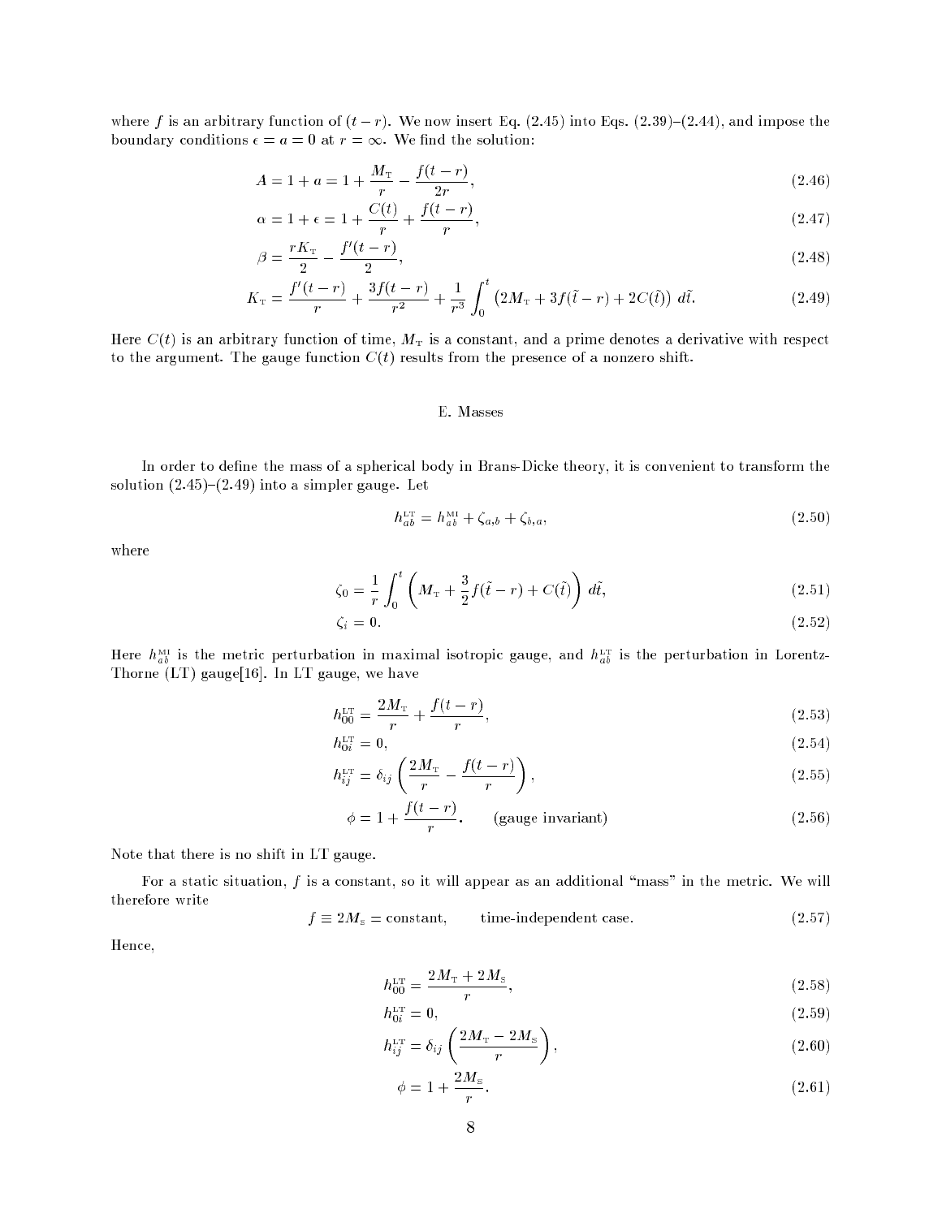where $f$ is an arbitrary function of $(t-r)$. We now insert Eq. (2.45) into Eqs. (2.39)–(2.44), and impose the boundary conditions $\epsilon = a = 0$ at $r = \infty$. We find the solution:

$$A = 1 + a = 1 + \frac{M_{\rm T}}{r} - \frac{f(t-r)}{2r}, \tag{2.46}$$

$$\alpha = 1 + \epsilon = 1 + \frac{C(t)}{r} + \frac{f(t-r)}{r}, \tag{2.47}$$

$$\beta = \frac{rK_{\rm T}}{2} - \frac{f'(t-r)}{2}, \tag{2.48}$$

$$K_{\rm T} = \frac{f'(t-r)}{r} + \frac{3f(t-r)}{r^2} + \frac{1}{r^3}\int_0^t \left(2M_{\rm T} + 3f(\tilde{t}-r) + 2C(\tilde{t})\right)\, d\tilde{t}. \tag{2.49}$$

Here $C(t)$ is an arbitrary function of time, $M_{\rm T}$ is a constant, and a prime denotes a derivative with respect to the argument. The gauge function $C(t)$ results from the presence of a nonzero shift.

## E. Masses

In order to define the mass of a spherical body in Brans-Dicke theory, it is convenient to transform the solution (2.45)–(2.49) into a simpler gauge. Let

$$h^{\rm LT}_{ab} = h^{\rm MI}_{ab} + \zeta_{a,b} + \zeta_{b,a}, \tag{2.50}$$

where

$$\zeta_0 = \frac{1}{r}\int_0^t \left(M_{\rm T} + \frac{3}{2}f(\tilde{t}-r) + C(\tilde{t})\right)\, d\tilde{t}, \tag{2.51}$$

$$\zeta_i = 0. \tag{2.52}$$

Here $h^{\rm MI}_{ab}$ is the metric perturbation in maximal isotropic gauge, and $h^{\rm LT}_{ab}$ is the perturbation in Lorentz-Thorne (LT) gauge[16]. In LT gauge, we have

$$h^{\rm LT}_{00} = \frac{2M_{\rm T}}{r} + \frac{f(t-r)}{r}, \tag{2.53}$$

$$h^{\rm LT}_{0i} = 0, \tag{2.54}$$

$$h^{\rm LT}_{ij} = \delta_{ij}\left(\frac{2M_{\rm T}}{r} - \frac{f(t-r)}{r}\right), \tag{2.55}$$

$$\phi = 1 + \frac{f(t-r)}{r}. \qquad \text{(gauge invariant)} \tag{2.56}$$

Note that there is no shift in LT gauge.

For a static situation, $f$ is a constant, so it will appear as an additional "mass" in the metric. We will therefore write

$$f \equiv 2M_{\rm S} = \text{constant}, \qquad \text{time-independent case.} \tag{2.57}$$

Hence,

$$h^{\rm LT}_{00} = \frac{2M_{\rm T} + 2M_{\rm S}}{r}, \tag{2.58}$$

$$h^{\rm LT}_{0i} = 0, \tag{2.59}$$

$$h^{\rm LT}_{ij} = \delta_{ij}\left(\frac{2M_{\rm T} - 2M_{\rm S}}{r}\right), \tag{2.60}$$

$$\phi = 1 + \frac{2M_{\rm S}}{r}. \tag{2.61}$$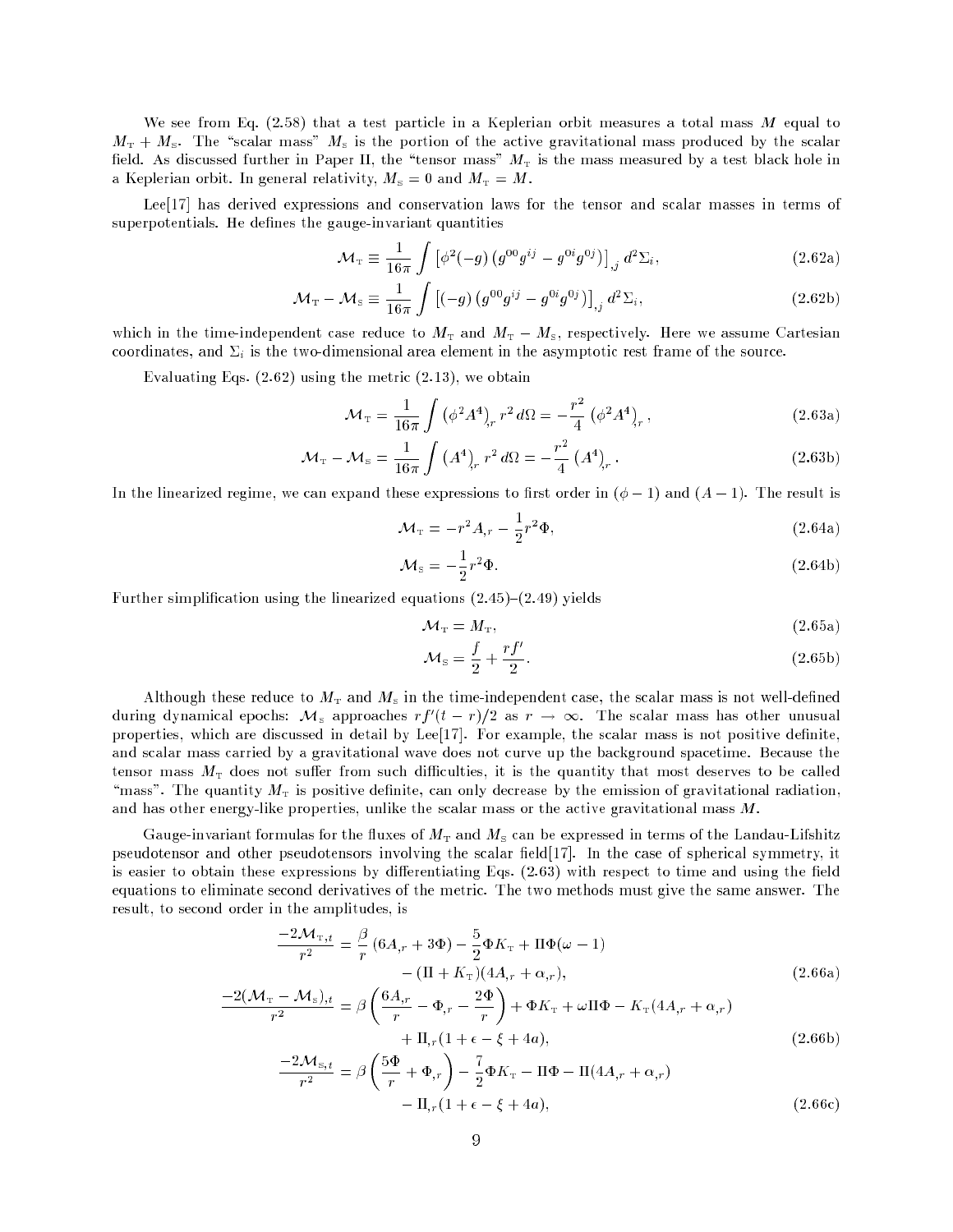We see from Eq. (2.58) that a test particle in a Keplerian orbit measures a total mass $M$ equal to $M_{\rm T} + M_{\rm S}$. The "scalar mass" $M_{\rm S}$ is the portion of the active gravitational mass produced by the scalar field. As discussed further in Paper II, the "tensor mass" $M_{\rm T}$ is the mass measured by a test black hole in a Keplerian orbit. In general relativity, $M_{\rm S} = 0$ and $M_{\rm T} = M$.

Lee[17] has derived expressions and conservation laws for the tensor and scalar masses in terms of superpotentials. He defines the gauge-invariant quantities

$$\mathcal{M}_{\rm T} \equiv \frac{1}{16\pi} \int \left[\phi^2(-g)\left(g^{00}g^{ij} - g^{0i}g^{0j}\right)\right]_{,j} d^2\Sigma_i, \tag{2.62a}$$

$$\mathcal{M}_{\rm T} - \mathcal{M}_{\rm S} \equiv \frac{1}{16\pi} \int \left[(-g)\left(g^{00}g^{ij} - g^{0i}g^{0j}\right)\right]_{,j} d^2\Sigma_i, \tag{2.62b}$$

which in the time-independent case reduce to $M_{\rm T}$ and $M_{\rm T} - M_{\rm S}$, respectively. Here we assume Cartesian coordinates, and $\Sigma_i$ is the two-dimensional area element in the asymptotic rest frame of the source.

Evaluating Eqs. (2.62) using the metric (2.13), we obtain

$$\mathcal{M}_{\rm T} = \frac{1}{16\pi} \int \left(\phi^2 A^4\right)_{,r} r^2\, d\Omega = -\frac{r^2}{4}\left(\phi^2 A^4\right)_{,r}, \tag{2.63a}$$

$$\mathcal{M}_{\rm T} - \mathcal{M}_{\rm S} = \frac{1}{16\pi} \int \left(A^4\right)_{,r} r^2\, d\Omega = -\frac{r^2}{4}\left(A^4\right)_{,r}. \tag{2.63b}$$

In the linearized regime, we can expand these expressions to first order in $(\phi - 1)$ and $(A - 1)$. The result is

$$\mathcal{M}_{\rm T} = -r^2 A_{,r} - \frac{1}{2} r^2 \Phi, \tag{2.64a}$$

$$\mathcal{M}_{\rm S} = -\frac{1}{2} r^2 \Phi. \tag{2.64b}$$

Further simplification using the linearized equations (2.45)–(2.49) yields

$$\mathcal{M}_{\rm T} = M_{\rm T}, \tag{2.65a}$$

$$\mathcal{M}_{\rm S} = \frac{f}{2} + \frac{rf'}{2}. \tag{2.65b}$$

Although these reduce to $M_{\rm T}$ and $M_{\rm S}$ in the time-independent case, the scalar mass is not well-defined during dynamical epochs: $\mathcal{M}_{\rm S}$ approaches $rf'(t-r)/2$ as $r \to \infty$. The scalar mass has other unusual properties, which are discussed in detail by Lee[17]. For example, the scalar mass is not positive definite, and scalar mass carried by a gravitational wave does not curve up the background spacetime. Because the tensor mass $M_{\rm T}$ does not suffer from such difficulties, it is the quantity that most deserves to be called "mass". The quantity $M_{\rm T}$ is positive definite, can only decrease by the emission of gravitational radiation, and has other energy-like properties, unlike the scalar mass or the active gravitational mass $M$.

Gauge-invariant formulas for the fluxes of $M_{\rm T}$ and $M_{\rm S}$ can be expressed in terms of the Landau-Lifshitz pseudotensor and other pseudotensors involving the scalar field[17]. In the case of spherical symmetry, it is easier to obtain these expressions by differentiating Eqs. (2.63) with respect to time and using the field equations to eliminate second derivatives of the metric. The two methods must give the same answer. The result, to second order in the amplitudes, is

$$\begin{aligned}\frac{-2\mathcal{M}_{{\rm T},t}}{r^2} &= \frac{\beta}{r}\left(6A_{,r} + 3\Phi\right) - \frac{5}{2}\Phi K_{\rm T} + \Pi\Phi(\omega - 1) \\ &\quad - (\Pi + K_{\rm T})(4A_{,r} + \alpha_{,r}),\end{aligned} \tag{2.66a}$$

$$\begin{aligned}\frac{-2(\mathcal{M}_{\rm T} - \mathcal{M}_{\rm S})_{,t}}{r^2} &= \beta\left(\frac{6A_{,r}}{r} - \Phi_{,r} - \frac{2\Phi}{r}\right) + \Phi K_{\rm T} + \omega\Pi\Phi - K_{\rm T}(4A_{,r} + \alpha_{,r}) \\ &\quad + \Pi_{,r}(1 + \epsilon - \xi + 4a),\end{aligned} \tag{2.66b}$$

$$\begin{aligned}\frac{-2\mathcal{M}_{{\rm S},t}}{r^2} &= \beta\left(\frac{5\Phi}{r} + \Phi_{,r}\right) - \frac{7}{2}\Phi K_{\rm T} - \Pi\Phi - \Pi(4A_{,r} + \alpha_{,r}) \\ &\quad - \Pi_{,r}(1 + \epsilon - \xi + 4a),\end{aligned} \tag{2.66c}$$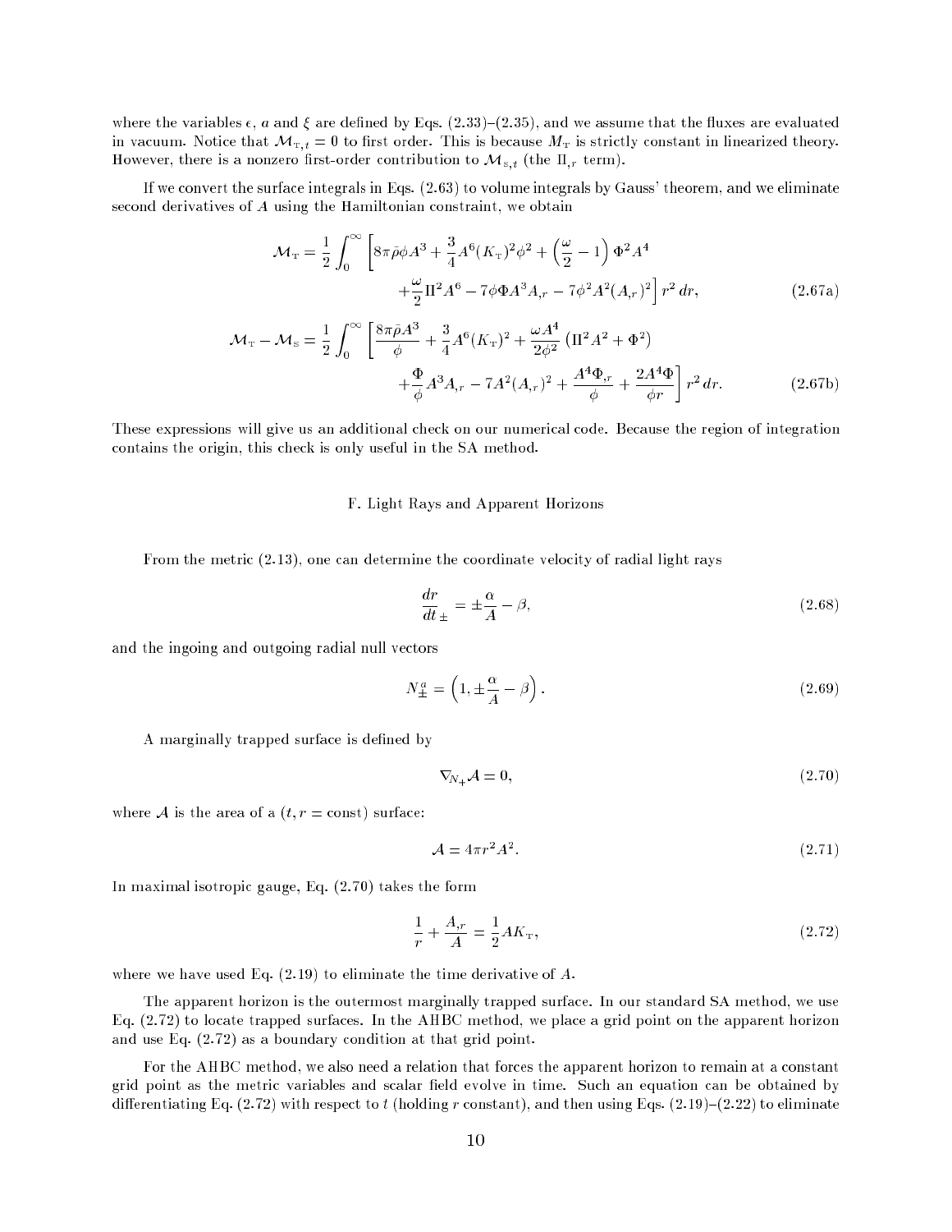where the variables $\epsilon$, $a$ and $\xi$ are defined by Eqs. (2.33)–(2.35), and we assume that the fluxes are evaluated in vacuum. Notice that $\mathcal{M}_{\rm T},_t = 0$ to first order. This is because $M_{\rm T}$ is strictly constant in linearized theory. However, there is a nonzero first-order contribution to $\mathcal{M}_{\rm S},_t$ (the $\Pi,_r$ term).

If we convert the surface integrals in Eqs. (2.63) to volume integrals by Gauss' theorem, and we eliminate second derivatives of $A$ using the Hamiltonian constraint, we obtain

$$
\begin{aligned}
\mathcal{M}_{\rm T} = \frac{1}{2}\int_0^\infty \Big[ & 8\pi\bar{\rho}\phi A^3 + \frac{3}{4}A^6(K_{\rm T})^2\phi^2 + \left(\frac{\omega}{2}-1\right)\Phi^2 A^4 \\
& + \frac{\omega}{2}\Pi^2 A^6 - 7\phi\Phi A^3 A,_r - 7\phi^2 A^2 (A,_r)^2 \Big] r^2\, dr,
\end{aligned} \tag{2.67a}
$$

$$
\begin{aligned}
\mathcal{M}_{\rm T} - \mathcal{M}_{\rm S} = \frac{1}{2}\int_0^\infty \Big[ & \frac{8\pi\bar{\rho}A^3}{\phi} + \frac{3}{4}A^6(K_{\rm T})^2 + \frac{\omega A^4}{2\phi^2}\left(\Pi^2 A^2 + \Phi^2\right) \\
& + \frac{\Phi}{\phi}A^3 A,_r - 7A^2(A,_r)^2 + \frac{A^4\Phi,_r}{\phi} + \frac{2A^4\Phi}{\phi r} \Big] r^2\, dr.
\end{aligned} \tag{2.67b}
$$

These expressions will give us an additional check on our numerical code. Because the region of integration contains the origin, this check is only useful in the SA method.

## F. Light Rays and Apparent Horizons

From the metric (2.13), one can determine the coordinate velocity of radial light rays

$$
\frac{dr}{dt}_{\pm} = \pm\frac{\alpha}{A} - \beta, \tag{2.68}
$$

and the ingoing and outgoing radial null vectors

$$
N_{\pm}^a = \left(1, \pm\frac{\alpha}{A} - \beta\right). \tag{2.69}
$$

A marginally trapped surface is defined by

$$
\nabla_{N_+}\mathcal{A} = 0, \tag{2.70}
$$

where $\mathcal{A}$ is the area of a $(t, r = \text{const})$ surface:

$$
\mathcal{A} = 4\pi r^2 A^2. \tag{2.71}
$$

In maximal isotropic gauge, Eq. (2.70) takes the form

$$
\frac{1}{r} + \frac{A,_r}{A} = \frac{1}{2}AK_{\rm T}, \tag{2.72}
$$

where we have used Eq. (2.19) to eliminate the time derivative of $A$.

The apparent horizon is the outermost marginally trapped surface. In our standard SA method, we use Eq. (2.72) to locate trapped surfaces. In the AHBC method, we place a grid point on the apparent horizon and use Eq. (2.72) as a boundary condition at that grid point.

For the AHBC method, we also need a relation that forces the apparent horizon to remain at a constant grid point as the metric variables and scalar field evolve in time. Such an equation can be obtained by differentiating Eq. (2.72) with respect to $t$ (holding $r$ constant), and then using Eqs. (2.19)–(2.22) to eliminate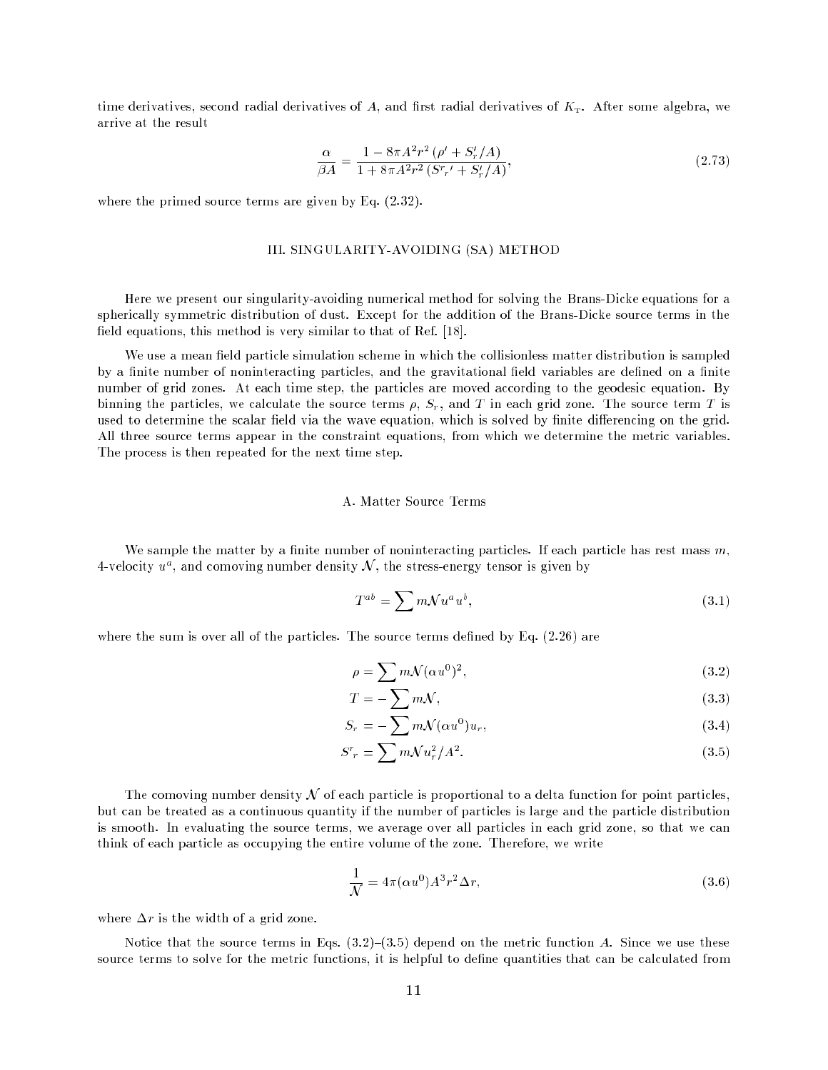time derivatives, second radial derivatives of $A$, and first radial derivatives of $K_{\rm T}$. After some algebra, we arrive at the result

$$\frac{\alpha}{\beta A} = \frac{1 - 8\pi A^2 r^2 \left(\rho' + S_r'/A\right)}{1 + 8\pi A^2 r^2 \left({S^r}_r{}' + S_r'/A\right)}, \tag{2.73}$$

where the primed source terms are given by Eq. (2.32).

## III. SINGULARITY-AVOIDING (SA) METHOD

Here we present our singularity-avoiding numerical method for solving the Brans-Dicke equations for a spherically symmetric distribution of dust. Except for the addition of the Brans-Dicke source terms in the field equations, this method is very similar to that of Ref. [18].

We use a mean field particle simulation scheme in which the collisionless matter distribution is sampled by a finite number of noninteracting particles, and the gravitational field variables are defined on a finite number of grid zones. At each time step, the particles are moved according to the geodesic equation. By binning the particles, we calculate the source terms $\rho$, $S_r$, and $T$ in each grid zone. The source term $T$ is used to determine the scalar field via the wave equation, which is solved by finite differencing on the grid. All three source terms appear in the constraint equations, from which we determine the metric variables. The process is then repeated for the next time step.

### A. Matter Source Terms

We sample the matter by a finite number of noninteracting particles. If each particle has rest mass $m$, 4-velocity $u^a$, and comoving number density $\mathcal{N}$, the stress-energy tensor is given by

$$T^{ab} = \sum m \mathcal{N} u^a u^b, \tag{3.1}$$

where the sum is over all of the particles. The source terms defined by Eq. (2.26) are

$$\rho = \sum m \mathcal{N} (\alpha u^0)^2, \tag{3.2}$$

$$T = -\sum m \mathcal{N}, \tag{3.3}$$

$$S_r = -\sum m \mathcal{N} (\alpha u^0) u_r, \tag{3.4}$$

$${S^r}_r = \sum m \mathcal{N} u_r^2 / A^2. \tag{3.5}$$

The comoving number density $\mathcal{N}$ of each particle is proportional to a delta function for point particles, but can be treated as a continuous quantity if the number of particles is large and the particle distribution is smooth. In evaluating the source terms, we average over all particles in each grid zone, so that we can think of each particle as occupying the entire volume of the zone. Therefore, we write

$$\frac{1}{\mathcal{N}} = 4\pi (\alpha u^0) A^3 r^2 \Delta r, \tag{3.6}$$

where $\Delta r$ is the width of a grid zone.

Notice that the source terms in Eqs. (3.2)–(3.5) depend on the metric function $A$. Since we use these source terms to solve for the metric functions, it is helpful to define quantities that can be calculated from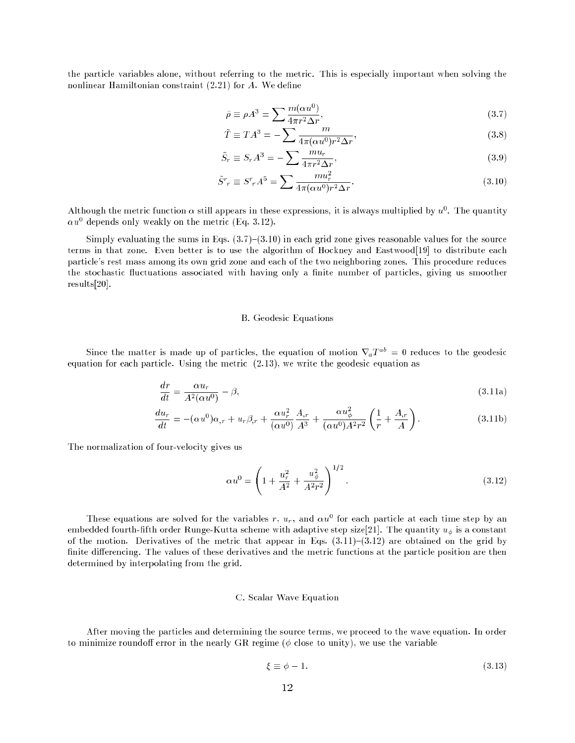the particle variables alone, without referring to the metric. This is especially important when solving the nonlinear Hamiltonian constraint (2.21) for $A$. We define

$$\tilde{\rho} \equiv \rho A^3 = \sum \frac{m(\alpha u^0)}{4\pi r^2 \Delta r}, \tag{3.7}$$

$$\tilde{T} \equiv T A^3 = -\sum \frac{m}{4\pi(\alpha u^0) r^2 \Delta r}, \tag{3.8}$$

$$\tilde{S}_r \equiv S_r A^3 = -\sum \frac{m u_r}{4\pi r^2 \Delta r}, \tag{3.9}$$

$$\tilde{S}^r{}_r \equiv S^r{}_r A^5 = \sum \frac{m u_r^2}{4\pi(\alpha u^0) r^2 \Delta r}. \tag{3.10}$$

Although the metric function $\alpha$ still appears in these expressions, it is always multiplied by $u^0$. The quantity $\alpha u^0$ depends only weakly on the metric (Eq. 3.12).

Simply evaluating the sums in Eqs. (3.7)–(3.10) in each grid zone gives reasonable values for the source terms in that zone. Even better is to use the algorithm of Hockney and Eastwood[19] to distribute each particle's rest mass among its own grid zone and each of the two neighboring zones. This procedure reduces the stochastic fluctuations associated with having only a finite number of particles, giving us smoother results[20].

### B. Geodesic Equations

Since the matter is made up of particles, the equation of motion $\nabla_a T^{ab} = 0$ reduces to the geodesic equation for each particle. Using the metric (2.13), we write the geodesic equation as

$$\frac{dr}{dt} = \frac{\alpha u_r}{A^2(\alpha u^0)} - \beta, \tag{3.11a}$$

$$\frac{du_r}{dt} = -(\alpha u^0)\alpha_{,r} + u_r \beta_{,r} + \frac{\alpha u_r^2}{(\alpha u^0)}\frac{A_{,r}}{A^3} + \frac{\alpha u_\phi^2}{(\alpha u^0) A^2 r^2}\left(\frac{1}{r} + \frac{A_{,r}}{A}\right). \tag{3.11b}$$

The normalization of four-velocity gives us

$$\alpha u^0 = \left(1 + \frac{u_r^2}{A^2} + \frac{u_\phi^2}{A^2 r^2}\right)^{1/2}. \tag{3.12}$$

These equations are solved for the variables $r$, $u_r$, and $\alpha u^0$ for each particle at each time step by an embedded fourth-fifth order Runge-Kutta scheme with adaptive step size[21]. The quantity $u_\phi$ is a constant of the motion. Derivatives of the metric that appear in Eqs. (3.11)–(3.12) are obtained on the grid by finite differencing. The values of these derivatives and the metric functions at the particle position are then determined by interpolating from the grid.

### C. Scalar Wave Equation

After moving the particles and determining the source terms, we proceed to the wave equation. In order to minimize roundoff error in the nearly GR regime ($\phi$ close to unity), we use the variable

$$\xi \equiv \phi - 1. \tag{3.13}$$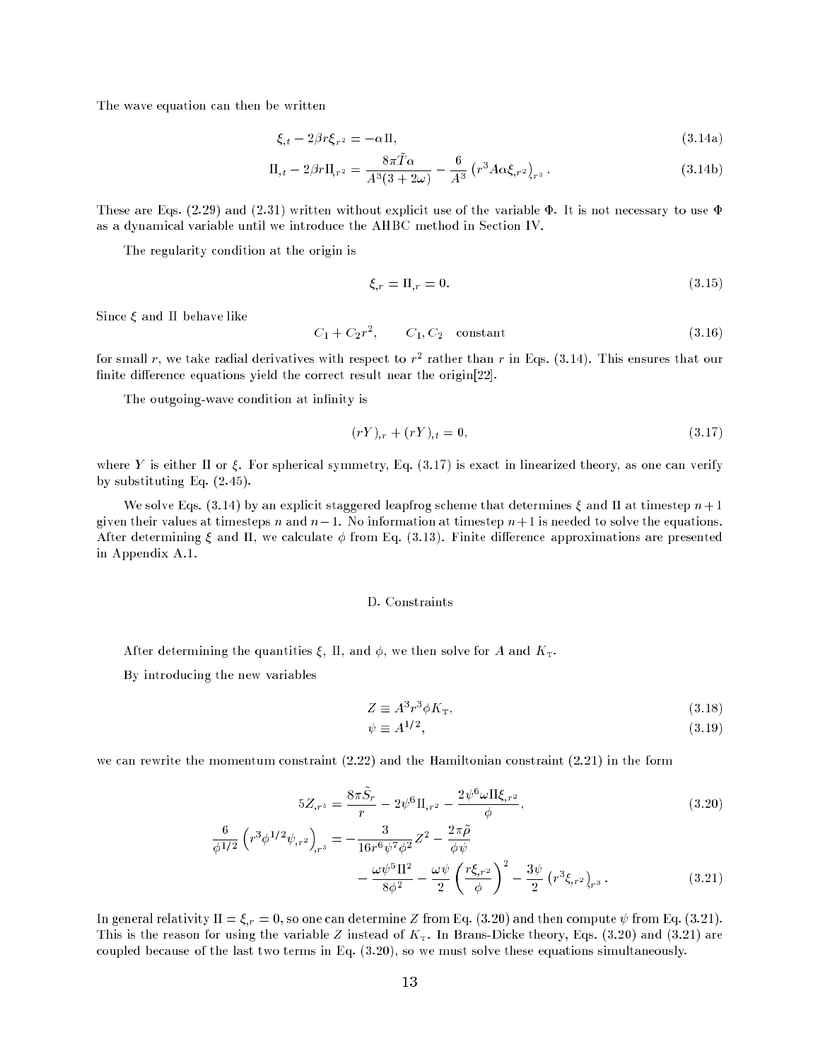The wave equation can then be written

$$\xi_{,t} - 2\beta r \xi_{,r^2} = -\alpha\,\Pi, \tag{3.14a}$$

$$\Pi_{,t} - 2\beta r \Pi_{,r^2} = \frac{8\pi \tilde{T}\alpha}{A^3(3+2\omega)} - \frac{6}{A^3}\left(r^3 A\alpha\xi_{,r^2}\right)_{,r^3}. \tag{3.14b}$$

These are Eqs. (2.29) and (2.31) written without explicit use of the variable $\Phi$. It is not necessary to use $\Phi$ as a dynamical variable until we introduce the AHBC method in Section IV.

The regularity condition at the origin is

$$\xi_{,r} = \Pi_{,r} = 0. \tag{3.15}$$

Since $\xi$ and $\Pi$ behave like

$$C_1 + C_2 r^2, \qquad C_1, C_2 \quad \text{constant} \tag{3.16}$$

for small $r$, we take radial derivatives with respect to $r^2$ rather than $r$ in Eqs. (3.14). This ensures that our finite difference equations yield the correct result near the origin[22].

The outgoing-wave condition at infinity is

$$(rY)_{,r} + (rY)_{,t} = 0, \tag{3.17}$$

where $Y$ is either $\Pi$ or $\xi$. For spherical symmetry, Eq. (3.17) is exact in linearized theory, as one can verify by substituting Eq. (2.45).

We solve Eqs. (3.14) by an explicit staggered leapfrog scheme that determines $\xi$ and $\Pi$ at timestep $n+1$ given their values at timesteps $n$ and $n-1$. No information at timestep $n+1$ is needed to solve the equations. After determining $\xi$ and $\Pi$, we calculate $\phi$ from Eq. (3.13). Finite difference approximations are presented in Appendix A.1.

## D. Constraints

After determining the quantities $\xi$, $\Pi$, and $\phi$, we then solve for $A$ and $K_{\rm T}$.

By introducing the new variables

$$Z \equiv A^3 r^3 \phi K_{\rm T}, \tag{3.18}$$

$$\psi \equiv A^{1/2}, \tag{3.19}$$

we can rewrite the momentum constraint (2.22) and the Hamiltonian constraint (2.21) in the form

$$5Z_{,r^5} = \frac{8\pi\tilde{S}_r}{r} - 2\psi^6\Pi_{,r^2} - \frac{2\psi^6\omega\Pi\xi_{,r^2}}{\phi}, \tag{3.20}$$

$$\begin{aligned}\frac{6}{\phi^{1/2}}\left(r^3\phi^{1/2}\psi_{,r^2}\right)_{,r^3} = &-\frac{3}{16r^6\psi^7\phi^2}Z^2 - \frac{2\pi\tilde{\rho}}{\phi\psi} \\ &-\frac{\omega\psi^5\Pi^2}{8\phi^2} - \frac{\omega\psi}{2}\left(\frac{r\xi_{,r^2}}{\phi}\right)^2 - \frac{3\psi}{2}\left(r^3\xi_{,r^2}\right)_{,r^3}.\end{aligned} \tag{3.21}$$

In general relativity $\Pi = \xi_{,r} = 0$, so one can determine $Z$ from Eq. (3.20) and then compute $\psi$ from Eq. (3.21). This is the reason for using the variable $Z$ instead of $K_{\rm T}$. In Brans-Dicke theory, Eqs. (3.20) and (3.21) are coupled because of the last two terms in Eq. (3.20), so we must solve these equations simultaneously.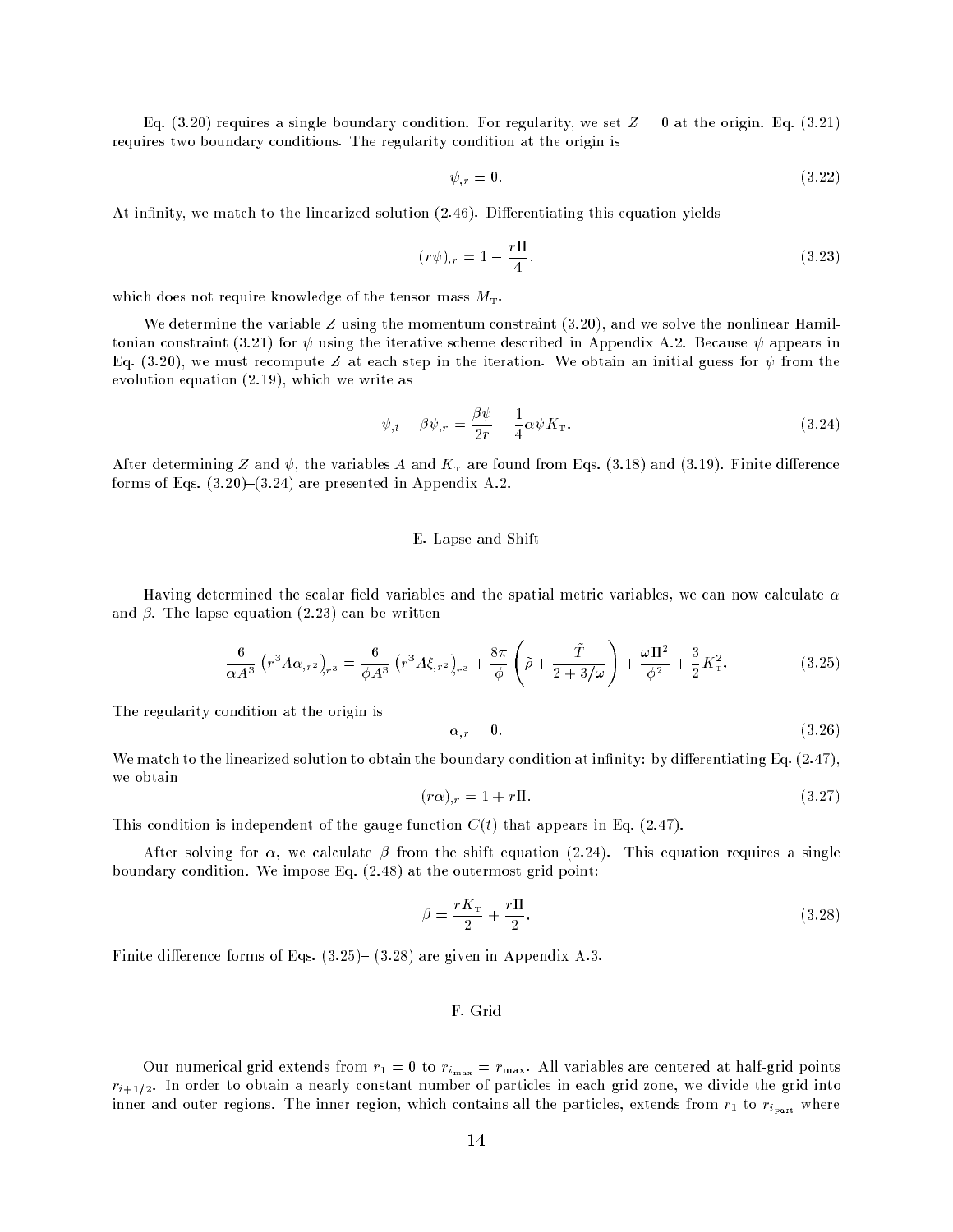Eq. (3.20) requires a single boundary condition. For regularity, we set $Z = 0$ at the origin. Eq. (3.21) requires two boundary conditions. The regularity condition at the origin is

$$\psi_{,r} = 0. \tag{3.22}$$

At infinity, we match to the linearized solution (2.46). Differentiating this equation yields

$$(r\psi)_{,r} = 1 - \frac{r\Pi}{4}, \tag{3.23}$$

which does not require knowledge of the tensor mass $M_{\rm T}$.

We determine the variable $Z$ using the momentum constraint (3.20), and we solve the nonlinear Hamiltonian constraint (3.21) for $\psi$ using the iterative scheme described in Appendix A.2. Because $\psi$ appears in Eq. (3.20), we must recompute $Z$ at each step in the iteration. We obtain an initial guess for $\psi$ from the evolution equation (2.19), which we write as

$$\psi_{,t} - \beta\psi_{,r} = \frac{\beta\psi}{2r} - \frac{1}{4}\alpha\psi K_{\rm T}. \tag{3.24}$$

After determining $Z$ and $\psi$, the variables $A$ and $K_{\rm T}$ are found from Eqs. (3.18) and (3.19). Finite difference forms of Eqs. (3.20)–(3.24) are presented in Appendix A.2.

## E. Lapse and Shift

Having determined the scalar field variables and the spatial metric variables, we can now calculate $\alpha$ and $\beta$. The lapse equation (2.23) can be written

$$\frac{6}{\alpha A^3}\left(r^3 A\alpha_{,r^2}\right)_{,r^3} = \frac{6}{\phi A^3}\left(r^3 A\xi_{,r^2}\right)_{,r^3} + \frac{8\pi}{\phi}\left(\tilde{\rho} + \frac{\tilde{T}}{2+3/\omega}\right) + \frac{\omega\Pi^2}{\phi^2} + \frac{3}{2}K_{\rm T}^2. \tag{3.25}$$

The regularity condition at the origin is

$$\alpha_{,r} = 0. \tag{3.26}$$

We match to the linearized solution to obtain the boundary condition at infinity: by differentiating Eq. (2.47), we obtain

$$(r\alpha)_{,r} = 1 + r\Pi. \tag{3.27}$$

This condition is independent of the gauge function $C(t)$ that appears in Eq. (2.47).

After solving for $\alpha$, we calculate $\beta$ from the shift equation (2.24). This equation requires a single boundary condition. We impose Eq. (2.48) at the outermost grid point:

$$\beta = \frac{rK_{\rm T}}{2} + \frac{r\Pi}{2}. \tag{3.28}$$

Finite difference forms of Eqs. (3.25)– (3.28) are given in Appendix A.3.

## F. Grid

Our numerical grid extends from $r_1 = 0$ to $r_{i_{\max}} = r_{\max}$. All variables are centered at half-grid points $r_{i+1/2}$. In order to obtain a nearly constant number of particles in each grid zone, we divide the grid into inner and outer regions. The inner region, which contains all the particles, extends from $r_1$ to $r_{i_{\rm part}}$ where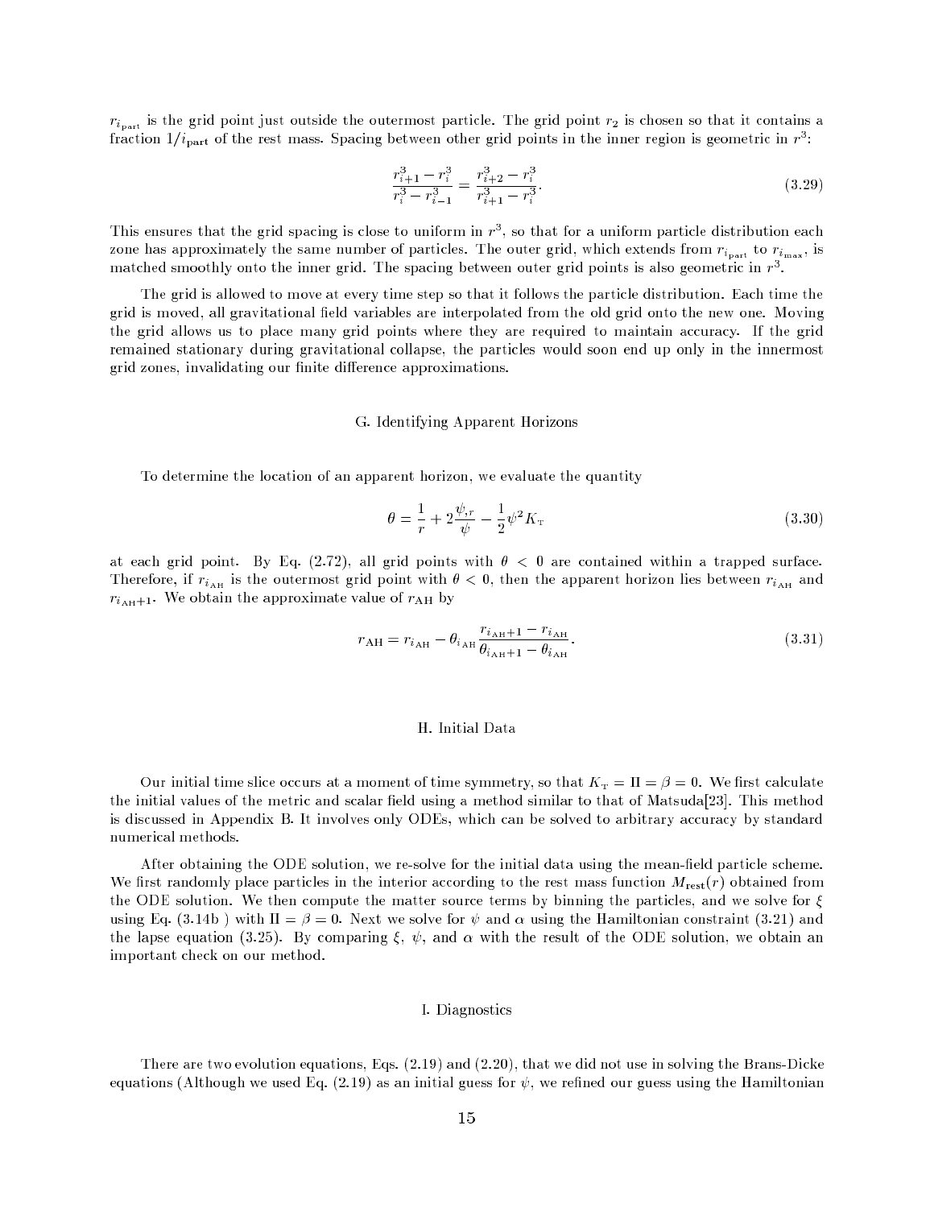$r_{i_{\rm part}}$ is the grid point just outside the outermost particle. The grid point $r_2$ is chosen so that it contains a fraction $1/i_{\rm part}$ of the rest mass. Spacing between other grid points in the inner region is geometric in $r^3$:

$$
\frac{r_{i+1}^3 - r_i^3}{r_i^3 - r_{i-1}^3} = \frac{r_{i+2}^3 - r_i^3}{r_{i+1}^3 - r_i^3}. \tag{3.29}
$$

This ensures that the grid spacing is close to uniform in $r^3$, so that for a uniform particle distribution each zone has approximately the same number of particles. The outer grid, which extends from $r_{i_{\rm part}}$ to $r_{i_{\rm max}}$, is matched smoothly onto the inner grid. The spacing between outer grid points is also geometric in $r^3$.

The grid is allowed to move at every time step so that it follows the particle distribution. Each time the grid is moved, all gravitational field variables are interpolated from the old grid onto the new one. Moving the grid allows us to place many grid points where they are required to maintain accuracy. If the grid remained stationary during gravitational collapse, the particles would soon end up only in the innermost grid zones, invalidating our finite difference approximations.

### G. Identifying Apparent Horizons

To determine the location of an apparent horizon, we evaluate the quantity

$$
\theta = \frac{1}{r} + 2\frac{\psi_{,r}}{\psi} - \frac{1}{2}\psi^2 K_{\rm T} \tag{3.30}
$$

at each grid point. By Eq. (2.72), all grid points with $\theta < 0$ are contained within a trapped surface. Therefore, if $r_{i_{\rm AH}}$ is the outermost grid point with $\theta < 0$, then the apparent horizon lies between $r_{i_{\rm AH}}$ and $r_{i_{\rm AH}+1}$. We obtain the approximate value of $r_{\rm AH}$ by

$$
r_{\rm AH} = r_{i_{\rm AH}} - \theta_{i_{\rm AH}} \frac{r_{i_{\rm AH}+1} - r_{i_{\rm AH}}}{\theta_{i_{\rm AH}+1} - \theta_{i_{\rm AH}}}. \tag{3.31}
$$

### H. Initial Data

Our initial time slice occurs at a moment of time symmetry, so that $K_{\rm T} = \Pi = \beta = 0$. We first calculate the initial values of the metric and scalar field using a method similar to that of Matsuda[23]. This method is discussed in Appendix B. It involves only ODEs, which can be solved to arbitrary accuracy by standard numerical methods.

After obtaining the ODE solution, we re-solve for the initial data using the mean-field particle scheme. We first randomly place particles in the interior according to the rest mass function $M_{\rm rest}(r)$ obtained from the ODE solution. We then compute the matter source terms by binning the particles, and we solve for $\xi$ using Eq. (3.14b ) with $\Pi = \beta = 0$. Next we solve for $\psi$ and $\alpha$ using the Hamiltonian constraint (3.21) and the lapse equation (3.25). By comparing $\xi$, $\psi$, and $\alpha$ with the result of the ODE solution, we obtain an important check on our method.

### I. Diagnostics

There are two evolution equations, Eqs. (2.19) and (2.20), that we did not use in solving the Brans-Dicke equations (Although we used Eq. (2.19) as an initial guess for $\psi$, we refined our guess using the Hamiltonian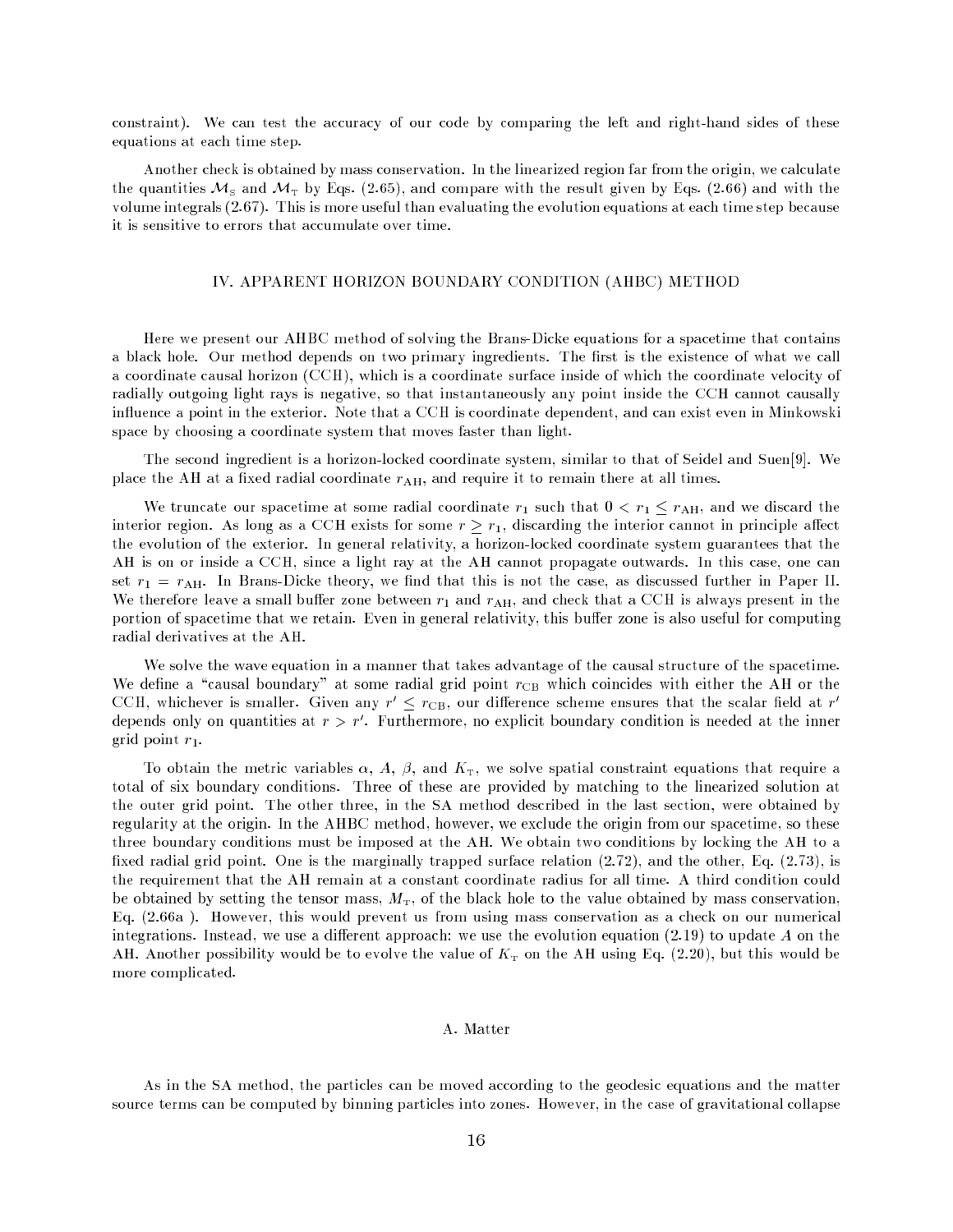constraint). We can test the accuracy of our code by comparing the left and right-hand sides of these equations at each time step.

Another check is obtained by mass conservation. In the linearized region far from the origin, we calculate the quantities $\mathcal{M}_{\rm S}$ and $\mathcal{M}_{\rm T}$ by Eqs. (2.65), and compare with the result given by Eqs. (2.66) and with the volume integrals (2.67). This is more useful than evaluating the evolution equations at each time step because it is sensitive to errors that accumulate over time.

## IV. APPARENT HORIZON BOUNDARY CONDITION (AHBC) METHOD

Here we present our AHBC method of solving the Brans-Dicke equations for a spacetime that contains a black hole. Our method depends on two primary ingredients. The first is the existence of what we call a coordinate causal horizon (CCH), which is a coordinate surface inside of which the coordinate velocity of radially outgoing light rays is negative, so that instantaneously any point inside the CCH cannot causally influence a point in the exterior. Note that a CCH is coordinate dependent, and can exist even in Minkowski space by choosing a coordinate system that moves faster than light.

The second ingredient is a horizon-locked coordinate system, similar to that of Seidel and Suen[9]. We place the AH at a fixed radial coordinate $r_{\rm AH}$, and require it to remain there at all times.

We truncate our spacetime at some radial coordinate $r_1$ such that $0 < r_1 \leq r_{\rm AH}$, and we discard the interior region. As long as a CCH exists for some $r \geq r_1$, discarding the interior cannot in principle affect the evolution of the exterior. In general relativity, a horizon-locked coordinate system guarantees that the AH is on or inside a CCH, since a light ray at the AH cannot propagate outwards. In this case, one can set $r_1 = r_{\rm AH}$. In Brans-Dicke theory, we find that this is not the case, as discussed further in Paper II. We therefore leave a small buffer zone between $r_1$ and $r_{\rm AH}$, and check that a CCH is always present in the portion of spacetime that we retain. Even in general relativity, this buffer zone is also useful for computing radial derivatives at the AH.

We solve the wave equation in a manner that takes advantage of the causal structure of the spacetime. We define a "causal boundary" at some radial grid point $r_{\rm CB}$ which coincides with either the AH or the CCH, whichever is smaller. Given any $r' \leq r_{\rm CB}$, our difference scheme ensures that the scalar field at $r'$ depends only on quantities at $r > r'$. Furthermore, no explicit boundary condition is needed at the inner grid point $r_1$.

To obtain the metric variables $\alpha$, $A$, $\beta$, and $K_{\rm T}$, we solve spatial constraint equations that require a total of six boundary conditions. Three of these are provided by matching to the linearized solution at the outer grid point. The other three, in the SA method described in the last section, were obtained by regularity at the origin. In the AHBC method, however, we exclude the origin from our spacetime, so these three boundary conditions must be imposed at the AH. We obtain two conditions by locking the AH to a fixed radial grid point. One is the marginally trapped surface relation (2.72), and the other, Eq. (2.73), is the requirement that the AH remain at a constant coordinate radius for all time. A third condition could be obtained by setting the tensor mass, $M_{\rm T}$, of the black hole to the value obtained by mass conservation, Eq. (2.66a ). However, this would prevent us from using mass conservation as a check on our numerical integrations. Instead, we use a different approach: we use the evolution equation (2.19) to update $A$ on the AH. Another possibility would be to evolve the value of $K_{\rm T}$ on the AH using Eq. (2.20), but this would be more complicated.

### A. Matter

As in the SA method, the particles can be moved according to the geodesic equations and the matter source terms can be computed by binning particles into zones. However, in the case of gravitational collapse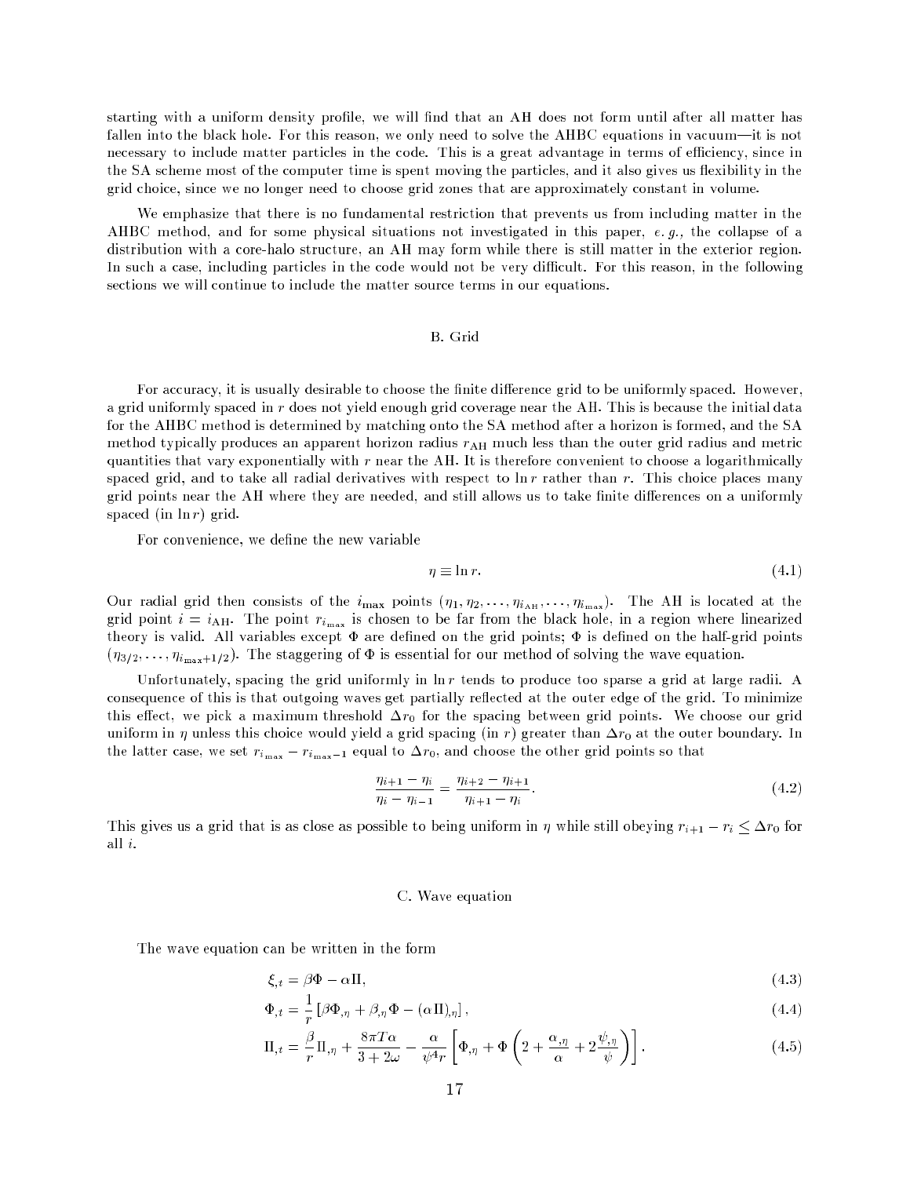starting with a uniform density profile, we will find that an AH does not form until after all matter has fallen into the black hole. For this reason, we only need to solve the AHBC equations in vacuum—it is not necessary to include matter particles in the code. This is a great advantage in terms of efficiency, since in the SA scheme most of the computer time is spent moving the particles, and it also gives us flexibility in the grid choice, since we no longer need to choose grid zones that are approximately constant in volume.

We emphasize that there is no fundamental restriction that prevents us from including matter in the AHBC method, and for some physical situations not investigated in this paper, *e. g.,* the collapse of a distribution with a core-halo structure, an AH may form while there is still matter in the exterior region. In such a case, including particles in the code would not be very difficult. For this reason, in the following sections we will continue to include the matter source terms in our equations.

### B. Grid

For accuracy, it is usually desirable to choose the finite difference grid to be uniformly spaced. However, a grid uniformly spaced in $r$ does not yield enough grid coverage near the AH. This is because the initial data for the AHBC method is determined by matching onto the SA method after a horizon is formed, and the SA method typically produces an apparent horizon radius $r_{\rm AH}$ much less than the outer grid radius and metric quantities that vary exponentially with $r$ near the AH. It is therefore convenient to choose a logarithmically spaced grid, and to take all radial derivatives with respect to $\ln r$ rather than $r$. This choice places many grid points near the AH where they are needed, and still allows us to take finite differences on a uniformly spaced (in $\ln r$) grid.

For convenience, we define the new variable

$$\eta \equiv \ln r. \tag{4.1}$$

Our radial grid then consists of the $i_{\rm max}$ points $(\eta_1, \eta_2, \ldots, \eta_{i_{\rm AH}}, \ldots, \eta_{i_{\rm max}})$. The AH is located at the grid point $i = i_{\rm AH}$. The point $r_{i_{\rm max}}$ is chosen to be far from the black hole, in a region where linearized theory is valid. All variables except $\Phi$ are defined on the grid points; $\Phi$ is defined on the half-grid points $(\eta_{3/2}, \ldots, \eta_{i_{\rm max}+1/2})$. The staggering of $\Phi$ is essential for our method of solving the wave equation.

Unfortunately, spacing the grid uniformly in $\ln r$ tends to produce too sparse a grid at large radii. A consequence of this is that outgoing waves get partially reflected at the outer edge of the grid. To minimize this effect, we pick a maximum threshold $\Delta r_0$ for the spacing between grid points. We choose our grid uniform in $\eta$ unless this choice would yield a grid spacing (in $r$) greater than $\Delta r_0$ at the outer boundary. In the latter case, we set $r_{i_{\rm max}} - r_{i_{\rm max}-1}$ equal to $\Delta r_0$, and choose the other grid points so that

$$\frac{\eta_{i+1} - \eta_i}{\eta_i - \eta_{i-1}} = \frac{\eta_{i+2} - \eta_{i+1}}{\eta_{i+1} - \eta_i}. \tag{4.2}$$

This gives us a grid that is as close as possible to being uniform in $\eta$ while still obeying $r_{i+1} - r_i \leq \Delta r_0$ for all $i$.

### C. Wave equation

The wave equation can be written in the form

$$\xi_{,t} = \beta\Phi - \alpha\Pi, \tag{4.3}$$

$$\Phi_{,t} = \frac{1}{r}\left[\beta\Phi_{,\eta} + \beta_{,\eta}\Phi - (\alpha\,\Pi)_{,\eta}\right], \tag{4.4}$$

$$\Pi_{,t} = \frac{\beta}{r}\Pi_{,\eta} + \frac{8\pi T\alpha}{3+2\omega} - \frac{\alpha}{\psi^4 r}\left[\Phi_{,\eta} + \Phi\left(2 + \frac{\alpha_{,\eta}}{\alpha} + 2\frac{\psi_{,\eta}}{\psi}\right)\right]. \tag{4.5}$$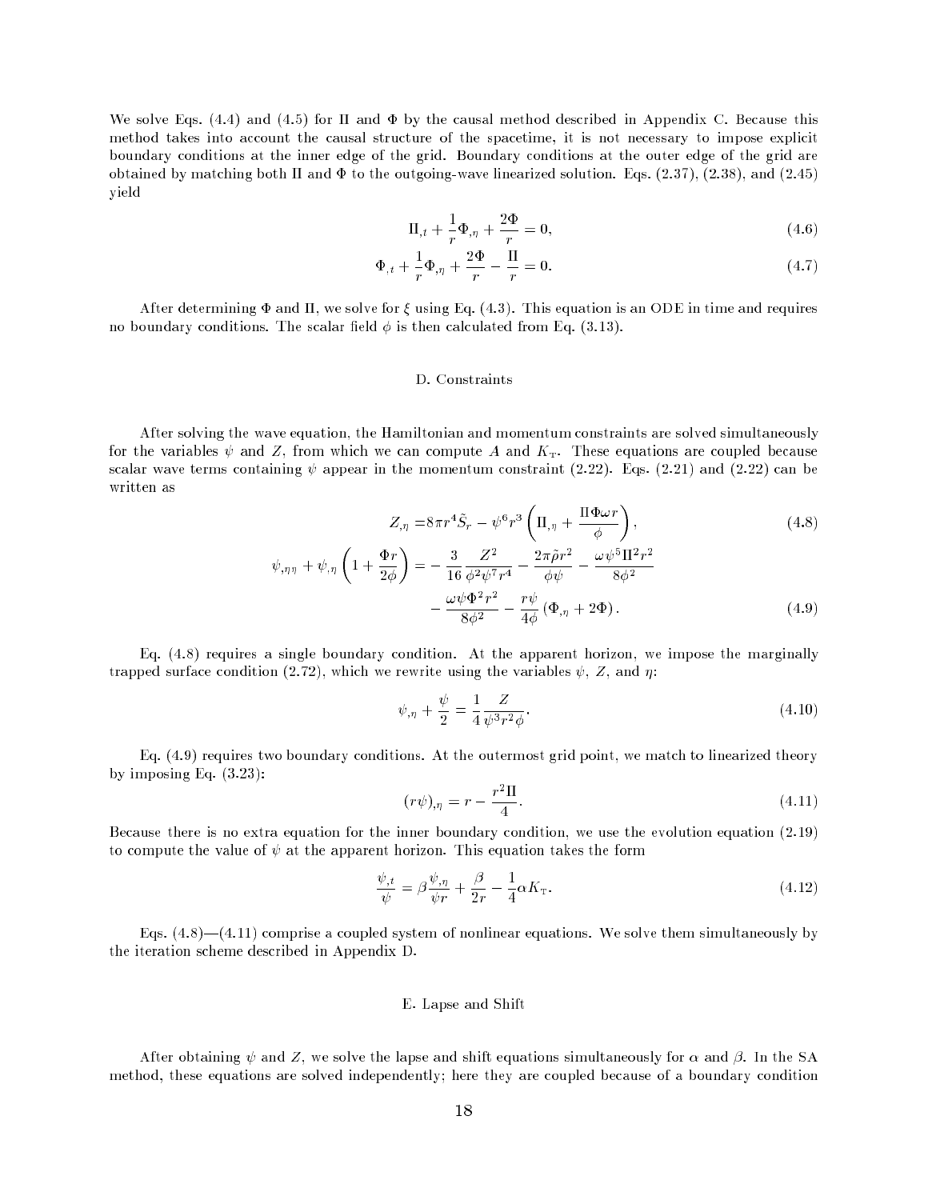We solve Eqs. (4.4) and (4.5) for $\Pi$ and $\Phi$ by the causal method described in Appendix C. Because this method takes into account the causal structure of the spacetime, it is not necessary to impose explicit boundary conditions at the inner edge of the grid. Boundary conditions at the outer edge of the grid are obtained by matching both $\Pi$ and $\Phi$ to the outgoing-wave linearized solution. Eqs. (2.37), (2.38), and (2.45) yield

$$\Pi_{,t} + \frac{1}{r}\Phi_{,\eta} + \frac{2\Phi}{r} = 0, \tag{4.6}$$

$$\Phi_{,t} + \frac{1}{r}\Phi_{,\eta} + \frac{2\Phi}{r} - \frac{\Pi}{r} = 0. \tag{4.7}$$

After determining $\Phi$ and $\Pi$, we solve for $\xi$ using Eq. (4.3). This equation is an ODE in time and requires no boundary conditions. The scalar field $\phi$ is then calculated from Eq. (3.13).

### D. Constraints

After solving the wave equation, the Hamiltonian and momentum constraints are solved simultaneously for the variables $\psi$ and $Z$, from which we can compute $A$ and $K_{\mathrm{T}}$. These equations are coupled because scalar wave terms containing $\psi$ appear in the momentum constraint (2.22). Eqs. (2.21) and (2.22) can be written as

$$Z_{,\eta} = 8\pi r^4 \tilde{S}_r - \psi^6 r^3 \left( \Pi_{,\eta} + \frac{\Pi \Phi \omega r}{\phi} \right), \tag{4.8}$$

$$\begin{aligned} \psi_{,\eta\eta} + \psi_{,\eta}\left(1 + \frac{\Phi r}{2\phi}\right) = &- \frac{3}{16}\frac{Z^2}{\phi^2 \psi^7 r^4} - \frac{2\pi \tilde{\rho} r^2}{\phi \psi} - \frac{\omega \psi^5 \Pi^2 r^2}{8\phi^2} \\ &- \frac{\omega \psi \Phi^2 r^2}{8\phi^2} - \frac{r\psi}{4\phi}\left(\Phi_{,\eta} + 2\Phi\right). \end{aligned} \tag{4.9}$$

Eq. (4.8) requires a single boundary condition. At the apparent horizon, we impose the marginally trapped surface condition (2.72), which we rewrite using the variables $\psi$, $Z$, and $\eta$:

$$\psi_{,\eta} + \frac{\psi}{2} = \frac{1}{4}\frac{Z}{\psi^3 r^2 \phi}. \tag{4.10}$$

Eq. (4.9) requires two boundary conditions. At the outermost grid point, we match to linearized theory by imposing Eq. (3.23):

$$(r\psi)_{,\eta} = r - \frac{r^2 \Pi}{4}. \tag{4.11}$$

Because there is no extra equation for the inner boundary condition, we use the evolution equation (2.19) to compute the value of $\psi$ at the apparent horizon. This equation takes the form

$$\frac{\psi_{,t}}{\psi} = \beta\frac{\psi_{,\eta}}{\psi r} + \frac{\beta}{2r} - \frac{1}{4}\alpha K_{\mathrm{T}}. \tag{4.12}$$

Eqs. (4.8)—(4.11) comprise a coupled system of nonlinear equations. We solve them simultaneously by the iteration scheme described in Appendix D.

### E. Lapse and Shift

After obtaining $\psi$ and $Z$, we solve the lapse and shift equations simultaneously for $\alpha$ and $\beta$. In the SA method, these equations are solved independently; here they are coupled because of a boundary condition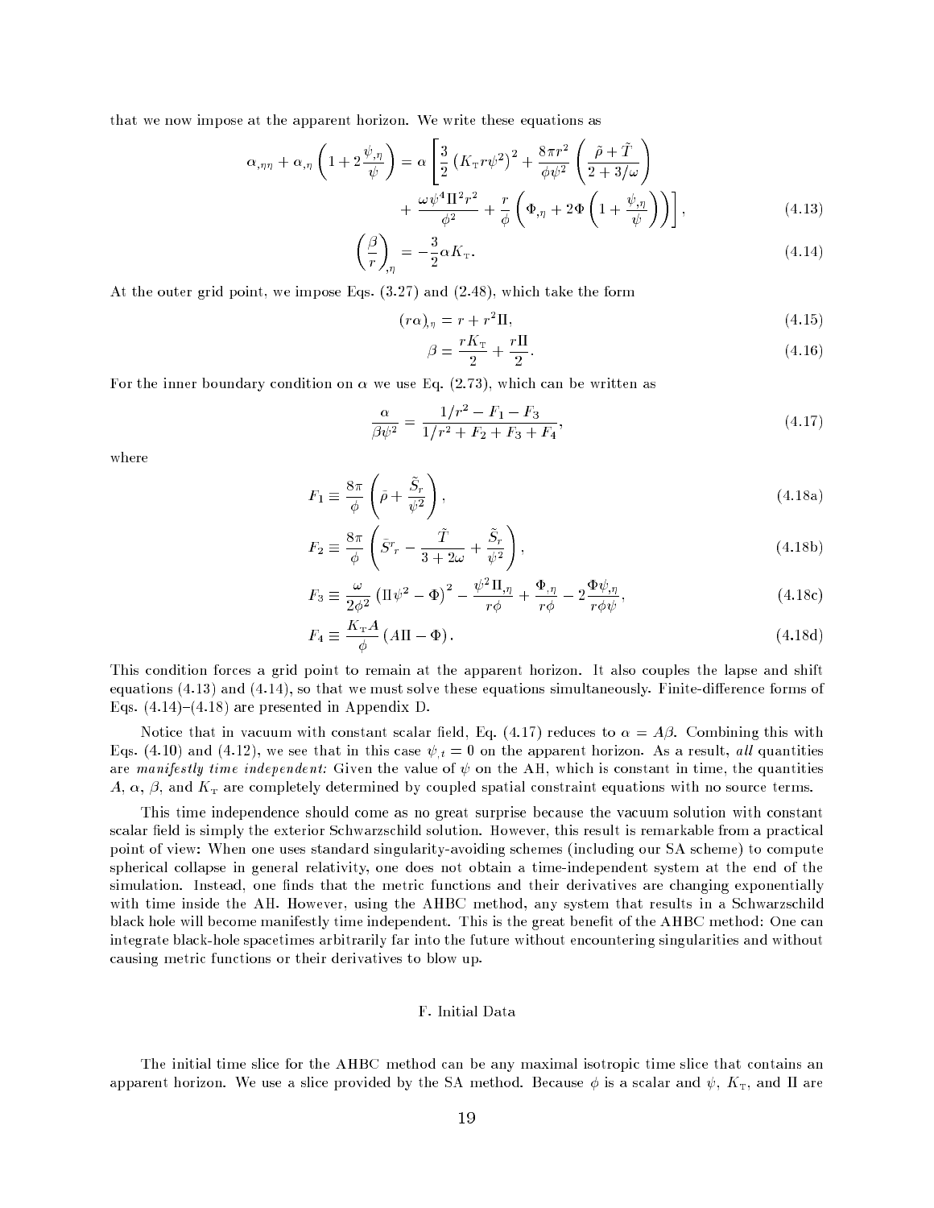that we now impose at the apparent horizon. We write these equations as

$$\alpha_{,\eta\eta} + \alpha_{,\eta}\left(1 + 2\frac{\psi_{,\eta}}{\psi}\right) = \alpha\left[\frac{3}{2}\left(K_{\rm T} r\psi^2\right)^2 + \frac{8\pi r^2}{\phi\psi^2}\left(\frac{\tilde\rho + \tilde T}{2 + 3/\omega}\right)\right.$$
$$\left. + \frac{\omega\psi^4\Pi^2 r^2}{\phi^2} + \frac{r}{\phi}\left(\Phi_{,\eta} + 2\Phi\left(1 + \frac{\psi_{,\eta}}{\psi}\right)\right)\right], \tag{4.13}$$

$$\left(\frac{\beta}{r}\right)_{,\eta} = -\frac{3}{2}\alpha K_{\rm T}. \tag{4.14}$$

At the outer grid point, we impose Eqs. (3.27) and (2.48), which take the form

$$(r\alpha)_{,\eta} = r + r^2\Pi, \tag{4.15}$$

$$\beta = \frac{rK_{\rm T}}{2} + \frac{r\Pi}{2}. \tag{4.16}$$

For the inner boundary condition on $\alpha$ we use Eq. (2.73), which can be written as

$$\frac{\alpha}{\beta\psi^2} = \frac{1/r^2 - F_1 - F_3}{1/r^2 + F_2 + F_3 + F_4}, \tag{4.17}$$

where

$$F_1 \equiv \frac{8\pi}{\phi}\left(\tilde\rho + \frac{\tilde S_r}{\psi^2}\right), \tag{4.18a}$$

$$F_2 \equiv \frac{8\pi}{\phi}\left(\tilde S^r{}_r - \frac{\tilde T}{3 + 2\omega} + \frac{\tilde S_r}{\psi^2}\right), \tag{4.18b}$$

$$F_3 \equiv \frac{\omega}{2\phi^2}\left(\Pi\psi^2 - \Phi\right)^2 - \frac{\psi^2\Pi_{,\eta}}{r\phi} + \frac{\Phi_{,\eta}}{r\phi} - 2\frac{\Phi\psi_{,\eta}}{r\phi\psi}, \tag{4.18c}$$

$$F_4 \equiv \frac{K_{\rm T}A}{\phi}\left(A\Pi - \Phi\right). \tag{4.18d}$$

This condition forces a grid point to remain at the apparent horizon. It also couples the lapse and shift equations (4.13) and (4.14), so that we must solve these equations simultaneously. Finite-difference forms of Eqs. (4.14)–(4.18) are presented in Appendix D.

Notice that in vacuum with constant scalar field, Eq. (4.17) reduces to $\alpha = A\beta$. Combining this with Eqs. (4.10) and (4.12), we see that in this case $\psi_{,t} = 0$ on the apparent horizon. As a result, *all* quantities are *manifestly time independent:* Given the value of $\psi$ on the AH, which is constant in time, the quantities $A$, $\alpha$, $\beta$, and $K_{\rm T}$ are completely determined by coupled spatial constraint equations with no source terms.

This time independence should come as no great surprise because the vacuum solution with constant scalar field is simply the exterior Schwarzschild solution. However, this result is remarkable from a practical point of view: When one uses standard singularity-avoiding schemes (including our SA scheme) to compute spherical collapse in general relativity, one does not obtain a time-independent system at the end of the simulation. Instead, one finds that the metric functions and their derivatives are changing exponentially with time inside the AH. However, using the AHBC method, any system that results in a Schwarzschild black hole will become manifestly time independent. This is the great benefit of the AHBC method: One can integrate black-hole spacetimes arbitrarily far into the future without encountering singularities and without causing metric functions or their derivatives to blow up.

### F. Initial Data

The initial time slice for the AHBC method can be any maximal isotropic time slice that contains an apparent horizon. We use a slice provided by the SA method. Because $\phi$ is a scalar and $\psi$, $K_{\rm T}$, and $\Pi$ are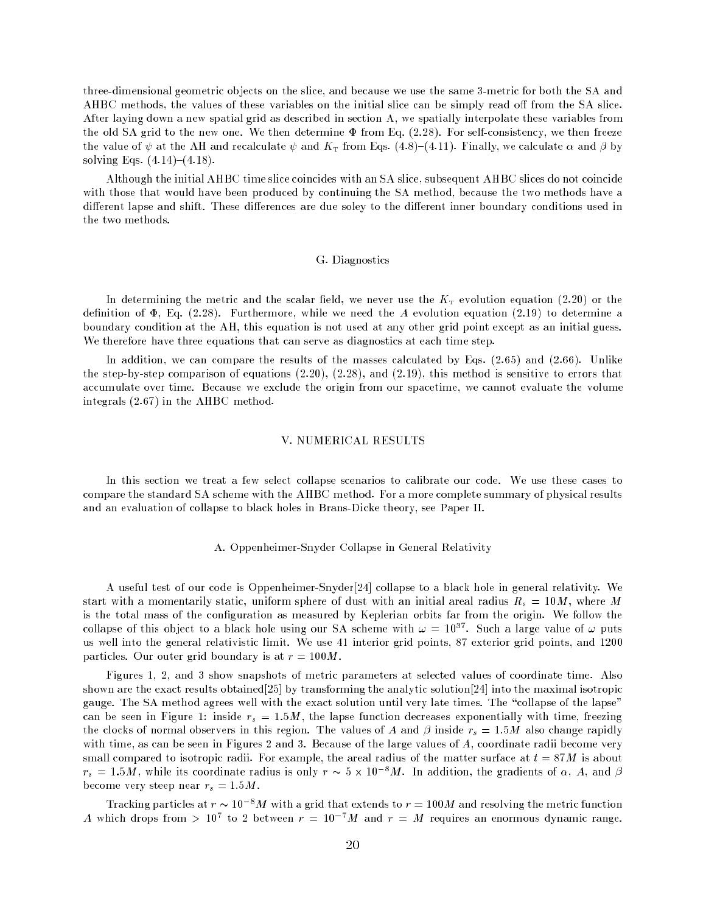three-dimensional geometric objects on the slice, and because we use the same 3-metric for both the SA and AHBC methods, the values of these variables on the initial slice can be simply read off from the SA slice. After laying down a new spatial grid as described in section A, we spatially interpolate these variables from the old SA grid to the new one. We then determine $\Phi$ from Eq. (2.28). For self-consistency, we then freeze the value of $\psi$ at the AH and recalculate $\psi$ and $K_{\rm T}$ from Eqs. (4.8)–(4.11). Finally, we calculate $\alpha$ and $\beta$ by solving Eqs. (4.14)–(4.18).

Although the initial AHBC time slice coincides with an SA slice, subsequent AHBC slices do not coincide with those that would have been produced by continuing the SA method, because the two methods have a different lapse and shift. These differences are due soley to the different inner boundary conditions used in the two methods.

### G. Diagnostics

In determining the metric and the scalar field, we never use the $K_{\rm T}$ evolution equation (2.20) or the definition of $\Phi$, Eq. (2.28). Furthermore, while we need the $A$ evolution equation (2.19) to determine a boundary condition at the AH, this equation is not used at any other grid point except as an initial guess. We therefore have three equations that can serve as diagnostics at each time step.

In addition, we can compare the results of the masses calculated by Eqs. (2.65) and (2.66). Unlike the step-by-step comparison of equations (2.20), (2.28), and (2.19), this method is sensitive to errors that accumulate over time. Because we exclude the origin from our spacetime, we cannot evaluate the volume integrals (2.67) in the AHBC method.

## V. NUMERICAL RESULTS

In this section we treat a few select collapse scenarios to calibrate our code. We use these cases to compare the standard SA scheme with the AHBC method. For a more complete summary of physical results and an evaluation of collapse to black holes in Brans-Dicke theory, see Paper II.

### A. Oppenheimer-Snyder Collapse in General Relativity

A useful test of our code is Oppenheimer-Snyder[24] collapse to a black hole in general relativity. We start with a momentarily static, uniform sphere of dust with an initial areal radius $R_s = 10M$, where $M$ is the total mass of the configuration as measured by Keplerian orbits far from the origin. We follow the collapse of this object to a black hole using our SA scheme with $\omega = 10^{37}$. Such a large value of $\omega$ puts us well into the general relativistic limit. We use 41 interior grid points, 87 exterior grid points, and 1200 particles. Our outer grid boundary is at $r = 100M$.

Figures 1, 2, and 3 show snapshots of metric parameters at selected values of coordinate time. Also shown are the exact results obtained[25] by transforming the analytic solution[24] into the maximal isotropic gauge. The SA method agrees well with the exact solution until very late times. The "collapse of the lapse" can be seen in Figure 1: inside $r_s = 1.5M$, the lapse function decreases exponentially with time, freezing the clocks of normal observers in this region. The values of $A$ and $\beta$ inside $r_s = 1.5M$ also change rapidly with time, as can be seen in Figures 2 and 3. Because of the large values of $A$, coordinate radii become very small compared to isotropic radii. For example, the areal radius of the matter surface at $t = 87M$ is about $r_s = 1.5M$, while its coordinate radius is only $r \sim 5 \times 10^{-8}M$. In addition, the gradients of $\alpha$, $A$, and $\beta$ become very steep near $r_s = 1.5M$.

Tracking particles at $r \sim 10^{-8}M$ with a grid that extends to $r = 100M$ and resolving the metric function $A$ which drops from $> 10^7$ to 2 between $r = 10^{-7}M$ and $r = M$ requires an enormous dynamic range.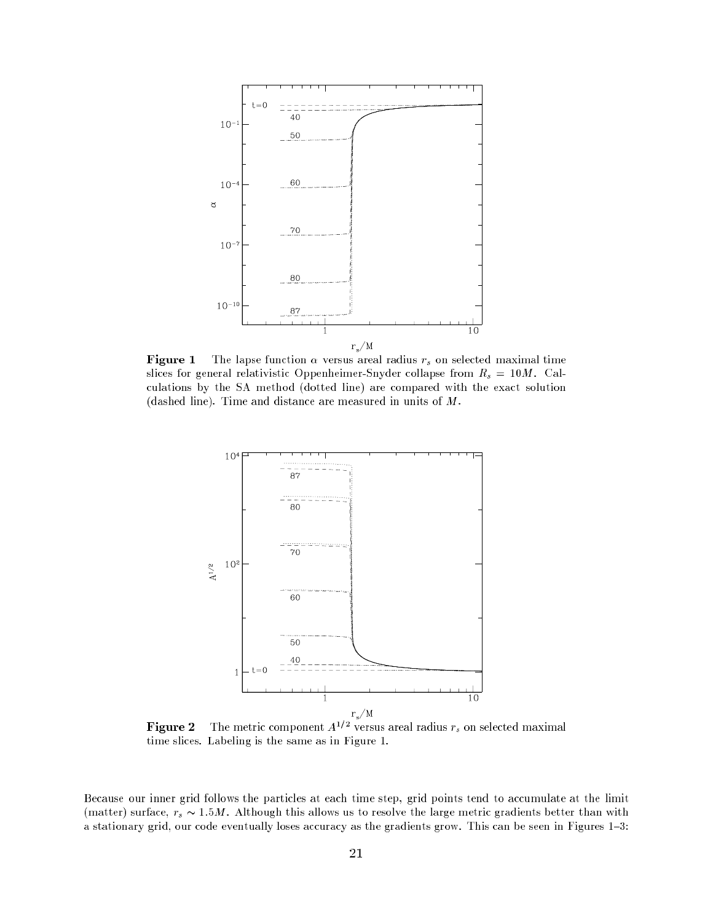**Figure 1** The lapse function $\alpha$ versus areal radius $r_s$ on selected maximal time slices for general relativistic Oppenheimer-Snyder collapse from $R_s = 10M$. Calculations by the SA method (dotted line) are compared with the exact solution (dashed line). Time and distance are measured in units of $M$.

**Figure 2** The metric component $A^{1/2}$ versus areal radius $r_s$ on selected maximal time slices. Labeling is the same as in Figure 1.

Because our inner grid follows the particles at each time step, grid points tend to accumulate at the limit (matter) surface, $r_s \sim 1.5M$. Although this allows us to resolve the large metric gradients better than with a stationary grid, our code eventually loses accuracy as the gradients grow. This can be seen in Figures 1–3: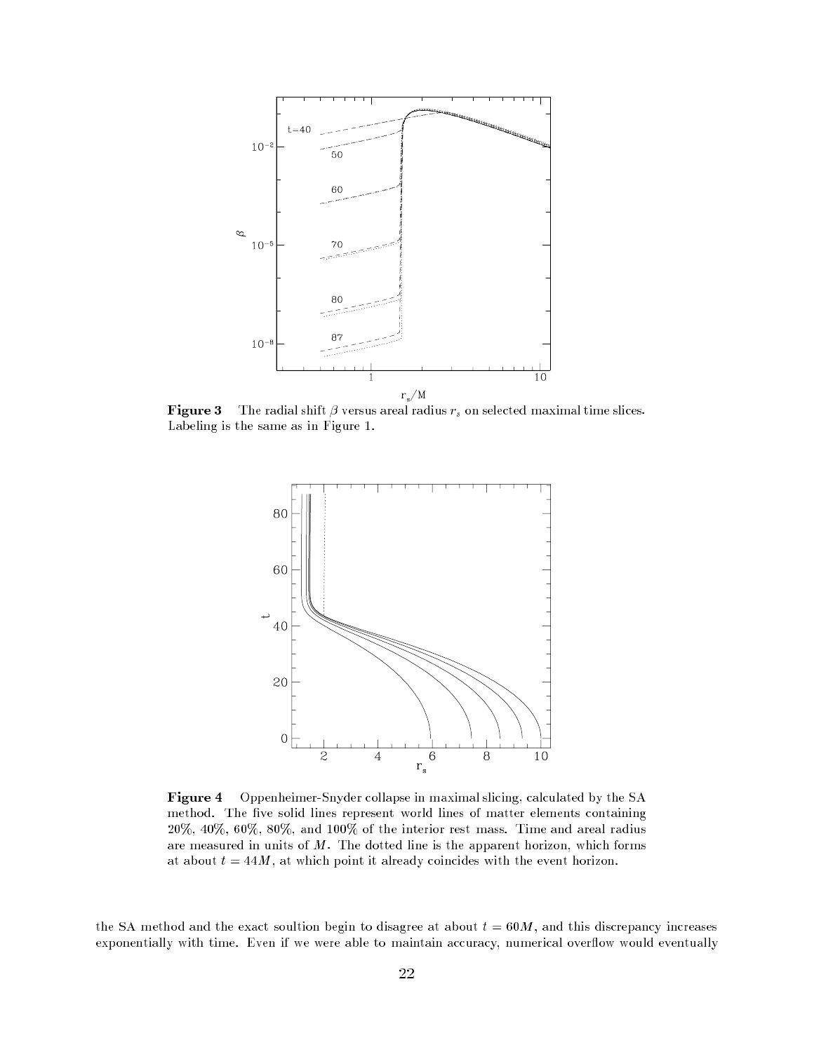**Figure 3** The radial shift $\beta$ versus areal radius $r_s$ on selected maximal time slices. Labeling is the same as in Figure 1.

**Figure 4** Oppenheimer-Snyder collapse in maximal slicing, calculated by the SA method. The five solid lines represent world lines of matter elements containing 20%, 40%, 60%, 80%, and 100% of the interior rest mass. Time and areal radius are measured in units of $M$. The dotted line is the apparent horizon, which forms at about $t = 44M$, at which point it already coincides with the event horizon.

the SA method and the exact soultion begin to disagree at about $t = 60M$, and this discrepancy increases exponentially with time. Even if we were able to maintain accuracy, numerical overflow would eventually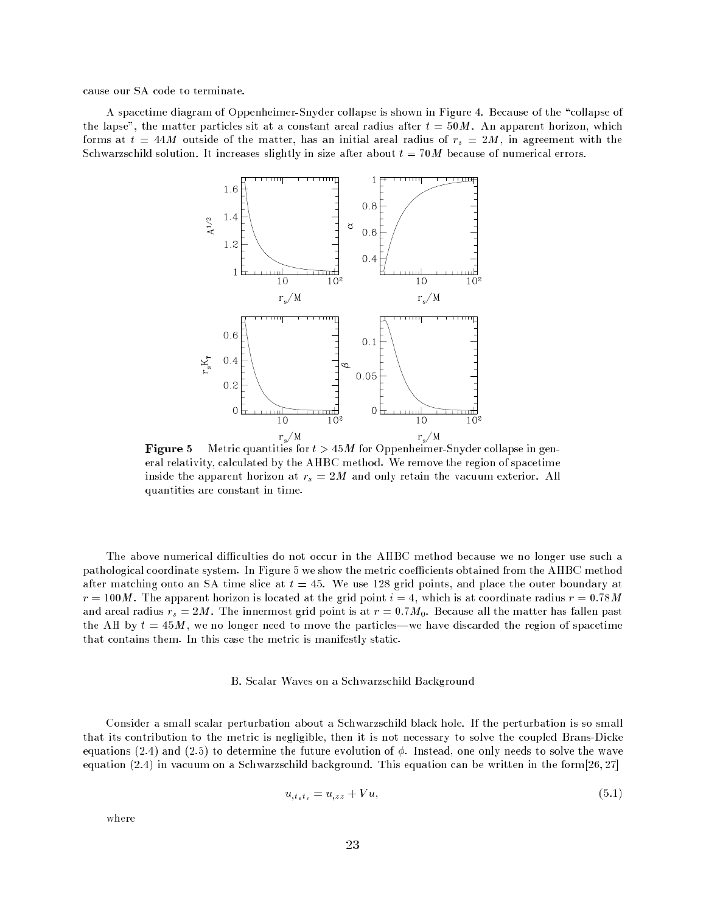cause our SA code to terminate.

A spacetime diagram of Oppenheimer-Snyder collapse is shown in Figure 4. Because of the "collapse of the lapse", the matter particles sit at a constant areal radius after $t = 50M$. An apparent horizon, which forms at $t = 44M$ outside of the matter, has an initial areal radius of $r_s = 2M$, in agreement with the Schwarzschild solution. It increases slightly in size after about $t = 70M$ because of numerical errors.

**Figure 5** Metric quantities for $t > 45M$ for Oppenheimer-Snyder collapse in general relativity, calculated by the AHBC method. We remove the region of spacetime inside the apparent horizon at $r_s = 2M$ and only retain the vacuum exterior. All quantities are constant in time.

The above numerical difficulties do not occur in the AHBC method because we no longer use such a pathological coordinate system. In Figure 5 we show the metric coefficients obtained from the AHBC method after matching onto an SA time slice at $t = 45$. We use 128 grid points, and place the outer boundary at $r = 100M$. The apparent horizon is located at the grid point $i = 4$, which is at coordinate radius $r = 0.78M$ and areal radius $r_s = 2M$. The innermost grid point is at $r = 0.7M_0$. Because all the matter has fallen past the AH by $t = 45M$, we no longer need to move the particles—we have discarded the region of spacetime that contains them. In this case the metric is manifestly static.

### B. Scalar Waves on a Schwarzschild Background

Consider a small scalar perturbation about a Schwarzschild black hole. If the perturbation is so small that its contribution to the metric is negligible, then it is not necessary to solve the coupled Brans-Dicke equations (2.4) and (2.5) to determine the future evolution of $\phi$. Instead, one only needs to solve the wave equation (2.4) in vacuum on a Schwarzschild background. This equation can be written in the form[26, 27]

$$u_{,t_s t_s} = u_{,zz} + Vu, \tag{5.1}$$

where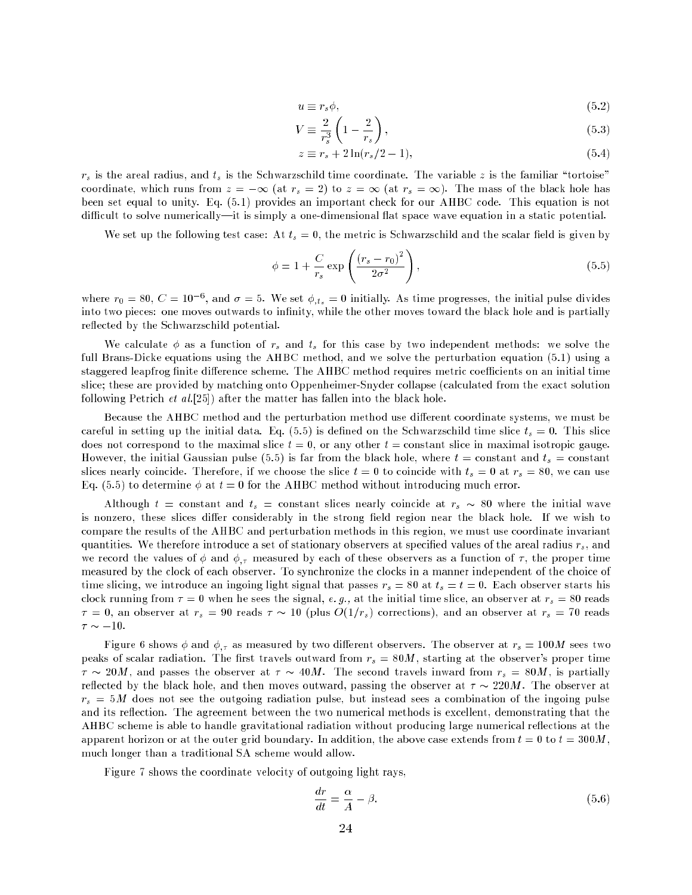$$u \equiv r_s \phi, \tag{5.2}$$

$$V \equiv \frac{2}{r_s^3}\left(1 - \frac{2}{r_s}\right), \tag{5.3}$$

$$z \equiv r_s + 2\ln(r_s/2 - 1), \tag{5.4}$$

$r_s$ is the areal radius, and $t_s$ is the Schwarzschild time coordinate. The variable $z$ is the familiar "tortoise" coordinate, which runs from $z = -\infty$ (at $r_s = 2$) to $z = \infty$ (at $r_s = \infty$). The mass of the black hole has been set equal to unity. Eq. (5.1) provides an important check for our AHBC code. This equation is not difficult to solve numerically—it is simply a one-dimensional flat space wave equation in a static potential.

We set up the following test case: At $t_s = 0$, the metric is Schwarzschild and the scalar field is given by

$$\phi = 1 + \frac{C}{r_s}\exp\left(\frac{(r_s - r_0)^2}{2\sigma^2}\right), \tag{5.5}$$

where $r_0 = 80$, $C = 10^{-6}$, and $\sigma = 5$. We set $\phi_{,t_s} = 0$ initially. As time progresses, the initial pulse divides into two pieces: one moves outwards to infinity, while the other moves toward the black hole and is partially reflected by the Schwarzschild potential.

We calculate $\phi$ as a function of $r_s$ and $t_s$ for this case by two independent methods: we solve the full Brans-Dicke equations using the AHBC method, and we solve the perturbation equation (5.1) using a staggered leapfrog finite difference scheme. The AHBC method requires metric coefficients on an initial time slice; these are provided by matching onto Oppenheimer-Snyder collapse (calculated from the exact solution following Petrich *et al.*[25]) after the matter has fallen into the black hole.

Because the AHBC method and the perturbation method use different coordinate systems, we must be careful in setting up the initial data. Eq. (5.5) is defined on the Schwarzschild time slice $t_s = 0$. This slice does not correspond to the maximal slice $t = 0$, or any other $t =$ constant slice in maximal isotropic gauge. However, the initial Gaussian pulse (5.5) is far from the black hole, where $t =$ constant and $t_s =$ constant slices nearly coincide. Therefore, if we choose the slice $t = 0$ to coincide with $t_s = 0$ at $r_s = 80$, we can use Eq. (5.5) to determine $\phi$ at $t = 0$ for the AHBC method without introducing much error.

Although $t =$ constant and $t_s =$ constant slices nearly coincide at $r_s \sim 80$ where the initial wave is nonzero, these slices differ considerably in the strong field region near the black hole. If we wish to compare the results of the AHBC and perturbation methods in this region, we must use coordinate invariant quantities. We therefore introduce a set of stationary observers at specified values of the areal radius $r_s$, and we record the values of $\phi$ and $\phi_{,\tau}$ measured by each of these observers as a function of $\tau$, the proper time measured by the clock of each observer. To synchronize the clocks in a manner independent of the choice of time slicing, we introduce an ingoing light signal that passes $r_s = 80$ at $t_s = t = 0$. Each observer starts his clock running from $\tau = 0$ when he sees the signal, *e. g.*, at the initial time slice, an observer at $r_s = 80$ reads $\tau = 0$, an observer at $r_s = 90$ reads $\tau \sim 10$ (plus $O(1/r_s)$ corrections), and an observer at $r_s = 70$ reads $\tau \sim -10$.

Figure 6 shows $\phi$ and $\phi_{,\tau}$ as measured by two different observers. The observer at $r_s = 100M$ sees two peaks of scalar radiation. The first travels outward from $r_s = 80M$, starting at the observer's proper time $\tau \sim 20M$, and passes the observer at $\tau \sim 40M$. The second travels inward from $r_s = 80M$, is partially reflected by the black hole, and then moves outward, passing the observer at $\tau \sim 220M$. The observer at $r_s = 5M$ does not see the outgoing radiation pulse, but instead sees a combination of the ingoing pulse and its reflection. The agreement between the two numerical methods is excellent, demonstrating that the AHBC scheme is able to handle gravitational radiation without producing large numerical reflections at the apparent horizon or at the outer grid boundary. In addition, the above case extends from $t = 0$ to $t = 300M$, much longer than a traditional SA scheme would allow.

Figure 7 shows the coordinate velocity of outgoing light rays,

$$\frac{dr}{dt} = \frac{\alpha}{A} - \beta. \tag{5.6}$$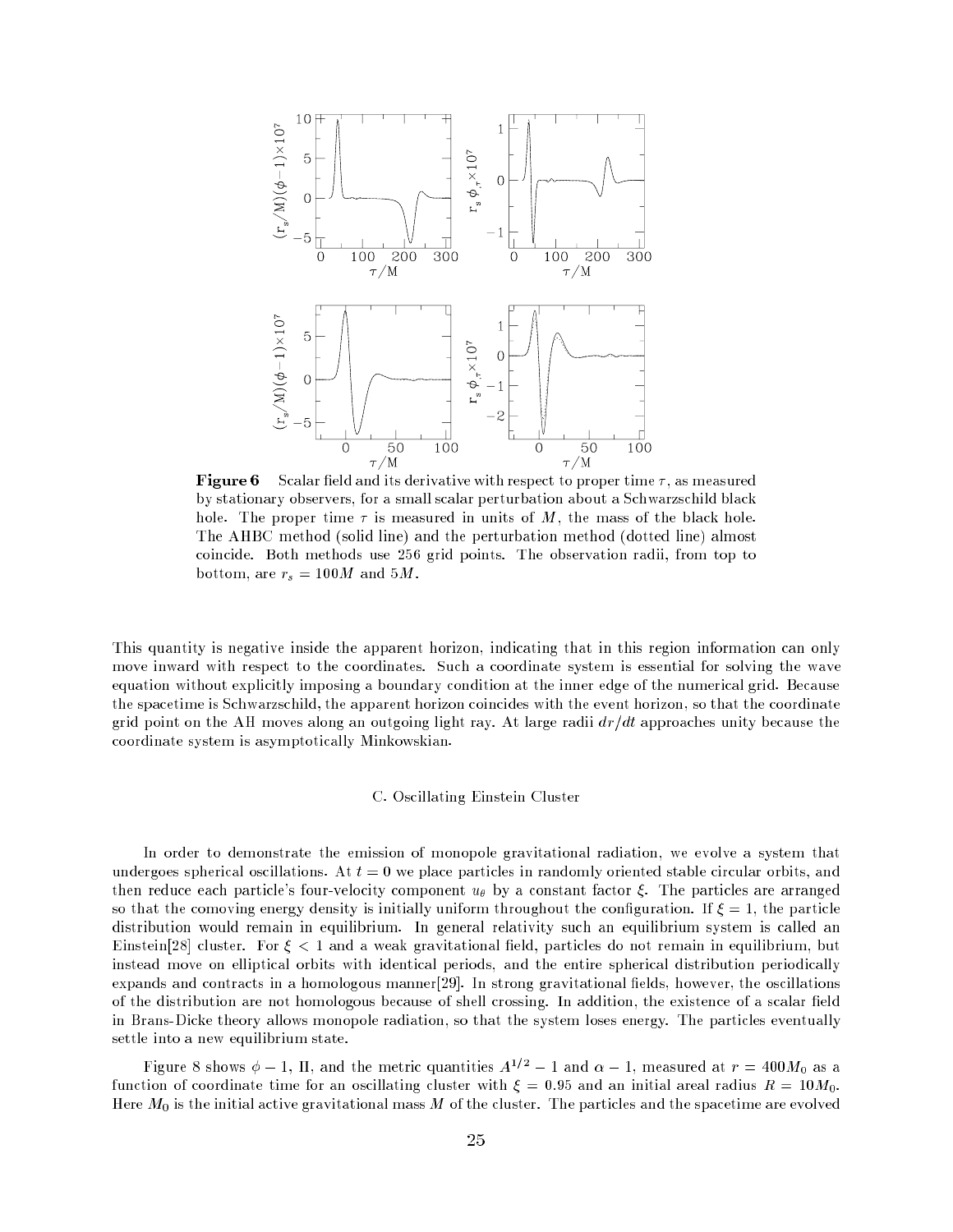**Figure 6** Scalar field and its derivative with respect to proper time $\tau$, as measured by stationary observers, for a small scalar perturbation about a Schwarzschild black hole. The proper time $\tau$ is measured in units of $M$, the mass of the black hole. The AHBC method (solid line) and the perturbation method (dotted line) almost coincide. Both methods use 256 grid points. The observation radii, from top to bottom, are $r_s = 100M$ and $5M$.

This quantity is negative inside the apparent horizon, indicating that in this region information can only move inward with respect to the coordinates. Such a coordinate system is essential for solving the wave equation without explicitly imposing a boundary condition at the inner edge of the numerical grid. Because the spacetime is Schwarzschild, the apparent horizon coincides with the event horizon, so that the coordinate grid point on the AH moves along an outgoing light ray. At large radii $dr/dt$ approaches unity because the coordinate system is asymptotically Minkowskian.

### C. Oscillating Einstein Cluster

In order to demonstrate the emission of monopole gravitational radiation, we evolve a system that undergoes spherical oscillations. At $t = 0$ we place particles in randomly oriented stable circular orbits, and then reduce each particle's four-velocity component $u_\theta$ by a constant factor $\xi$. The particles are arranged so that the comoving energy density is initially uniform throughout the configuration. If $\xi = 1$, the particle distribution would remain in equilibrium. In general relativity such an equilibrium system is called an Einstein[28] cluster. For $\xi < 1$ and a weak gravitational field, particles do not remain in equilibrium, but instead move on elliptical orbits with identical periods, and the entire spherical distribution periodically expands and contracts in a homologous manner[29]. In strong gravitational fields, however, the oscillations of the distribution are not homologous because of shell crossing. In addition, the existence of a scalar field in Brans-Dicke theory allows monopole radiation, so that the system loses energy. The particles eventually settle into a new equilibrium state.

Figure 8 shows $\phi - 1$, $\Pi$, and the metric quantities $A^{1/2} - 1$ and $\alpha - 1$, measured at $r = 400M_0$ as a function of coordinate time for an oscillating cluster with $\xi = 0.95$ and an initial areal radius $R = 10M_0$. Here $M_0$ is the initial active gravitational mass $M$ of the cluster. The particles and the spacetime are evolved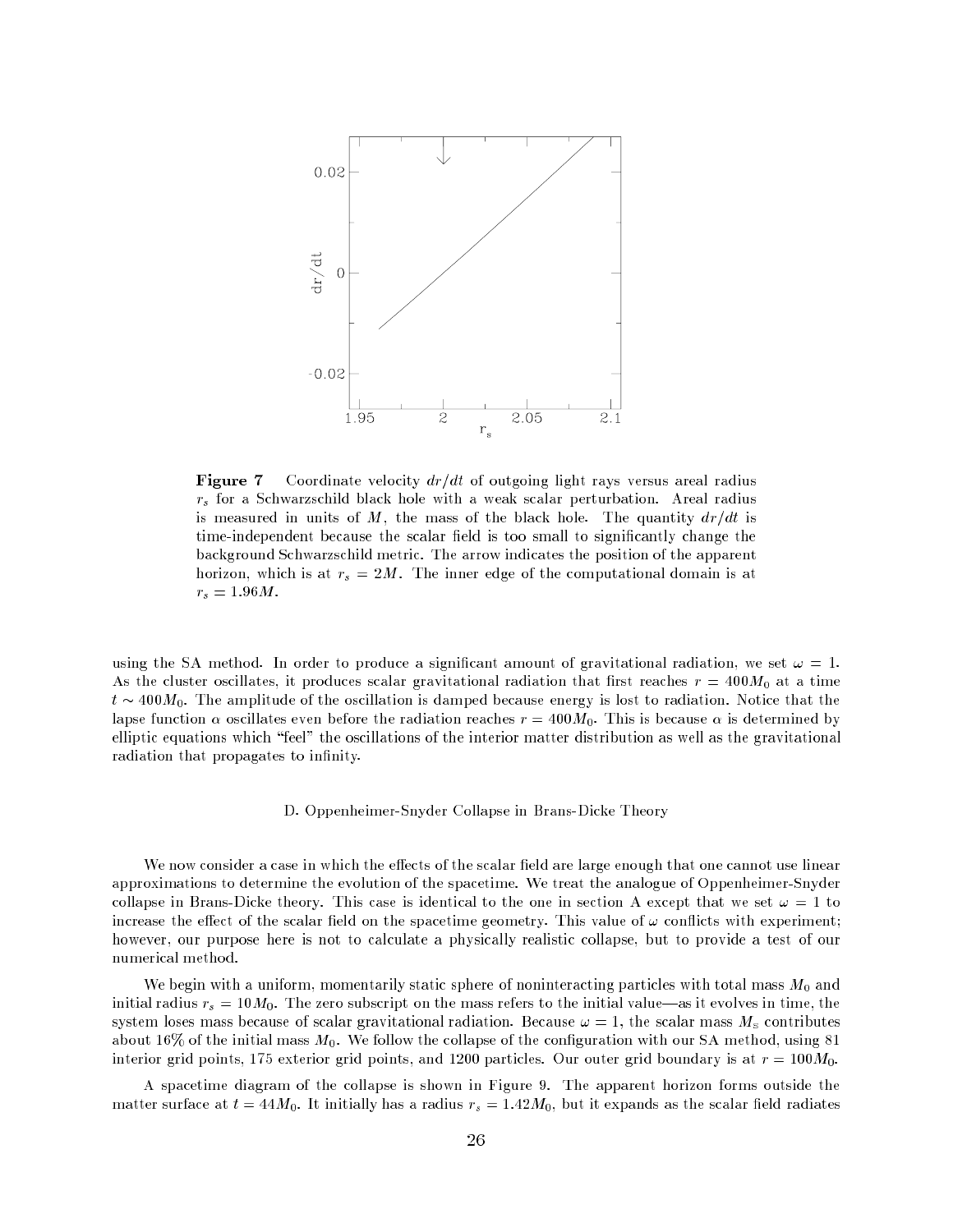**Figure 7** Coordinate velocity $dr/dt$ of outgoing light rays versus areal radius $r_s$ for a Schwarzschild black hole with a weak scalar perturbation. Areal radius is measured in units of $M$, the mass of the black hole. The quantity $dr/dt$ is time-independent because the scalar field is too small to significantly change the background Schwarzschild metric. The arrow indicates the position of the apparent horizon, which is at $r_s = 2M$. The inner edge of the computational domain is at $r_s = 1.96M$.

using the SA method. In order to produce a significant amount of gravitational radiation, we set $\omega = 1$. As the cluster oscillates, it produces scalar gravitational radiation that first reaches $r = 400M_0$ at a time $t \sim 400M_0$. The amplitude of the oscillation is damped because energy is lost to radiation. Notice that the lapse function $\alpha$ oscillates even before the radiation reaches $r = 400M_0$. This is because $\alpha$ is determined by elliptic equations which "feel" the oscillations of the interior matter distribution as well as the gravitational radiation that propagates to infinity.

### D. Oppenheimer-Snyder Collapse in Brans-Dicke Theory

We now consider a case in which the effects of the scalar field are large enough that one cannot use linear approximations to determine the evolution of the spacetime. We treat the analogue of Oppenheimer-Snyder collapse in Brans-Dicke theory. This case is identical to the one in section A except that we set $\omega = 1$ to increase the effect of the scalar field on the spacetime geometry. This value of $\omega$ conflicts with experiment; however, our purpose here is not to calculate a physically realistic collapse, but to provide a test of our numerical method.

We begin with a uniform, momentarily static sphere of noninteracting particles with total mass $M_0$ and initial radius $r_s = 10M_0$. The zero subscript on the mass refers to the initial value—as it evolves in time, the system loses mass because of scalar gravitational radiation. Because $\omega = 1$, the scalar mass $M_s$ contributes about 16% of the initial mass $M_0$. We follow the collapse of the configuration with our SA method, using 81 interior grid points, 175 exterior grid points, and 1200 particles. Our outer grid boundary is at $r = 100M_0$.

A spacetime diagram of the collapse is shown in Figure 9. The apparent horizon forms outside the matter surface at $t = 44M_0$. It initially has a radius $r_s = 1.42M_0$, but it expands as the scalar field radiates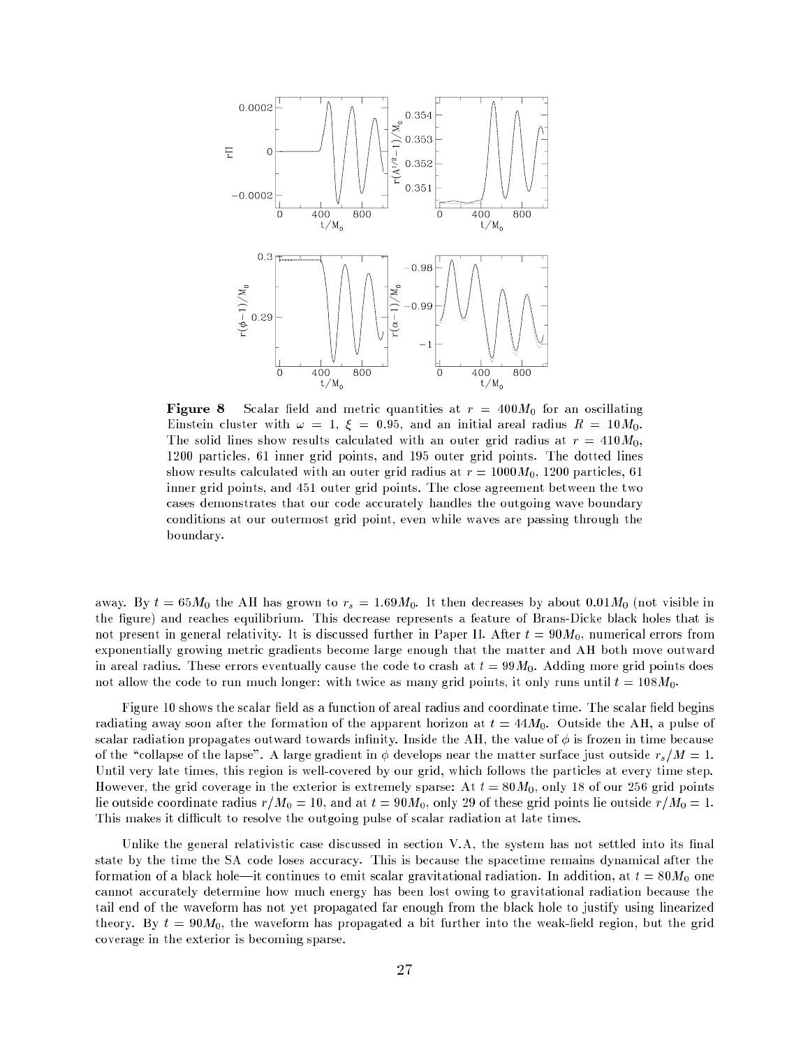**Figure 8** Scalar field and metric quantities at $r = 400M_0$ for an oscillating Einstein cluster with $\omega = 1$, $\xi = 0.95$, and an initial areal radius $R = 10M_0$. The solid lines show results calculated with an outer grid radius at $r = 410M_0$, 1200 particles, 61 inner grid points, and 195 outer grid points. The dotted lines show results calculated with an outer grid radius at $r = 1000M_0$, 1200 particles, 61 inner grid points, and 451 outer grid points. The close agreement between the two cases demonstrates that our code accurately handles the outgoing wave boundary conditions at our outermost grid point, even while waves are passing through the boundary.

away. By $t = 65M_0$ the AH has grown to $r_s = 1.69M_0$. It then decreases by about $0.01M_0$ (not visible in the figure) and reaches equilibrium. This decrease represents a feature of Brans-Dicke black holes that is not present in general relativity. It is discussed further in Paper II. After $t = 90M_0$, numerical errors from exponentially growing metric gradients become large enough that the matter and AH both move outward in areal radius. These errors eventually cause the code to crash at $t = 99M_0$. Adding more grid points does not allow the code to run much longer: with twice as many grid points, it only runs until $t = 108M_0$.

Figure 10 shows the scalar field as a function of areal radius and coordinate time. The scalar field begins radiating away soon after the formation of the apparent horizon at $t = 44M_0$. Outside the AH, a pulse of scalar radiation propagates outward towards infinity. Inside the AH, the value of $\phi$ is frozen in time because of the "collapse of the lapse". A large gradient in $\phi$ develops near the matter surface just outside $r_s/M = 1$. Until very late times, this region is well-covered by our grid, which follows the particles at every time step. However, the grid coverage in the exterior is extremely sparse: At $t = 80M_0$, only 18 of our 256 grid points lie outside coordinate radius $r/M_0 = 10$, and at $t = 90M_0$, only 29 of these grid points lie outside $r/M_0 = 1$. This makes it difficult to resolve the outgoing pulse of scalar radiation at late times.

Unlike the general relativistic case discussed in section V.A, the system has not settled into its final state by the time the SA code loses accuracy. This is because the spacetime remains dynamical after the formation of a black hole—it continues to emit scalar gravitational radiation. In addition, at $t = 80M_0$ one cannot accurately determine how much energy has been lost owing to gravitational radiation because the tail end of the waveform has not yet propagated far enough from the black hole to justify using linearized theory. By $t = 90M_0$, the waveform has propagated a bit further into the weak-field region, but the grid coverage in the exterior is becoming sparse.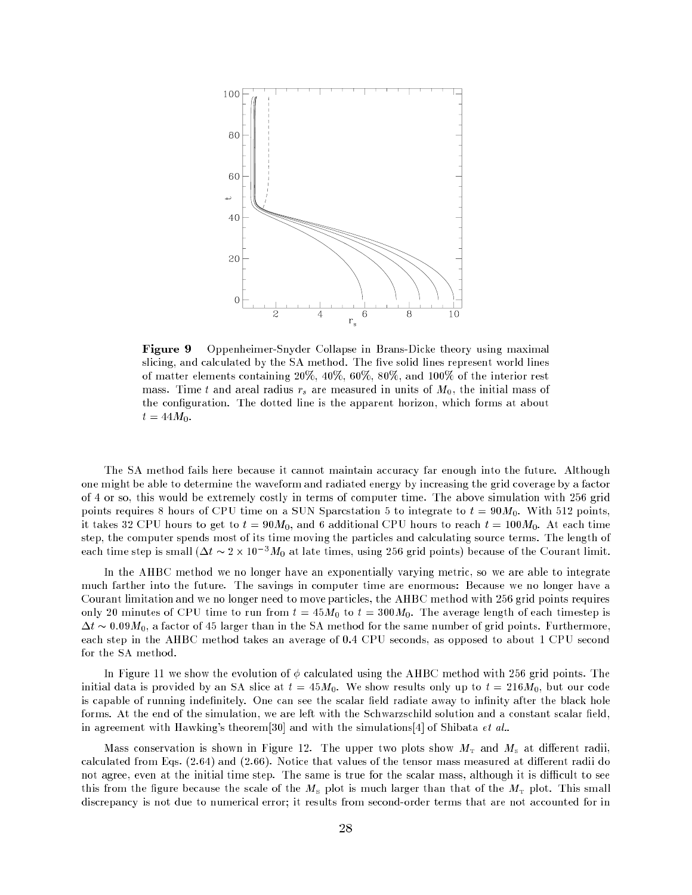**Figure 9** Oppenheimer-Snyder Collapse in Brans-Dicke theory using maximal slicing, and calculated by the SA method. The five solid lines represent world lines of matter elements containing 20%, 40%, 60%, 80%, and 100% of the interior rest mass. Time $t$ and areal radius $r_s$ are measured in units of $M_0$, the initial mass of the configuration. The dotted line is the apparent horizon, which forms at about $t = 44M_0$.

The SA method fails here because it cannot maintain accuracy far enough into the future. Although one might be able to determine the waveform and radiated energy by increasing the grid coverage by a factor of 4 or so, this would be extremely costly in terms of computer time. The above simulation with 256 grid points requires 8 hours of CPU time on a SUN Sparcstation 5 to integrate to $t = 90M_0$. With 512 points, it takes 32 CPU hours to get to $t = 90M_0$, and 6 additional CPU hours to reach $t = 100M_0$. At each time step, the computer spends most of its time moving the particles and calculating source terms. The length of each time step is small ($\Delta t \sim 2 \times 10^{-3} M_0$ at late times, using 256 grid points) because of the Courant limit.

In the AHBC method we no longer have an exponentially varying metric, so we are able to integrate much farther into the future. The savings in computer time are enormous: Because we no longer have a Courant limitation and we no longer need to move particles, the AHBC method with 256 grid points requires only 20 minutes of CPU time to run from $t = 45M_0$ to $t = 300M_0$. The average length of each timestep is $\Delta t \sim 0.09M_0$, a factor of 45 larger than in the SA method for the same number of grid points. Furthermore, each step in the AHBC method takes an average of 0.4 CPU seconds, as opposed to about 1 CPU second for the SA method.

In Figure 11 we show the evolution of $\phi$ calculated using the AHBC method with 256 grid points. The initial data is provided by an SA slice at $t = 45M_0$. We show results only up to $t = 216M_0$, but our code is capable of running indefinitely. One can see the scalar field radiate away to infinity after the black hole forms. At the end of the simulation, we are left with the Schwarzschild solution and a constant scalar field, in agreement with Hawking's theorem[30] and with the simulations[4] of Shibata *et al.*.

Mass conservation is shown in Figure 12. The upper two plots show $M_T$ and $M_S$ at different radii, calculated from Eqs. (2.64) and (2.66). Notice that values of the tensor mass measured at different radii do not agree, even at the initial time step. The same is true for the scalar mass, although it is difficult to see this from the figure because the scale of the $M_S$ plot is much larger than that of the $M_T$ plot. This small discrepancy is not due to numerical error; it results from second-order terms that are not accounted for in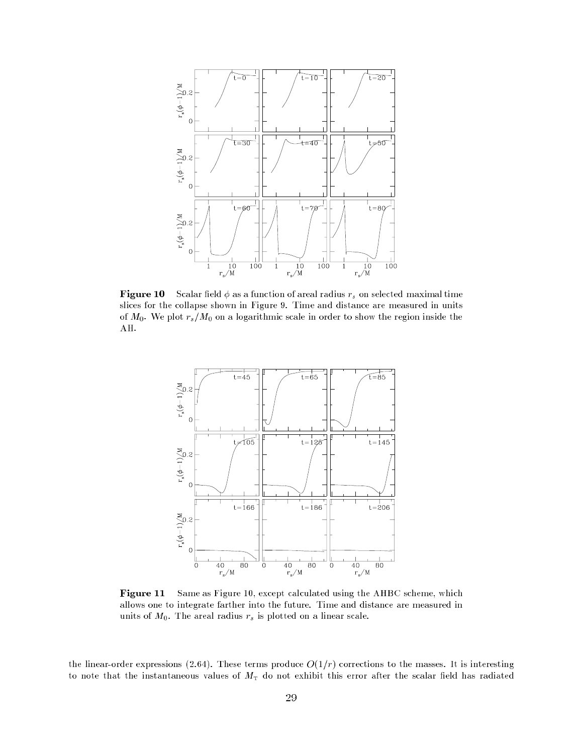**Figure 10** Scalar field $\phi$ as a function of areal radius $r_s$ on selected maximal time slices for the collapse shown in Figure 9. Time and distance are measured in units of $M_0$. We plot $r_s/M_0$ on a logarithmic scale in order to show the region inside the AH.

**Figure 11** Same as Figure 10, except calculated using the AHBC scheme, which allows one to integrate farther into the future. Time and distance are measured in units of $M_0$. The areal radius $r_s$ is plotted on a linear scale.

the linear-order expressions (2.64). These terms produce $O(1/r)$ corrections to the masses. It is interesting to note that the instantaneous values of $M_{\mathrm{T}}$ do not exhibit this error after the scalar field has radiated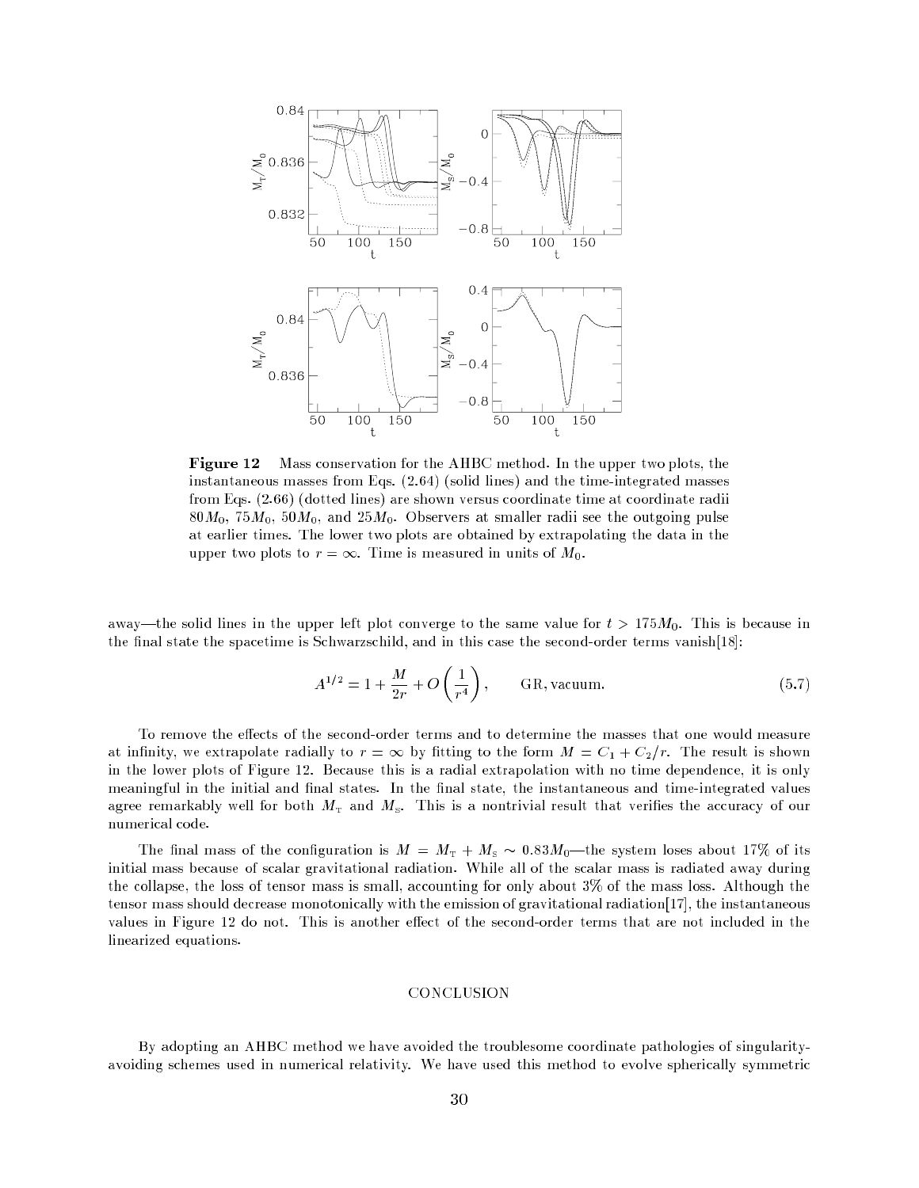**Figure 12** Mass conservation for the AHBC method. In the upper two plots, the instantaneous masses from Eqs. (2.64) (solid lines) and the time-integrated masses from Eqs. (2.66) (dotted lines) are shown versus coordinate time at coordinate radii $80M_0$, $75M_0$, $50M_0$, and $25M_0$. Observers at smaller radii see the outgoing pulse at earlier times. The lower two plots are obtained by extrapolating the data in the upper two plots to $r = \infty$. Time is measured in units of $M_0$.

away—the solid lines in the upper left plot converge to the same value for $t > 175M_0$. This is because in the final state the spacetime is Schwarzschild, and in this case the second-order terms vanish[18]:

$$A^{1/2} = 1 + \frac{M}{2r} + O\left(\frac{1}{r^4}\right), \qquad \text{GR, vacuum.} \tag{5.7}$$

To remove the effects of the second-order terms and to determine the masses that one would measure at infinity, we extrapolate radially to $r = \infty$ by fitting to the form $M = C_1 + C_2/r$. The result is shown in the lower plots of Figure 12. Because this is a radial extrapolation with no time dependence, it is only meaningful in the initial and final states. In the final state, the instantaneous and time-integrated values agree remarkably well for both $M_{\rm T}$ and $M_{\rm S}$. This is a nontrivial result that verifies the accuracy of our numerical code.

The final mass of the configuration is $M = M_{\rm T} + M_{\rm S} \sim 0.83M_0$—the system loses about 17% of its initial mass because of scalar gravitational radiation. While all of the scalar mass is radiated away during the collapse, the loss of tensor mass is small, accounting for only about 3% of the mass loss. Although the tensor mass should decrease monotonically with the emission of gravitational radiation[17], the instantaneous values in Figure 12 do not. This is another effect of the second-order terms that are not included in the linearized equations.

## CONCLUSION

By adopting an AHBC method we have avoided the troublesome coordinate pathologies of singularity-avoiding schemes used in numerical relativity. We have used this method to evolve spherically symmetric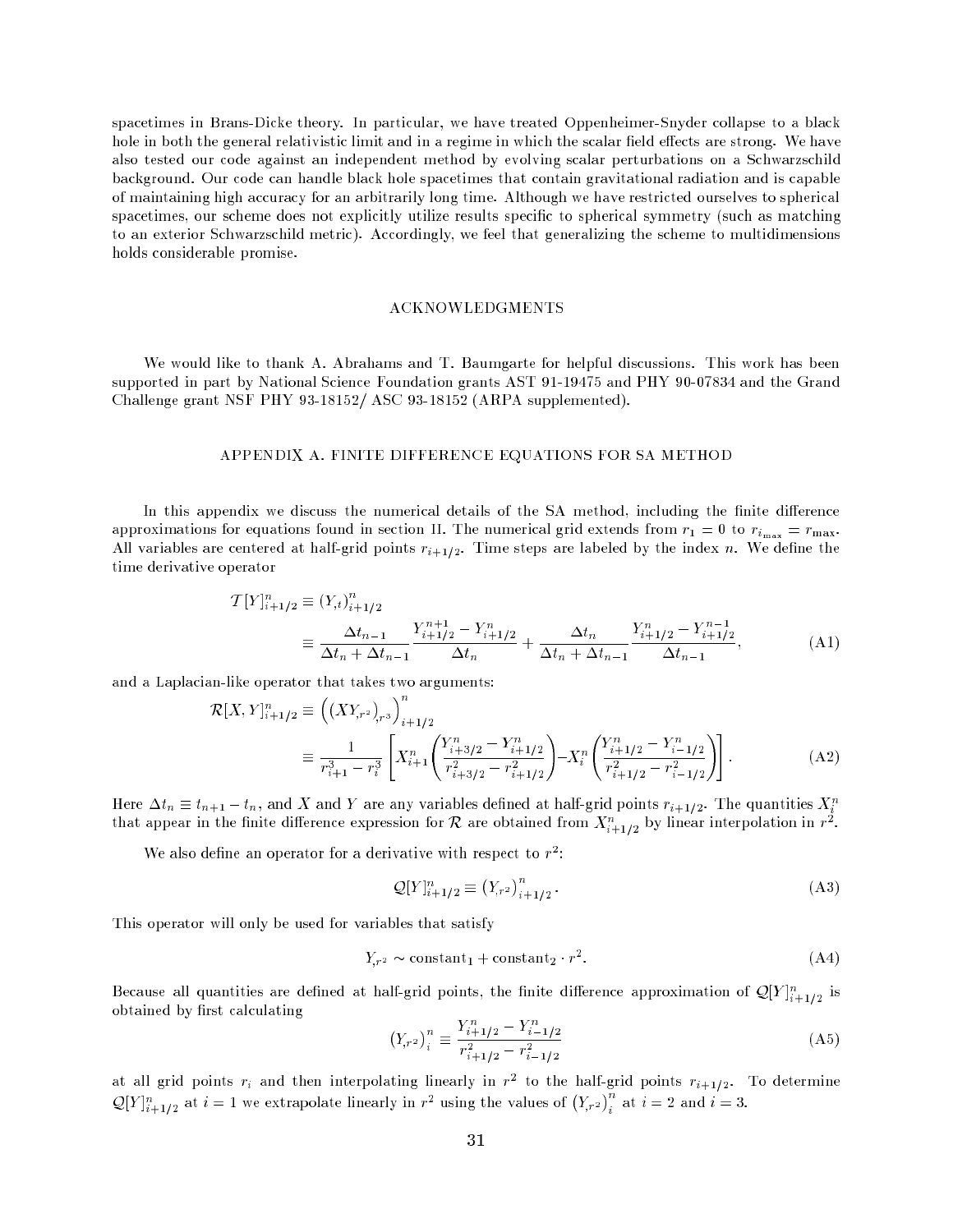spacetimes in Brans-Dicke theory. In particular, we have treated Oppenheimer-Snyder collapse to a black hole in both the general relativistic limit and in a regime in which the scalar field effects are strong. We have also tested our code against an independent method by evolving scalar perturbations on a Schwarzschild background. Our code can handle black hole spacetimes that contain gravitational radiation and is capable of maintaining high accuracy for an arbitrarily long time. Although we have restricted ourselves to spherical spacetimes, our scheme does not explicitly utilize results specific to spherical symmetry (such as matching to an exterior Schwarzschild metric). Accordingly, we feel that generalizing the scheme to multidimensions holds considerable promise.

## ACKNOWLEDGMENTS

We would like to thank A. Abrahams and T. Baumgarte for helpful discussions. This work has been supported in part by National Science Foundation grants AST 91-19475 and PHY 90-07834 and the Grand Challenge grant NSF PHY 93-18152/ ASC 93-18152 (ARPA supplemented).

## APPENDIX A. FINITE DIFFERENCE EQUATIONS FOR SA METHOD

In this appendix we discuss the numerical details of the SA method, including the finite difference approximations for equations found in section II. The numerical grid extends from $r_1 = 0$ to $r_{i_{\max}} = r_{\max}$. All variables are centered at half-grid points $r_{i+1/2}$. Time steps are labeled by the index $n$. We define the time derivative operator

$$
\begin{aligned}
\mathcal{T}[Y]^n_{i+1/2} &\equiv (Y_{,t})^n_{i+1/2} \\
&\equiv \frac{\Delta t_{n-1}}{\Delta t_n + \Delta t_{n-1}} \frac{Y^{n+1}_{i+1/2} - Y^n_{i+1/2}}{\Delta t_n} + \frac{\Delta t_n}{\Delta t_n + \Delta t_{n-1}} \frac{Y^n_{i+1/2} - Y^{n-1}_{i+1/2}}{\Delta t_{n-1}},
\end{aligned} \tag{A1}
$$

and a Laplacian-like operator that takes two arguments:

$$
\begin{aligned}
\mathcal{R}[X, Y]^n_{i+1/2} &\equiv \left( \left( X Y_{,r^2} \right)_{,r^3} \right)^n_{i+1/2} \\
&\equiv \frac{1}{r^3_{i+1} - r^3_i} \left[ X^n_{i+1} \left( \frac{Y^n_{i+3/2} - Y^n_{i+1/2}}{r^2_{i+3/2} - r^2_{i+1/2}} \right) - X^n_i \left( \frac{Y^n_{i+1/2} - Y^n_{i-1/2}}{r^2_{i+1/2} - r^2_{i-1/2}} \right) \right].
\end{aligned} \tag{A2}
$$

Here $\Delta t_n \equiv t_{n+1} - t_n$, and $X$ and $Y$ are any variables defined at half-grid points $r_{i+1/2}$. The quantities $X^n_i$ that appear in the finite difference expression for $\mathcal{R}$ are obtained from $X^n_{i+1/2}$ by linear interpolation in $r^2$.

We also define an operator for a derivative with respect to $r^2$:

$$
\mathcal{Q}[Y]^n_{i+1/2} \equiv \left( Y_{,r^2} \right)^n_{i+1/2}. \tag{A3}
$$

This operator will only be used for variables that satisfy

$$
Y_{,r^2} \sim \text{constant}_1 + \text{constant}_2 \cdot r^2. \tag{A4}
$$

Because all quantities are defined at half-grid points, the finite difference approximation of $\mathcal{Q}[Y]^n_{i+1/2}$ is obtained by first calculating

$$
\left( Y_{,r^2} \right)^n_i \equiv \frac{Y^n_{i+1/2} - Y^n_{i-1/2}}{r^2_{i+1/2} - r^2_{i-1/2}} \tag{A5}
$$

at all grid points $r_i$ and then interpolating linearly in $r^2$ to the half-grid points $r_{i+1/2}$. To determine $\mathcal{Q}[Y]^n_{i+1/2}$ at $i = 1$ we extrapolate linearly in $r^2$ using the values of $\left( Y_{,r^2} \right)^n_i$ at $i = 2$ and $i = 3$.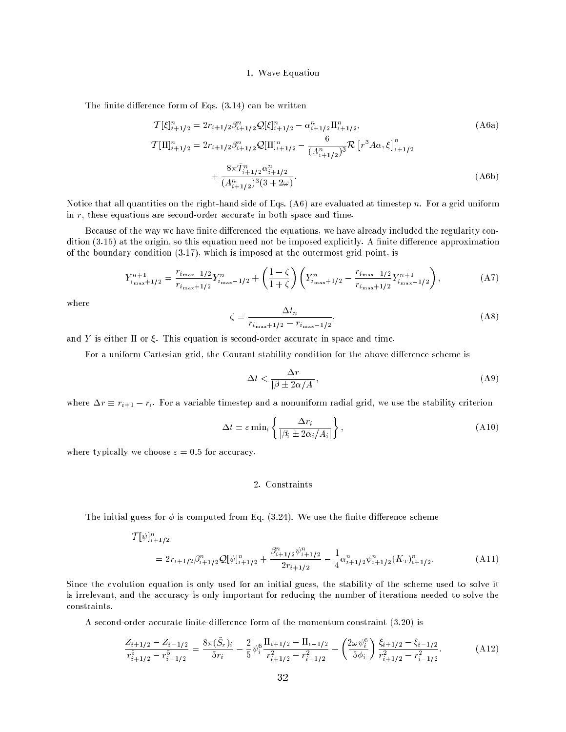## 1. Wave Equation

The finite difference form of Eqs. (3.14) can be written

$$\mathcal{T}[\xi]^n_{i+1/2} = 2r_{i+1/2}\beta^n_{i+1/2}\mathcal{Q}[\xi]^n_{i+1/2} - \alpha^n_{i+1/2}\Pi^n_{i+1/2}, \tag{A6a}$$

$$\mathcal{T}[\Pi]^n_{i+1/2} = 2r_{i+1/2}\beta^n_{i+1/2}\mathcal{Q}[\Pi]^n_{i+1/2} - \frac{6}{(A^n_{i+1/2})^3}\mathcal{R}\left[r^3 A\alpha, \xi\right]^n_{i+1/2} + \frac{8\pi \tilde{T}^n_{i+1/2}\alpha^n_{i+1/2}}{(A^n_{i+1/2})^3(3+2\omega)}. \tag{A6b}$$

Notice that all quantities on the right-hand side of Eqs. (A6) are evaluated at timestep $n$. For a grid uniform in $r$, these equations are second-order accurate in both space and time.

Because of the way we have finite differenced the equations, we have already included the regularity condition (3.15) at the origin, so this equation need not be imposed explicitly. A finite difference approximation of the boundary condition (3.17), which is imposed at the outermost grid point, is

$$Y^{n+1}_{i_{\max}+1/2} = \frac{r_{i_{\max}-1/2}}{r_{i_{\max}+1/2}}Y^n_{i_{\max}-1/2} + \left(\frac{1-\zeta}{1+\zeta}\right)\left(Y^n_{i_{\max}+1/2} - \frac{r_{i_{\max}-1/2}}{r_{i_{\max}+1/2}}Y^{n+1}_{i_{\max}-1/2}\right), \tag{A7}$$

where

$$\zeta \equiv \frac{\Delta t_n}{r_{i_{\max}+1/2} - r_{i_{\max}-1/2}}, \tag{A8}$$

and $Y$ is either $\Pi$ or $\xi$. This equation is second-order accurate in space and time.

For a uniform Cartesian grid, the Courant stability condition for the above difference scheme is

$$\Delta t < \frac{\Delta r}{|\beta \pm 2\alpha/A|}, \tag{A9}$$

where $\Delta r \equiv r_{i+1} - r_i$. For a variable timestep and a nonuniform radial grid, we use the stability criterion

$$\Delta t = \varepsilon \min_i \left\{ \frac{\Delta r_i}{|\beta_i \pm 2\alpha_i/A_i|} \right\}, \tag{A10}$$

where typically we choose $\varepsilon = 0.5$ for accuracy.

## 2. Constraints

The initial guess for $\phi$ is computed from Eq. (3.24). We use the finite difference scheme

$$\mathcal{T}[\psi]^n_{i+1/2} = 2r_{i+1/2}\beta^n_{i+1/2}\mathcal{Q}[\psi]^n_{i+1/2} + \frac{\beta^n_{i+1/2}\psi^n_{i+1/2}}{2r_{i+1/2}} - \frac{1}{4}\alpha^n_{i+1/2}\psi^n_{i+1/2}(K_{\mathrm{T}})^n_{i+1/2}. \tag{A11}$$

Since the evolution equation is only used for an initial guess, the stability of the scheme used to solve it is irrelevant, and the accuracy is only important for reducing the number of iterations needed to solve the constraints.

A second-order accurate finite-difference form of the momentum constraint (3.20) is

$$\frac{Z_{i+1/2} - Z_{i-1/2}}{r^5_{i+1/2} - r^5_{i-1/2}} = \frac{8\pi(\tilde{S}_r)_i}{5r_i} - \frac{2}{5}\psi_i^6\frac{\Pi_{i+1/2} - \Pi_{i-1/2}}{r^2_{i+1/2} - r^2_{i-1/2}} - \left(\frac{2\omega\psi_i^6}{5\phi_i}\right)\frac{\xi_{i+1/2} - \xi_{i-1/2}}{r^2_{i+1/2} - r^2_{i-1/2}}. \tag{A12}$$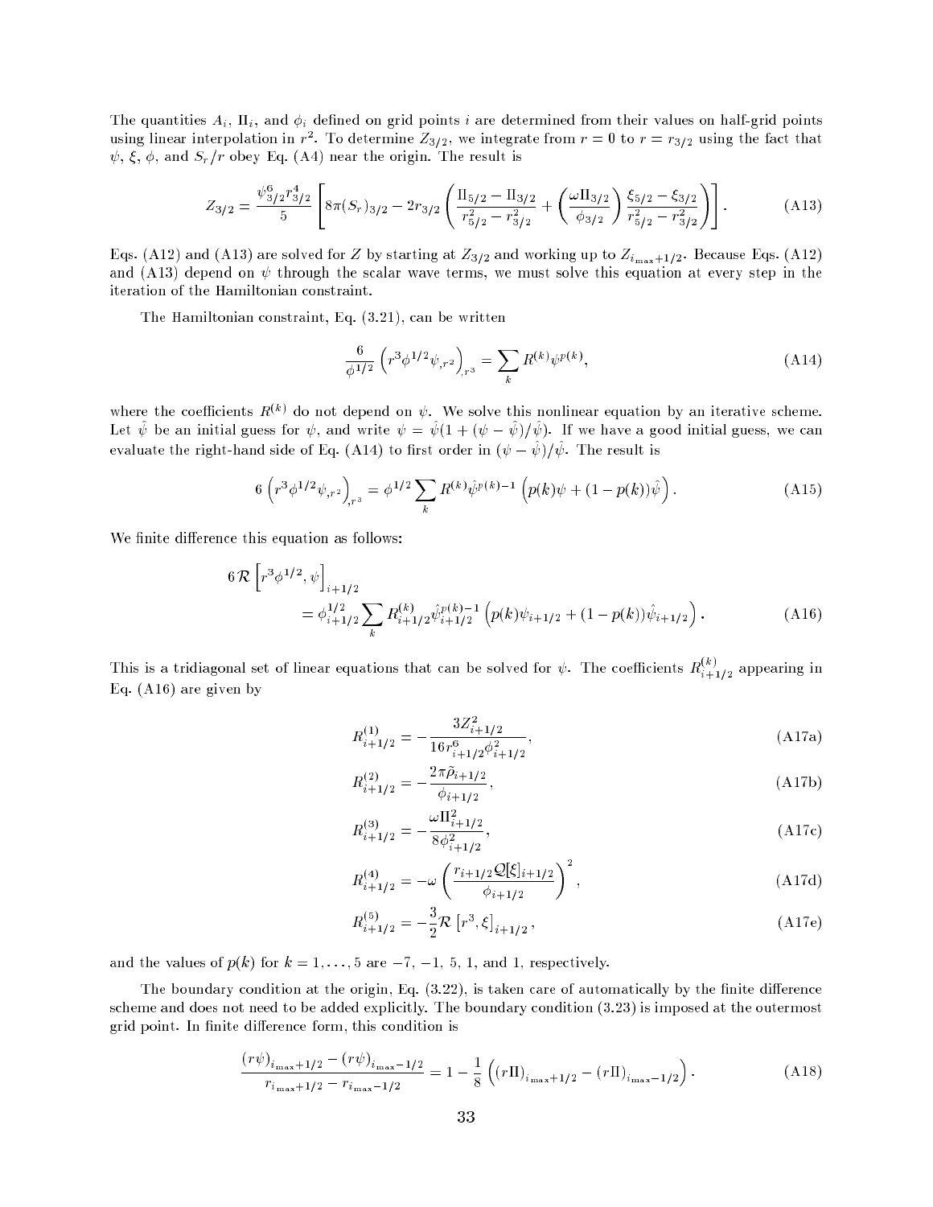The quantities $A_i$, $\Pi_i$, and $\phi_i$ defined on grid points $i$ are determined from their values on half-grid points using linear interpolation in $r^2$. To determine $Z_{3/2}$, we integrate from $r = 0$ to $r = r_{3/2}$ using the fact that $\psi$, $\xi$, $\phi$, and $S_r/r$ obey Eq. (A4) near the origin. The result is

$$Z_{3/2} = \frac{\psi_{3/2}^6 r_{3/2}^4}{5}\left[8\pi (S_r)_{3/2} - 2r_{3/2}\left(\frac{\Pi_{5/2} - \Pi_{3/2}}{r_{5/2}^2 - r_{3/2}^2} + \left(\frac{\omega \Pi_{3/2}}{\phi_{3/2}}\right)\frac{\xi_{5/2} - \xi_{3/2}}{r_{5/2}^2 - r_{3/2}^2}\right)\right]. \tag{A13}$$

Eqs. (A12) and (A13) are solved for $Z$ by starting at $Z_{3/2}$ and working up to $Z_{i_{\max}+1/2}$. Because Eqs. (A12) and (A13) depend on $\psi$ through the scalar wave terms, we must solve this equation at every step in the iteration of the Hamiltonian constraint.

The Hamiltonian constraint, Eq. (3.21), can be written

$$\frac{6}{\phi^{1/2}}\left(r^3 \phi^{1/2} \psi_{,r^2}\right)_{,r^3} = \sum_k R^{(k)} \psi^{p(k)}, \tag{A14}$$

where the coefficients $R^{(k)}$ do not depend on $\psi$. We solve this nonlinear equation by an iterative scheme. Let $\hat{\psi}$ be an initial guess for $\psi$, and write $\psi = \hat{\psi}(1 + (\psi - \hat{\psi})/\hat{\psi})$. If we have a good initial guess, we can evaluate the right-hand side of Eq. (A14) to first order in $(\psi - \hat{\psi})/\hat{\psi}$. The result is

$$6\left(r^3 \phi^{1/2} \psi_{,r^2}\right)_{,r^3} = \phi^{1/2} \sum_k R^{(k)} \hat{\psi}^{p(k)-1}\left(p(k)\psi + (1 - p(k))\hat{\psi}\right). \tag{A15}$$

We finite difference this equation as follows:

$$\begin{aligned} 6\,\mathcal{R}&\left[r^3\phi^{1/2}, \psi\right]_{i+1/2} \\ &= \phi_{i+1/2}^{1/2} \sum_k R_{i+1/2}^{(k)} \hat{\psi}_{i+1/2}^{p(k)-1}\left(p(k)\psi_{i+1/2} + (1 - p(k))\hat{\psi}_{i+1/2}\right). \end{aligned} \tag{A16}$$

This is a tridiagonal set of linear equations that can be solved for $\psi$. The coefficients $R_{i+1/2}^{(k)}$ appearing in Eq. (A16) are given by

$$R_{i+1/2}^{(1)} = -\frac{3Z_{i+1/2}^2}{16 r_{i+1/2}^6 \phi_{i+1/2}^2}, \tag{A17a}$$

$$R_{i+1/2}^{(2)} = -\frac{2\pi \tilde{\rho}_{i+1/2}}{\phi_{i+1/2}}, \tag{A17b}$$

$$R_{i+1/2}^{(3)} = -\frac{\omega \Pi_{i+1/2}^2}{8\phi_{i+1/2}^2}, \tag{A17c}$$

$$R_{i+1/2}^{(4)} = -\omega\left(\frac{r_{i+1/2}\mathcal{Q}[\xi]_{i+1/2}}{\phi_{i+1/2}}\right)^2, \tag{A17d}$$

$$R_{i+1/2}^{(5)} = -\frac{3}{2}\mathcal{R}\left[r^3, \xi\right]_{i+1/2}, \tag{A17e}$$

and the values of $p(k)$ for $k = 1, \ldots, 5$ are $-7$, $-1$, $5$, $1$, and $1$, respectively.

The boundary condition at the origin, Eq. (3.22), is taken care of automatically by the finite difference scheme and does not need to be added explicitly. The boundary condition (3.23) is imposed at the outermost grid point. In finite difference form, this condition is

$$\frac{(r\psi)_{i_{\max}+1/2} - (r\psi)_{i_{\max}-1/2}}{r_{i_{\max}+1/2} - r_{i_{\max}-1/2}} = 1 - \frac{1}{8}\left((r\Pi)_{i_{\max}+1/2} - (r\Pi)_{i_{\max}-1/2}\right). \tag{A18}$$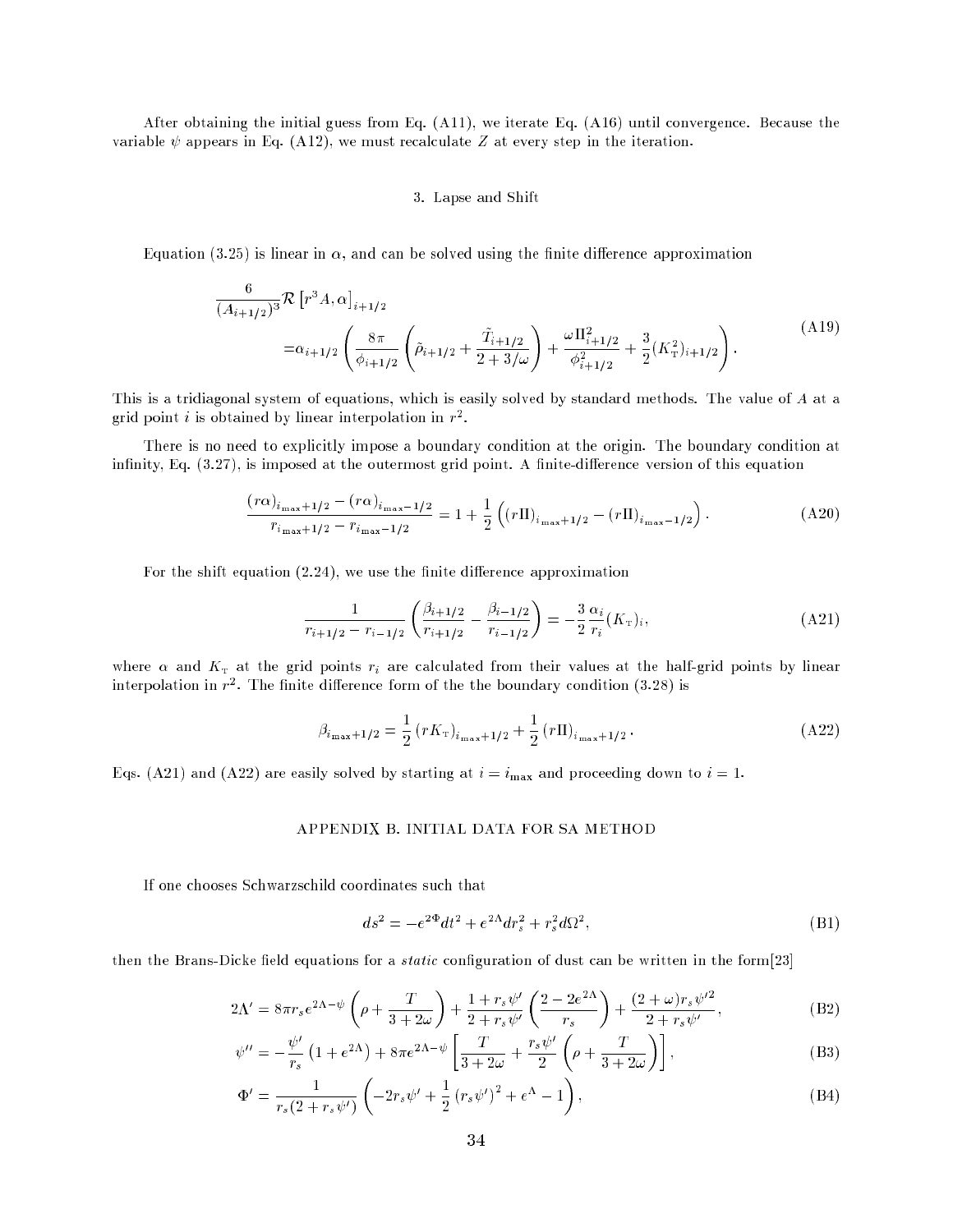After obtaining the initial guess from Eq. (A11), we iterate Eq. (A16) until convergence. Because the variable $\psi$ appears in Eq. (A12), we must recalculate $Z$ at every step in the iteration.

### 3. Lapse and Shift

Equation (3.25) is linear in $\alpha$, and can be solved using the finite difference approximation

$$
\begin{aligned}
&\frac{6}{(A_{i+1/2})^3}\mathcal{R}\left[r^3 A, \alpha\right]_{i+1/2} \\
&=\alpha_{i+1/2}\left(\frac{8\pi}{\phi_{i+1/2}}\left(\tilde{\rho}_{i+1/2}+\frac{\tilde{T}_{i+1/2}}{2+3/\omega}\right)+\frac{\omega \Pi^2_{i+1/2}}{\phi^2_{i+1/2}}+\frac{3}{2}(K^2_{\rm T})_{i+1/2}\right).
\end{aligned}
\tag{A19}
$$

This is a tridiagonal system of equations, which is easily solved by standard methods. The value of $A$ at a grid point $i$ is obtained by linear interpolation in $r^2$.

There is no need to explicitly impose a boundary condition at the origin. The boundary condition at infinity, Eq. (3.27), is imposed at the outermost grid point. A finite-difference version of this equation

$$
\frac{(r\alpha)_{i_{\max}+1/2}-(r\alpha)_{i_{\max}-1/2}}{r_{i_{\max}+1/2}-r_{i_{\max}-1/2}} = 1+\frac{1}{2}\left((r\Pi)_{i_{\max}+1/2}-(r\Pi)_{i_{\max}-1/2}\right). \tag{A20}
$$

For the shift equation (2.24), we use the finite difference approximation

$$
\frac{1}{r_{i+1/2}-r_{i-1/2}}\left(\frac{\beta_{i+1/2}}{r_{i+1/2}}-\frac{\beta_{i-1/2}}{r_{i-1/2}}\right) = -\frac{3}{2}\frac{\alpha_i}{r_i}(K_{\rm T})_i, \tag{A21}
$$

where $\alpha$ and $K_{\rm T}$ at the grid points $r_i$ are calculated from their values at the half-grid points by linear interpolation in $r^2$. The finite difference form of the the boundary condition (3.28) is

$$
\beta_{i_{\max}+1/2} = \frac{1}{2}\left(rK_{\rm T}\right)_{i_{\max}+1/2}+\frac{1}{2}\left(r\Pi\right)_{i_{\max}+1/2}. \tag{A22}
$$

Eqs. (A21) and (A22) are easily solved by starting at $i = i_{\max}$ and proceeding down to $i = 1$.

## APPENDIX B. INITIAL DATA FOR SA METHOD

If one chooses Schwarzschild coordinates such that

$$
ds^2 = -e^{2\Phi}dt^2 + e^{2\Lambda}dr_s^2 + r_s^2 d\Omega^2, \tag{B1}
$$

then the Brans-Dicke field equations for a *static* configuration of dust can be written in the form[23]

$$
2\Lambda' = 8\pi r_s e^{2\Lambda-\psi}\left(\rho+\frac{T}{3+2\omega}\right)+\frac{1+r_s\psi'}{2+r_s\psi'}\left(\frac{2-2e^{2\Lambda}}{r_s}\right)+\frac{(2+\omega)r_s\psi'^2}{2+r_s\psi'}, \tag{B2}
$$

$$
\psi'' = -\frac{\psi'}{r_s}\left(1+e^{2\Lambda}\right)+8\pi e^{2\Lambda-\psi}\left[\frac{T}{3+2\omega}+\frac{r_s\psi'}{2}\left(\rho+\frac{T}{3+2\omega}\right)\right], \tag{B3}
$$

$$
\Phi' = \frac{1}{r_s(2+r_s\psi')}\left(-2r_s\psi'+\frac{1}{2}\left(r_s\psi'\right)^2+e^{\Lambda}-1\right), \tag{B4}
$$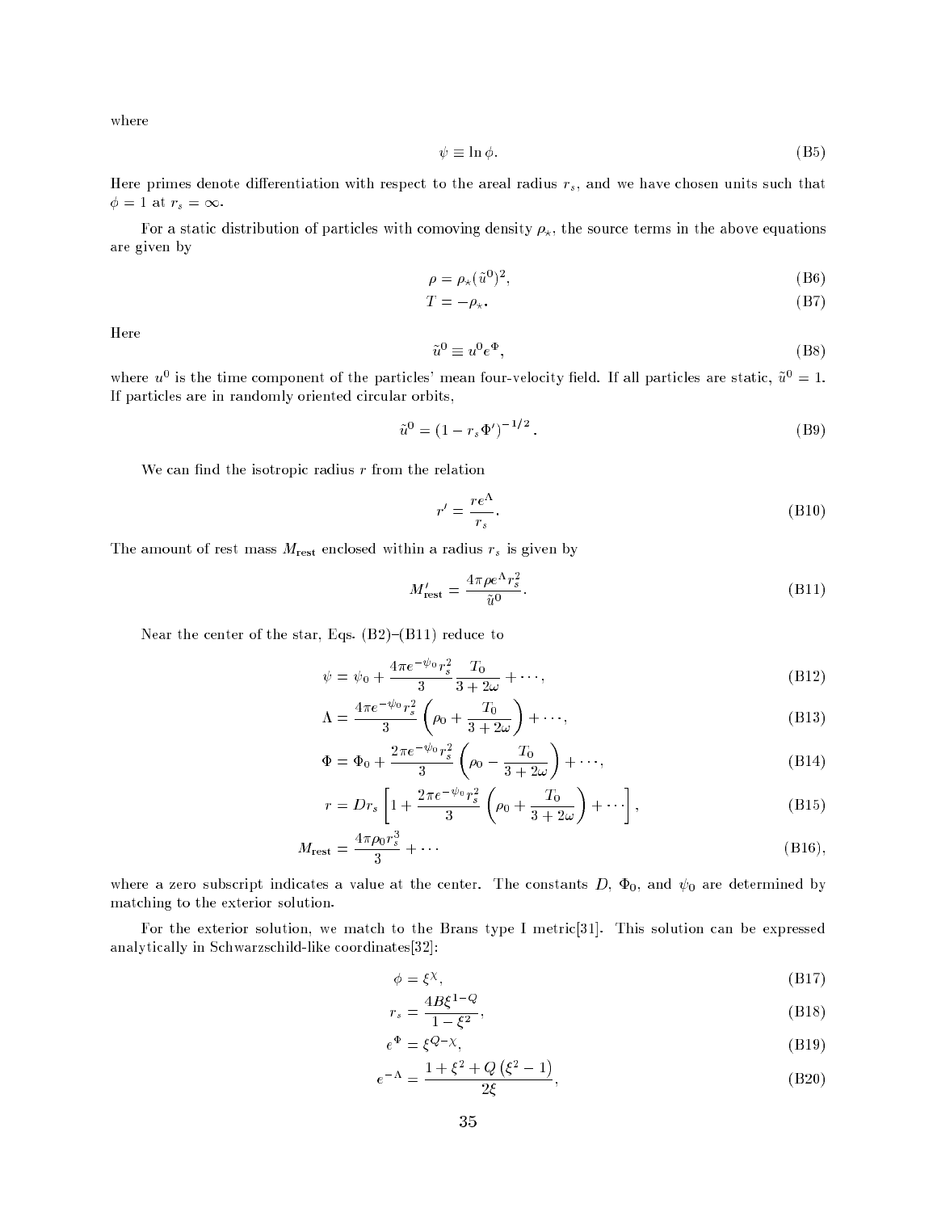where

$$\psi \equiv \ln \phi. \tag{B5}$$

Here primes denote differentiation with respect to the areal radius $r_s$, and we have chosen units such that $\phi = 1$ at $r_s = \infty$.

For a static distribution of particles with comoving density $\rho_\star$, the source terms in the above equations are given by

$$\rho = \rho_\star (\tilde{u}^0)^2, \tag{B6}$$

$$T = -\rho_\star. \tag{B7}$$

Here

$$\tilde{u}^0 \equiv u^0 e^{\Phi}, \tag{B8}$$

where $u^0$ is the time component of the particles' mean four-velocity field. If all particles are static, $\tilde{u}^0 = 1$. If particles are in randomly oriented circular orbits,

$$\tilde{u}^0 = (1 - r_s \Phi')^{-1/2}. \tag{B9}$$

We can find the isotropic radius $r$ from the relation

$$r' = \frac{r e^{\Lambda}}{r_s}. \tag{B10}$$

The amount of rest mass $M_{\rm rest}$ enclosed within a radius $r_s$ is given by

$$M'_{\rm rest} = \frac{4\pi \rho e^{\Lambda} r_s^2}{\tilde{u}^0}. \tag{B11}$$

Near the center of the star, Eqs. (B2)–(B11) reduce to

$$\psi = \psi_0 + \frac{4\pi e^{-\psi_0} r_s^2}{3} \frac{T_0}{3 + 2\omega} + \cdots, \tag{B12}$$

$$\Lambda = \frac{4\pi e^{-\psi_0} r_s^2}{3} \left( \rho_0 + \frac{T_0}{3 + 2\omega} \right) + \cdots, \tag{B13}$$

$$\Phi = \Phi_0 + \frac{2\pi e^{-\psi_0} r_s^2}{3} \left( \rho_0 - \frac{T_0}{3 + 2\omega} \right) + \cdots, \tag{B14}$$

$$r = D r_s \left[ 1 + \frac{2\pi e^{-\psi_0} r_s^2}{3} \left( \rho_0 + \frac{T_0}{3 + 2\omega} \right) + \cdots \right], \tag{B15}$$

$$M_{\rm rest} = \frac{4\pi \rho_0 r_s^3}{3} + \cdots \tag{B16}$$

where a zero subscript indicates a value at the center. The constants $D$, $\Phi_0$, and $\psi_0$ are determined by matching to the exterior solution.

For the exterior solution, we match to the Brans type I metric[31]. This solution can be expressed analytically in Schwarzschild-like coordinates[32]:

$$\phi = \xi^{\chi}, \tag{B17}$$

$$r_s = \frac{4B\xi^{1-Q}}{1 - \xi^2}, \tag{B18}$$

$$e^{\Phi} = \xi^{Q - \chi}, \tag{B19}$$

$$e^{-\Lambda} = \frac{1 + \xi^2 + Q\left(\xi^2 - 1\right)}{2\xi}, \tag{B20}$$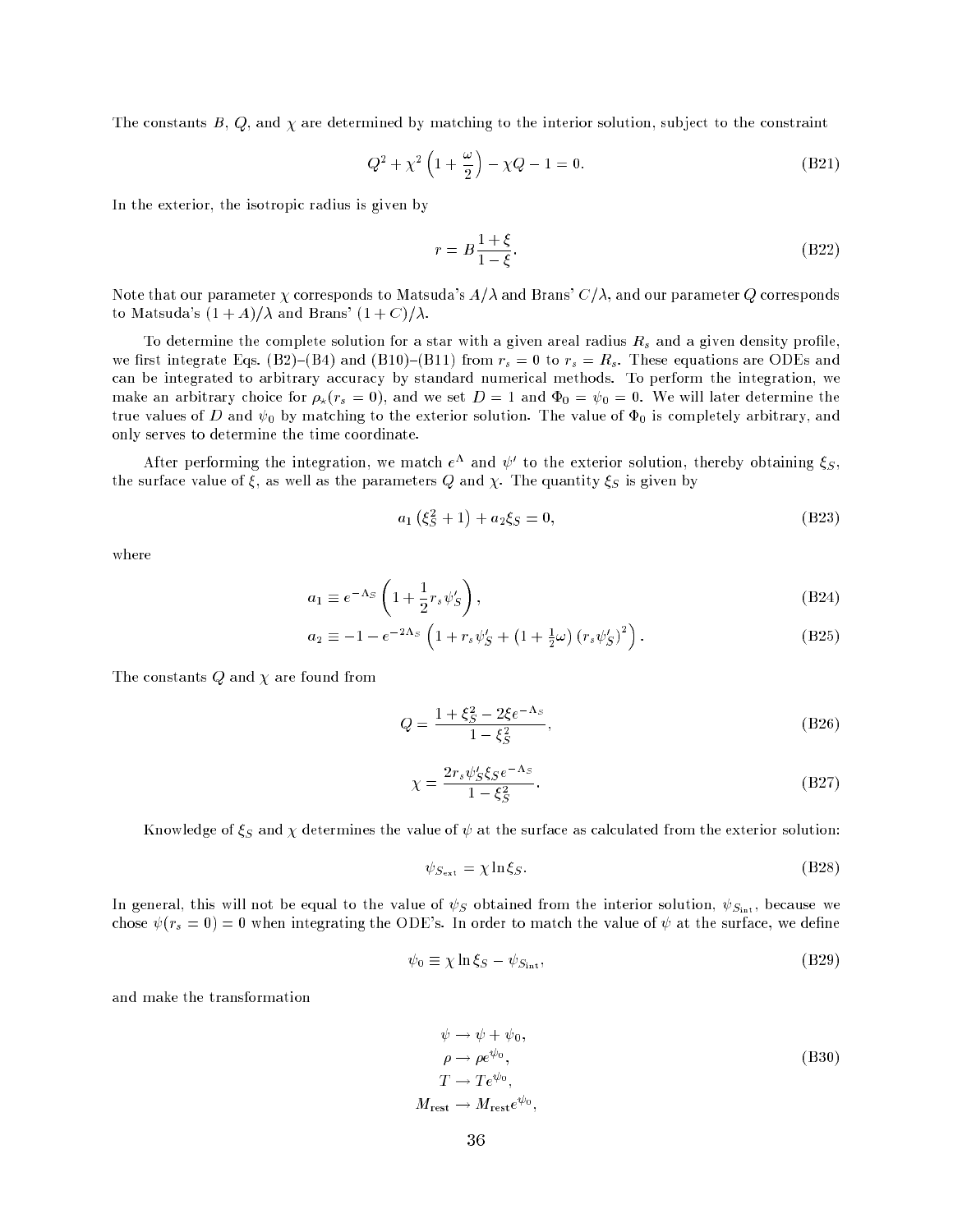The constants $B$, $Q$, and $\chi$ are determined by matching to the interior solution, subject to the constraint

$$Q^2 + \chi^2 \left(1 + \frac{\omega}{2}\right) - \chi Q - 1 = 0. \tag{B21}$$

In the exterior, the isotropic radius is given by

$$r = B \frac{1+\xi}{1-\xi}. \tag{B22}$$

Note that our parameter $\chi$ corresponds to Matsuda's $A/\lambda$ and Brans' $C/\lambda$, and our parameter $Q$ corresponds to Matsuda's $(1+A)/\lambda$ and Brans' $(1+C)/\lambda$.

To determine the complete solution for a star with a given areal radius $R_s$ and a given density profile, we first integrate Eqs. (B2)–(B4) and (B10)–(B11) from $r_s = 0$ to $r_s = R_s$. These equations are ODEs and can be integrated to arbitrary accuracy by standard numerical methods. To perform the integration, we make an arbitrary choice for $\rho_*(r_s = 0)$, and we set $D = 1$ and $\Phi_0 = \psi_0 = 0$. We will later determine the true values of $D$ and $\psi_0$ by matching to the exterior solution. The value of $\Phi_0$ is completely arbitrary, and only serves to determine the time coordinate.

After performing the integration, we match $e^{\Lambda}$ and $\psi'$ to the exterior solution, thereby obtaining $\xi_S$, the surface value of $\xi$, as well as the parameters $Q$ and $\chi$. The quantity $\xi_S$ is given by

$$a_1 \left(\xi_S^2 + 1\right) + a_2 \xi_S = 0, \tag{B23}$$

where

$$a_1 \equiv e^{-\Lambda_S} \left(1 + \frac{1}{2} r_s \psi_S'\right), \tag{B24}$$

$$a_2 \equiv -1 - e^{-2\Lambda_S} \left(1 + r_s \psi_S' + \left(1 + \tfrac{1}{2}\omega\right) \left(r_s \psi_S'\right)^2\right). \tag{B25}$$

The constants $Q$ and $\chi$ are found from

$$Q = \frac{1 + \xi_S^2 - 2\xi e^{-\Lambda_S}}{1 - \xi_S^2}, \tag{B26}$$

$$\chi = \frac{2 r_s \psi_S' \xi_S e^{-\Lambda_S}}{1 - \xi_S^2}. \tag{B27}$$

Knowledge of $\xi_S$ and $\chi$ determines the value of $\psi$ at the surface as calculated from the exterior solution:

$$\psi_{S_{\rm ext}} = \chi \ln \xi_S. \tag{B28}$$

In general, this will not be equal to the value of $\psi_S$ obtained from the interior solution, $\psi_{S_{\rm int}}$, because we chose $\psi(r_s = 0) = 0$ when integrating the ODE's. In order to match the value of $\psi$ at the surface, we define

$$\psi_0 \equiv \chi \ln \xi_S - \psi_{S_{\rm int}}, \tag{B29}$$

and make the transformation

$$\begin{aligned}
\psi &\rightarrow \psi + \psi_0, \\
\rho &\rightarrow \rho e^{\psi_0}, \\
T &\rightarrow T e^{\psi_0}, \\
M_{\rm rest} &\rightarrow M_{\rm rest} e^{\psi_0},
\end{aligned} \tag{B30}$$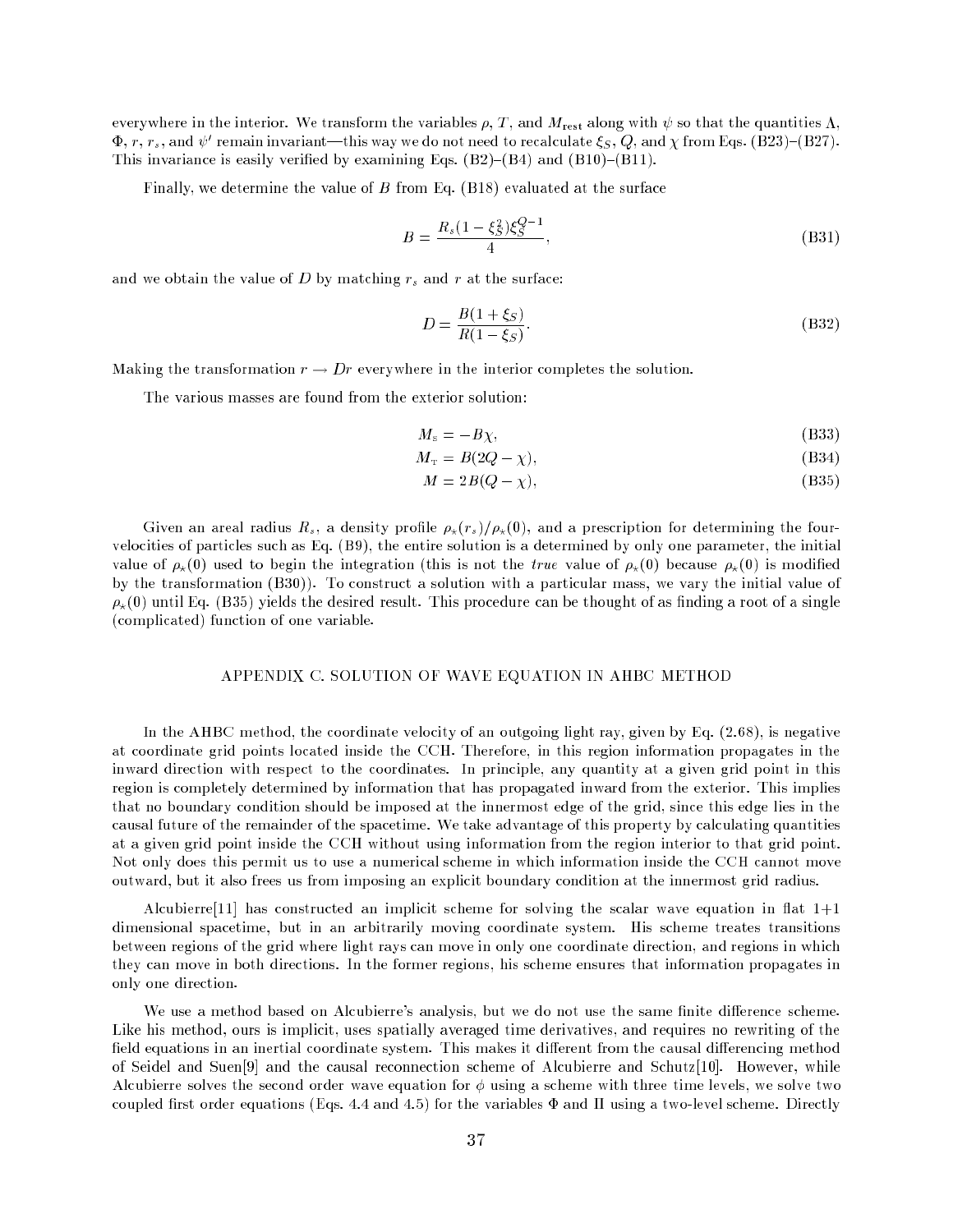everywhere in the interior. We transform the variables $\rho$, $T$, and $M_{\mathbf{rest}}$ along with $\psi$ so that the quantities $\Lambda$, $\Phi$, $r$, $r_s$, and $\psi'$ remain invariant—this way we do not need to recalculate $\xi_S$, $Q$, and $\chi$ from Eqs. (B23)–(B27). This invariance is easily verified by examining Eqs. (B2)–(B4) and (B10)–(B11).

Finally, we determine the value of $B$ from Eq. (B18) evaluated at the surface

$$B = \frac{R_s(1-\xi_S^2)\xi_S^{Q-1}}{4}, \tag{B31}$$

and we obtain the value of $D$ by matching $r_s$ and $r$ at the surface:

$$D = \frac{B(1+\xi_S)}{R(1-\xi_S)}. \tag{B32}$$

Making the transformation $r \to Dr$ everywhere in the interior completes the solution.

The various masses are found from the exterior solution:

$$M_{\mathrm{S}} = -B\chi, \tag{B33}$$

$$M_{\mathrm{T}} = B(2Q-\chi), \tag{B34}$$

$$M = 2B(Q-\chi), \tag{B35}$$

Given an areal radius $R_s$, a density profile $\rho_\star(r_s)/\rho_\star(0)$, and a prescription for determining the four-velocities of particles such as Eq. (B9), the entire solution is a determined by only one parameter, the initial value of $\rho_\star(0)$ used to begin the integration (this is not the *true* value of $\rho_\star(0)$ because $\rho_\star(0)$ is modified by the transformation (B30)). To construct a solution with a particular mass, we vary the initial value of $\rho_\star(0)$ until Eq. (B35) yields the desired result. This procedure can be thought of as finding a root of a single (complicated) function of one variable.

## APPENDIX C. SOLUTION OF WAVE EQUATION IN AHBC METHOD

In the AHBC method, the coordinate velocity of an outgoing light ray, given by Eq. (2.68), is negative at coordinate grid points located inside the CCH. Therefore, in this region information propagates in the inward direction with respect to the coordinates. In principle, any quantity at a given grid point in this region is completely determined by information that has propagated inward from the exterior. This implies that no boundary condition should be imposed at the innermost edge of the grid, since this edge lies in the causal future of the remainder of the spacetime. We take advantage of this property by calculating quantities at a given grid point inside the CCH without using information from the region interior to that grid point. Not only does this permit us to use a numerical scheme in which information inside the CCH cannot move outward, but it also frees us from imposing an explicit boundary condition at the innermost grid radius.

Alcubierre[11] has constructed an implicit scheme for solving the scalar wave equation in flat 1+1 dimensional spacetime, but in an arbitrarily moving coordinate system. His scheme treates transitions between regions of the grid where light rays can move in only one coordinate direction, and regions in which they can move in both directions. In the former regions, his scheme ensures that information propagates in only one direction.

We use a method based on Alcubierre's analysis, but we do not use the same finite difference scheme. Like his method, ours is implicit, uses spatially averaged time derivatives, and requires no rewriting of the field equations in an inertial coordinate system. This makes it different from the causal differencing method of Seidel and Suen[9] and the causal reconnection scheme of Alcubierre and Schutz[10]. However, while Alcubierre solves the second order wave equation for $\phi$ using a scheme with three time levels, we solve two coupled first order equations (Eqs. 4.4 and 4.5) for the variables $\Phi$ and $\Pi$ using a two-level scheme. Directly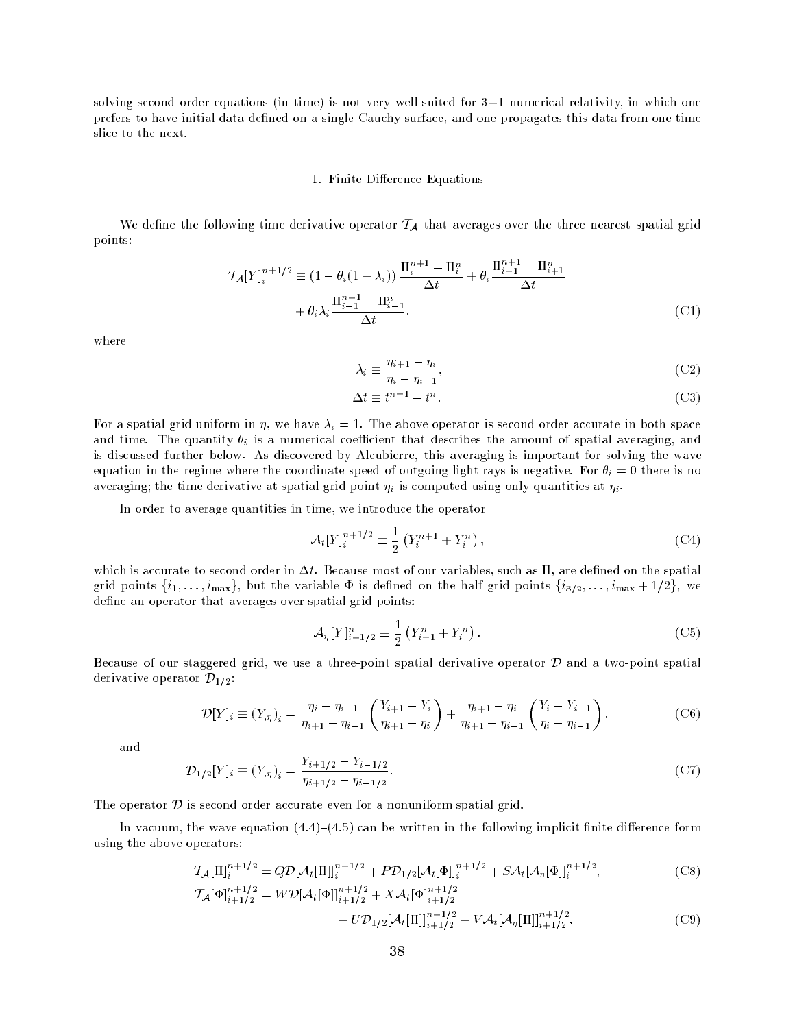solving second order equations (in time) is not very well suited for 3+1 numerical relativity, in which one prefers to have initial data defined on a single Cauchy surface, and one propagates this data from one time slice to the next.

### 1. Finite Difference Equations

We define the following time derivative operator $\mathcal{T}_{\mathcal{A}}$ that averages over the three nearest spatial grid points:

$$
\begin{aligned}
\mathcal{T}_{\mathcal{A}}[Y]_i^{n+1/2} \equiv & \left(1-\theta_i(1+\lambda_i)\right)\frac{\Pi_i^{n+1}-\Pi_i^n}{\Delta t}+\theta_i\frac{\Pi_{i+1}^{n+1}-\Pi_{i+1}^n}{\Delta t} \\
& +\theta_i\lambda_i\frac{\Pi_{i-1}^{n+1}-\Pi_{i-1}^n}{\Delta t},
\end{aligned} \tag{C1}
$$

where

$$
\lambda_i \equiv \frac{\eta_{i+1}-\eta_i}{\eta_i-\eta_{i-1}}, \tag{C2}
$$

$$
\Delta t \equiv t^{n+1}-t^n. \tag{C3}
$$

For a spatial grid uniform in $\eta$, we have $\lambda_i=1$. The above operator is second order accurate in both space and time. The quantity $\theta_i$ is a numerical coefficient that describes the amount of spatial averaging, and is discussed further below. As discovered by Alcubierre, this averaging is important for solving the wave equation in the regime where the coordinate speed of outgoing light rays is negative. For $\theta_i=0$ there is no averaging; the time derivative at spatial grid point $\eta_i$ is computed using only quantities at $\eta_i$.

In order to average quantities in time, we introduce the operator

$$
\mathcal{A}_t[Y]_i^{n+1/2} \equiv \frac{1}{2}\left(Y_i^{n+1}+Y_i^n\right), \tag{C4}
$$

which is accurate to second order in $\Delta t$. Because most of our variables, such as $\Pi$, are defined on the spatial grid points $\{i_1,\ldots,i_{\max}\}$, but the variable $\Phi$ is defined on the half grid points $\{i_{3/2},\ldots,i_{\max}+1/2\}$, we define an operator that averages over spatial grid points:

$$
\mathcal{A}_\eta[Y]_{i+1/2}^n \equiv \frac{1}{2}\left(Y_{i+1}^n+Y_i^n\right). \tag{C5}
$$

Because of our staggered grid, we use a three-point spatial derivative operator $\mathcal{D}$ and a two-point spatial derivative operator $\mathcal{D}_{1/2}$:

$$
\mathcal{D}[Y]_i \equiv \left(Y_{,\eta}\right)_i = \frac{\eta_i-\eta_{i-1}}{\eta_{i+1}-\eta_{i-1}}\left(\frac{Y_{i+1}-Y_i}{\eta_{i+1}-\eta_i}\right)+\frac{\eta_{i+1}-\eta_i}{\eta_{i+1}-\eta_{i-1}}\left(\frac{Y_i-Y_{i-1}}{\eta_i-\eta_{i-1}}\right), \tag{C6}
$$

and

$$
\mathcal{D}_{1/2}[Y]_i \equiv \left(Y_{,\eta}\right)_i = \frac{Y_{i+1/2}-Y_{i-1/2}}{\eta_{i+1/2}-\eta_{i-1/2}}. \tag{C7}
$$

The operator $\mathcal{D}$ is second order accurate even for a nonuniform spatial grid.

In vacuum, the wave equation (4.4)–(4.5) can be written in the following implicit finite difference form using the above operators:

$$
\mathcal{T}_{\mathcal{A}}[\Pi]_i^{n+1/2} = Q\mathcal{D}[\mathcal{A}_t[\Pi]]_i^{n+1/2}+P\mathcal{D}_{1/2}[\mathcal{A}_t[\Phi]]_i^{n+1/2}+S\mathcal{A}_t[\mathcal{A}_\eta[\Phi]]_i^{n+1/2}, \tag{C8}
$$

$$
\begin{aligned}
\mathcal{T}_{\mathcal{A}}[\Phi]_{i+1/2}^{n+1/2} = & W\mathcal{D}[\mathcal{A}_t[\Phi]]_{i+1/2}^{n+1/2}+X\mathcal{A}_t[\Phi]_{i+1/2}^{n+1/2} \\
& +U\mathcal{D}_{1/2}[\mathcal{A}_t[\Pi]]_{i+1/2}^{n+1/2}+V\mathcal{A}_t[\mathcal{A}_\eta[\Pi]]_{i+1/2}^{n+1/2}.
\end{aligned} \tag{C9}
$$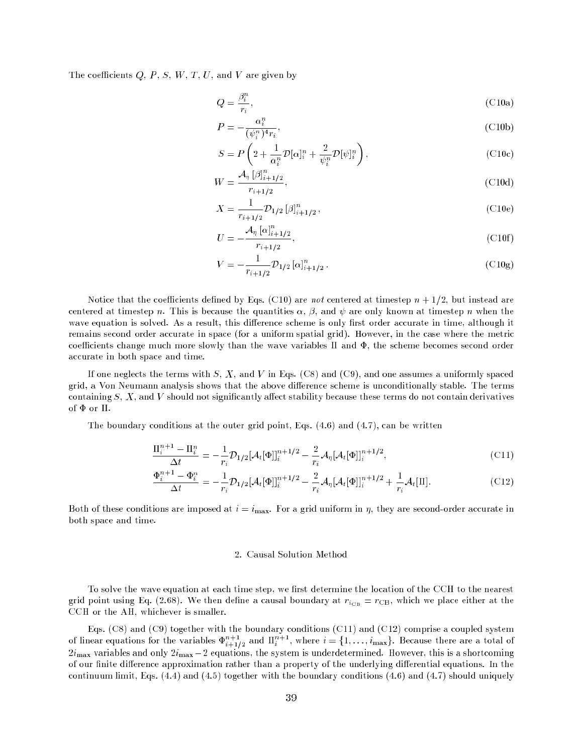The coefficients $Q$, $P$, $S$, $W$, $T$, $U$, and $V$ are given by

$$Q = \frac{\beta_i^n}{r_i}, \tag{C10a}$$

$$P = -\frac{\alpha_i^n}{(\psi_i^n)^4 r_i}, \tag{C10b}$$

$$S = P\left(2 + \frac{1}{\alpha_i^n}\mathcal{D}[\alpha]_i^n + \frac{2}{\psi_i^n}\mathcal{D}[\psi]_i^n\right), \tag{C10c}$$

$$W = \frac{\mathcal{A}_\eta\,[\beta]_{i+1/2}^n}{r_{i+1/2}}, \tag{C10d}$$

$$X = \frac{1}{r_{i+1/2}}\mathcal{D}_{1/2}\,[\beta]_{i+1/2}^n, \tag{C10e}$$

$$U = -\frac{\mathcal{A}_\eta\,[\alpha]_{i+1/2}^n}{r_{i+1/2}}, \tag{C10f}$$

$$V = -\frac{1}{r_{i+1/2}}\mathcal{D}_{1/2}\,[\alpha]_{i+1/2}^n. \tag{C10g}$$

Notice that the coefficients defined by Eqs. (C10) are *not* centered at timestep $n+1/2$, but instead are centered at timestep $n$. This is because the quantities $\alpha$, $\beta$, and $\psi$ are only known at timestep $n$ when the wave equation is solved. As a result, this difference scheme is only first order accurate in time, although it remains second order accurate in space (for a uniform spatial grid). However, in the case where the metric coefficients change much more slowly than the wave variables $\Pi$ and $\Phi$, the scheme becomes second order accurate in both space and time.

If one neglects the terms with $S$, $X$, and $V$ in Eqs. (C8) and (C9), and one assumes a uniformly spaced grid, a Von Neumann analysis shows that the above difference scheme is unconditionally stable. The terms containing $S$, $X$, and $V$ should not significantly affect stability because these terms do not contain derivatives of $\Phi$ or $\Pi$.

The boundary conditions at the outer grid point, Eqs. (4.6) and (4.7), can be written

$$\frac{\Pi_i^{n+1} - \Pi_i^n}{\Delta t} = -\frac{1}{r_i}\mathcal{D}_{1/2}[\mathcal{A}_t[\Phi]]_i^{n+1/2} - \frac{2}{r_i}\mathcal{A}_\eta[\mathcal{A}_t[\Phi]]_i^{n+1/2}, \tag{C11}$$

$$\frac{\Phi_i^{n+1} - \Phi_i^n}{\Delta t} = -\frac{1}{r_i}\mathcal{D}_{1/2}[\mathcal{A}_t[\Phi]]_i^{n+1/2} - \frac{2}{r_i}\mathcal{A}_\eta[\mathcal{A}_t[\Phi]]_i^{n+1/2} + \frac{1}{r_i}\mathcal{A}_t[\Pi]. \tag{C12}$$

Both of these conditions are imposed at $i = i_{\max}$. For a grid uniform in $\eta$, they are second-order accurate in both space and time.

### 2. Causal Solution Method

To solve the wave equation at each time step, we first determine the location of the CCH to the nearest grid point using Eq. (2.68). We then define a causal boundary at $r_{i_{\rm CB}} = r_{\rm CB}$, which we place either at the CCH or the AH, whichever is smaller.

Eqs. (C8) and (C9) together with the boundary conditions (C11) and (C12) comprise a coupled system of linear equations for the variables $\Phi_{i+1/2}^{n+1}$ and $\Pi_i^{n+1}$, where $i = \{1, \ldots, i_{\max}\}$. Because there are a total of $2i_{\max}$ variables and only $2i_{\max} - 2$ equations, the system is underdetermined. However, this is a shortcoming of our finite difference approximation rather than a property of the underlying differential equations. In the continuum limit, Eqs. (4.4) and (4.5) together with the boundary conditions (4.6) and (4.7) should uniquely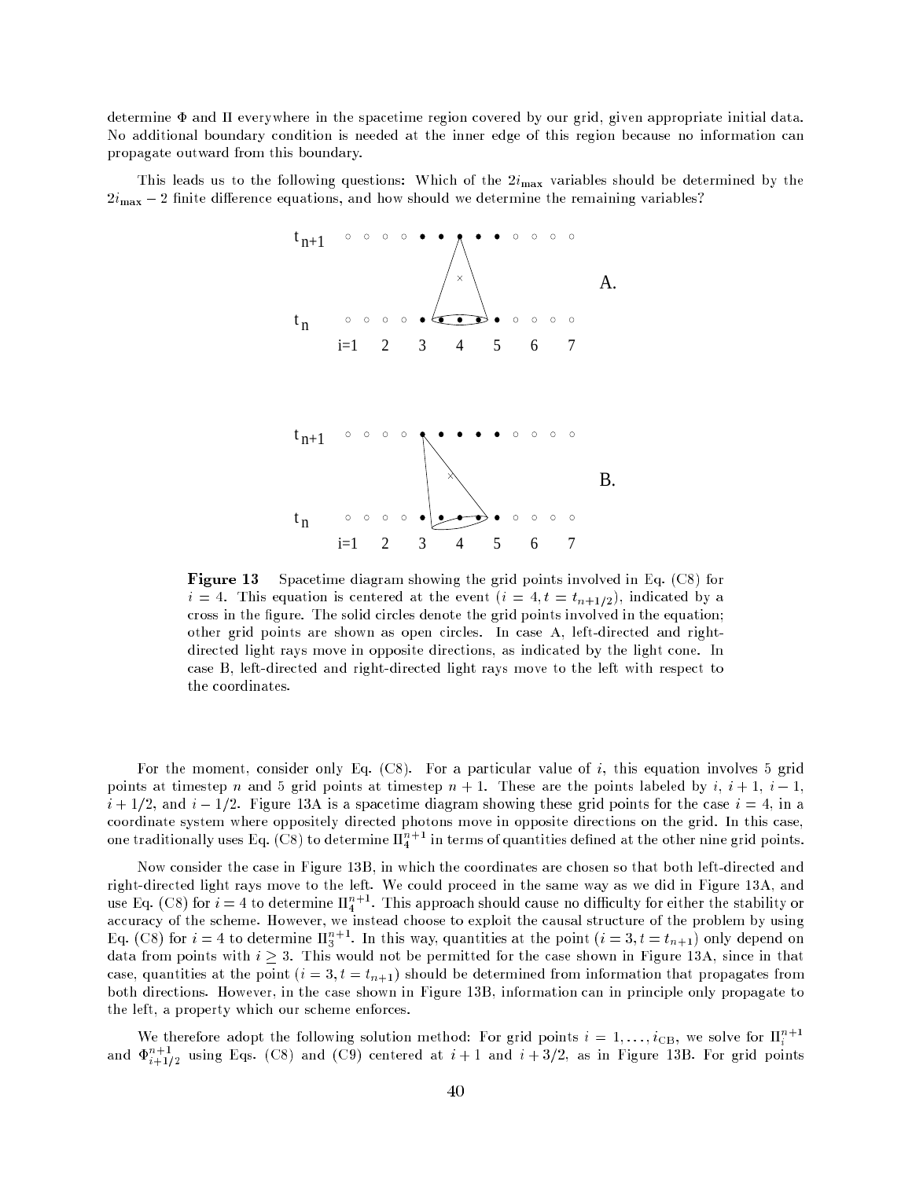determine $\Phi$ and $\Pi$ everywhere in the spacetime region covered by our grid, given appropriate initial data. No additional boundary condition is needed at the inner edge of this region because no information can propagate outward from this boundary.

This leads us to the following questions: Which of the $2i_{\max}$ variables should be determined by the $2i_{\max}-2$ finite difference equations, and how should we determine the remaining variables?

**Figure 13** Spacetime diagram showing the grid points involved in Eq. (C8) for $i=4$. This equation is centered at the event $(i=4, t=t_{n+1/2})$, indicated by a cross in the figure. The solid circles denote the grid points involved in the equation; other grid points are shown as open circles. In case A, left-directed and right-directed light rays move in opposite directions, as indicated by the light cone. In case B, left-directed and right-directed light rays move to the left with respect to the coordinates.

For the moment, consider only Eq. (C8). For a particular value of $i$, this equation involves 5 grid points at timestep $n$ and 5 grid points at timestep $n+1$. These are the points labeled by $i$, $i+1$, $i-1$, $i+1/2$, and $i-1/2$. Figure 13A is a spacetime diagram showing these grid points for the case $i=4$, in a coordinate system where oppositely directed photons move in opposite directions on the grid. In this case, one traditionally uses Eq. (C8) to determine $\Pi_4^{n+1}$ in terms of quantities defined at the other nine grid points.

Now consider the case in Figure 13B, in which the coordinates are chosen so that both left-directed and right-directed light rays move to the left. We could proceed in the same way as we did in Figure 13A, and use Eq. (C8) for $i=4$ to determine $\Pi_4^{n+1}$. This approach should cause no difficulty for either the stability or accuracy of the scheme. However, we instead choose to exploit the causal structure of the problem by using Eq. (C8) for $i=4$ to determine $\Pi_3^{n+1}$. In this way, quantities at the point $(i=3, t=t_{n+1})$ only depend on data from points with $i \geq 3$. This would not be permitted for the case shown in Figure 13A, since in that case, quantities at the point $(i=3, t=t_{n+1})$ should be determined from information that propagates from both directions. However, in the case shown in Figure 13B, information can in principle only propagate to the left, a property which our scheme enforces.

We therefore adopt the following solution method: For grid points $i=1,\ldots,i_{\rm CB}$, we solve for $\Pi_i^{n+1}$ and $\Phi_{i+1/2}^{n+1}$ using Eqs. (C8) and (C9) centered at $i+1$ and $i+3/2$, as in Figure 13B. For grid points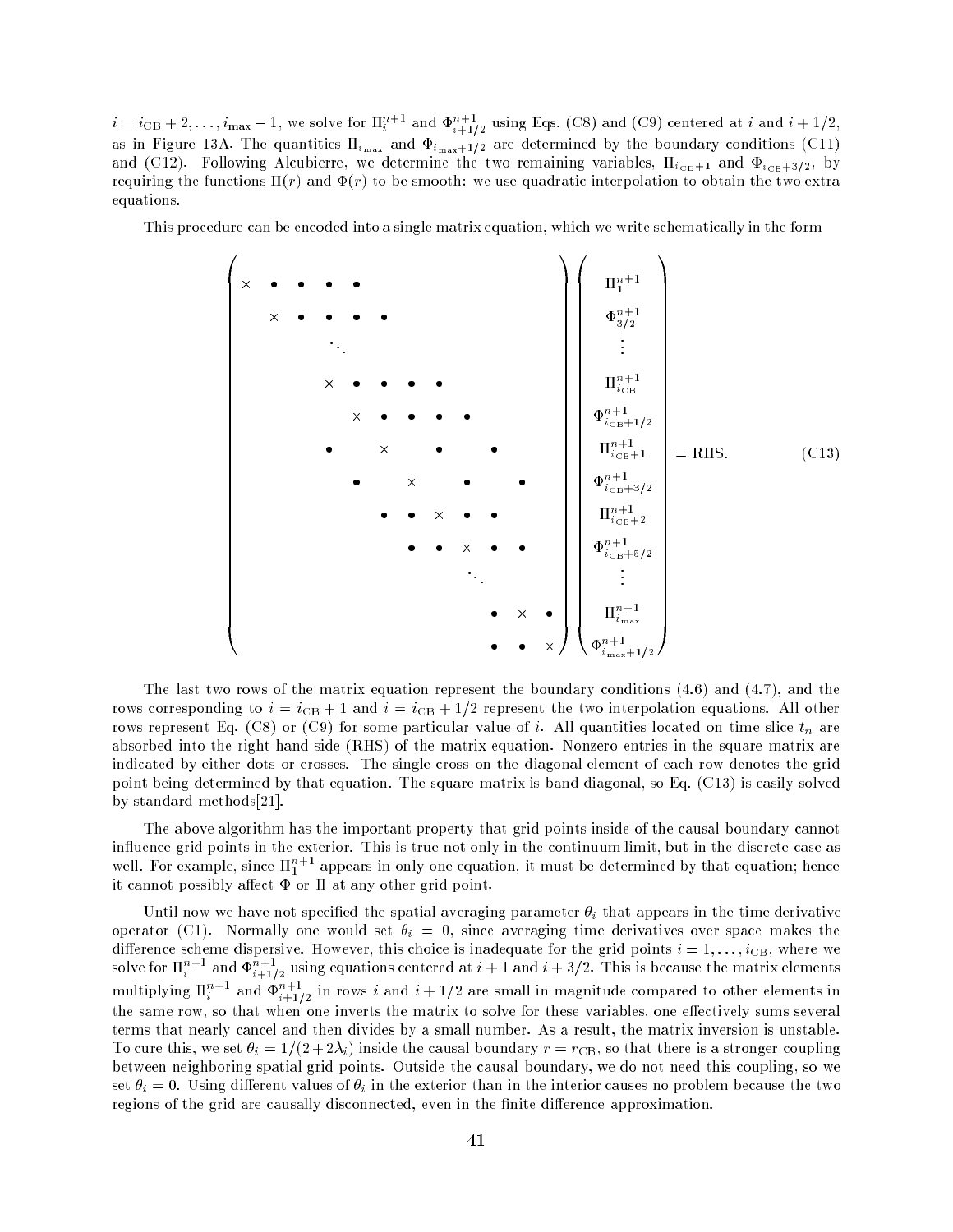$i = i_{\rm CB}+2, \ldots, i_{\max}-1$, we solve for $\Pi_i^{n+1}$ and $\Phi_{i+1/2}^{n+1}$ using Eqs. (C8) and (C9) centered at $i$ and $i+1/2$, as in Figure 13A. The quantities $\Pi_{i_{\max}}$ and $\Phi_{i_{\max}+1/2}$ are determined by the boundary conditions (C11) and (C12). Following Alcubierre, we determine the two remaining variables, $\Pi_{i_{\rm CB}+1}$ and $\Phi_{i_{\rm CB}+3/2}$, by requiring the functions $\Pi(r)$ and $\Phi(r)$ to be smooth: we use quadratic interpolation to obtain the two extra equations.

This procedure can be encoded into a single matrix equation, which we write schematically in the form

$$
\left(
\begin{array}{cccccccccccc}
\times & \bullet & \bullet & \bullet & \bullet & & & & & & & \\
 & \times & \bullet & \bullet & \bullet & \bullet & & & & & & \\
 & & & \ddots & & & & & & & & \\
 & & & \times & \bullet & \bullet & \bullet & \bullet & & & & \\
 & & & & \times & \bullet & \bullet & \bullet & \bullet & & & \\
 & & & \bullet & & \times & & \bullet & & \bullet & & \\
 & & & & \bullet & & \times & & \bullet & & \bullet & \\
 & & & & & \bullet & \bullet & \times & \bullet & \bullet & & \\
 & & & & & & \bullet & \bullet & \times & \bullet & \bullet & \\
 & & & & & & & & \ddots & & & \\
 & & & & & & & & & \bullet & \times & \bullet \\
 & & & & & & & & & \bullet & \bullet & \times
\end{array}
\right)
\left(
\begin{array}{c}
\Pi_1^{n+1} \\
\Phi_{3/2}^{n+1} \\
\vdots \\
\Pi_{i_{\rm CB}}^{n+1} \\
\Phi_{i_{\rm CB}+1/2}^{n+1} \\
\Pi_{i_{\rm CB}+1}^{n+1} \\
\Phi_{i_{\rm CB}+3/2}^{n+1} \\
\Pi_{i_{\rm CB}+2}^{n+1} \\
\Phi_{i_{\rm CB}+5/2}^{n+1} \\
\vdots \\
\Pi_{i_{\max}}^{n+1} \\
\Phi_{i_{\max}+1/2}^{n+1}
\end{array}
\right)
= {\rm RHS}. \qquad \text{(C13)}
$$

The last two rows of the matrix equation represent the boundary conditions (4.6) and (4.7), and the rows corresponding to $i = i_{\rm CB}+1$ and $i = i_{\rm CB}+1/2$ represent the two interpolation equations. All other rows represent Eq. (C8) or (C9) for some particular value of $i$. All quantities located on time slice $t_n$ are absorbed into the right-hand side (RHS) of the matrix equation. Nonzero entries in the square matrix are indicated by either dots or crosses. The single cross on the diagonal element of each row denotes the grid point being determined by that equation. The square matrix is band diagonal, so Eq. (C13) is easily solved by standard methods[21].

The above algorithm has the important property that grid points inside of the causal boundary cannot influence grid points in the exterior. This is true not only in the continuum limit, but in the discrete case as well. For example, since $\Pi_1^{n+1}$ appears in only one equation, it must be determined by that equation; hence it cannot possibly affect $\Phi$ or $\Pi$ at any other grid point.

Until now we have not specified the spatial averaging parameter $\theta_i$ that appears in the time derivative operator (C1). Normally one would set $\theta_i = 0$, since averaging time derivatives over space makes the difference scheme dispersive. However, this choice is inadequate for the grid points $i = 1, \ldots, i_{\rm CB}$, where we solve for $\Pi_i^{n+1}$ and $\Phi_{i+1/2}^{n+1}$ using equations centered at $i+1$ and $i+3/2$. This is because the matrix elements multiplying $\Pi_i^{n+1}$ and $\Phi_{i+1/2}^{n+1}$ in rows $i$ and $i+1/2$ are small in magnitude compared to other elements in the same row, so that when one inverts the matrix to solve for these variables, one effectively sums several terms that nearly cancel and then divides by a small number. As a result, the matrix inversion is unstable. To cure this, we set $\theta_i = 1/(2+2\lambda_i)$ inside the causal boundary $r = r_{\rm CB}$, so that there is a stronger coupling between neighboring spatial grid points. Outside the causal boundary, we do not need this coupling, so we set $\theta_i = 0$. Using different values of $\theta_i$ in the exterior than in the interior causes no problem because the two regions of the grid are causally disconnected, even in the finite difference approximation.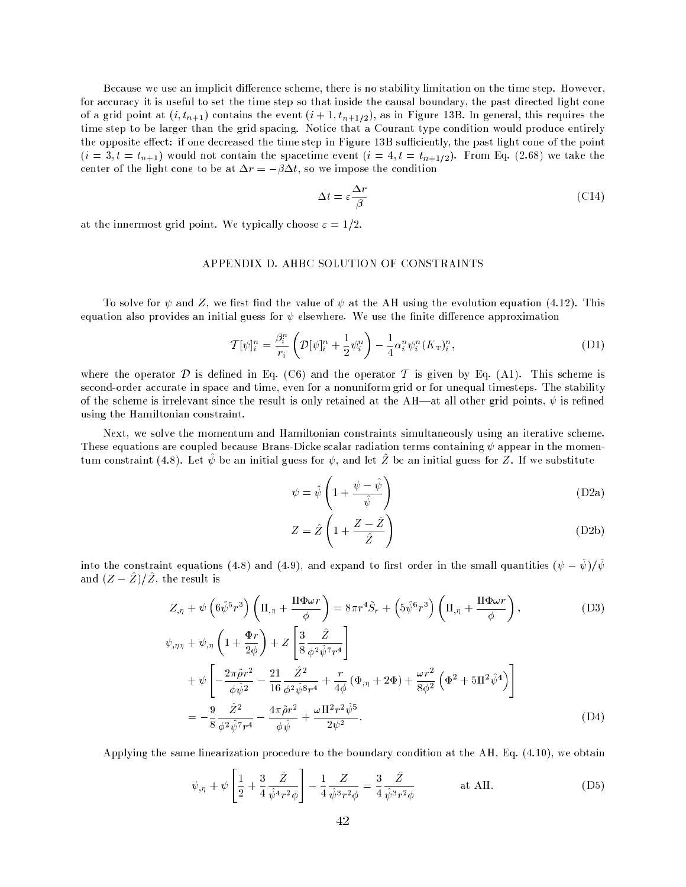Because we use an implicit difference scheme, there is no stability limitation on the time step. However, for accuracy it is useful to set the time step so that inside the causal boundary, the past directed light cone of a grid point at $(i, t_{n+1})$ contains the event $(i+1, t_{n+1/2})$, as in Figure 13B. In general, this requires the time step to be larger than the grid spacing. Notice that a Courant type condition would produce entirely the opposite effect: if one decreased the time step in Figure 13B sufficiently, the past light cone of the point $(i = 3, t = t_{n+1})$ would not contain the spacetime event $(i = 4, t = t_{n+1/2})$. From Eq. (2.68) we take the center of the light cone to be at $\Delta r = -\beta \Delta t$, so we impose the condition

$$\Delta t = \varepsilon \frac{\Delta r}{\beta} \tag{C14}$$

at the innermost grid point. We typically choose $\varepsilon = 1/2$.

## APPENDIX D. AHBC SOLUTION OF CONSTRAINTS

To solve for $\psi$ and $Z$, we first find the value of $\psi$ at the AH using the evolution equation (4.12). This equation also provides an initial guess for $\psi$ elsewhere. We use the finite difference approximation

$$\mathcal{T}[\psi]_i^n = \frac{\beta_i^n}{r_i}\left(\mathcal{D}[\psi]_i^n + \frac{1}{2}\psi_i^n\right) - \frac{1}{4}\alpha_i^n \psi_i^n (K_{\mathrm{T}})_i^n, \tag{D1}$$

where the operator $\mathcal{D}$ is defined in Eq. (C6) and the operator $\mathcal{T}$ is given by Eq. (A1). This scheme is second-order accurate in space and time, even for a nonuniform grid or for unequal timesteps. The stability of the scheme is irrelevant since the result is only retained at the AH—at all other grid points, $\psi$ is refined using the Hamiltonian constraint.

Next, we solve the momentum and Hamiltonian constraints simultaneously using an iterative scheme. These equations are coupled because Brans-Dicke scalar radiation terms containing $\psi$ appear in the momentum constraint (4.8). Let $\hat{\psi}$ be an initial guess for $\psi$, and let $\hat{Z}$ be an initial guess for $Z$. If we substitute

$$\psi = \hat{\psi}\left(1 + \frac{\psi - \hat{\psi}}{\hat{\psi}}\right) \tag{D2a}$$

$$Z = \hat{Z}\left(1 + \frac{Z - \hat{Z}}{\hat{Z}}\right) \tag{D2b}$$

into the constraint equations (4.8) and (4.9), and expand to first order in the small quantities $(\psi - \hat{\psi})/\hat{\psi}$ and $(Z - \hat{Z})/\hat{Z}$, the result is

$$Z_{,\eta} + \psi\left(6\hat{\psi}^5 r^3\right)\left(\Pi_{,\eta} + \frac{\Pi \Phi \omega r}{\phi}\right) = 8\pi r^4 \tilde{S}_r + \left(5\hat{\psi}^6 r^3\right)\left(\Pi_{,\eta} + \frac{\Pi\Phi\omega r}{\phi}\right), \tag{D3}$$

$$\begin{aligned}
\psi_{,\eta\eta} &+ \psi_{,\eta}\left(1 + \frac{\Phi r}{2\phi}\right) + Z\left[\frac{3}{8}\frac{\hat{Z}}{\phi^2\hat{\psi}^7 r^4}\right] \\
&+ \psi\left[-\frac{2\pi\tilde{\rho}r^2}{\phi\hat{\psi}^2} - \frac{21}{16}\frac{\hat{Z}^2}{\phi^2\hat{\psi}^8 r^4} + \frac{r}{4\phi}\left(\Phi_{,\eta} + 2\Phi\right) + \frac{\omega r^2}{8\phi^2}\left(\Phi^2 + 5\Pi^2\hat{\psi}^4\right)\right] \\
&= -\frac{9}{8}\frac{\hat{Z}^2}{\phi^2\hat{\psi}^7 r^4} - \frac{4\pi\tilde{\rho}r^2}{\phi\hat{\psi}} + \frac{\omega\Pi^2 r^2\hat{\psi}^5}{2\psi^2}.
\end{aligned} \tag{D4}$$

Applying the same linearization procedure to the boundary condition at the AH, Eq. (4.10), we obtain

$$\psi_{,\eta} + \psi\left[\frac{1}{2} + \frac{3}{4}\frac{\hat{Z}}{\hat{\psi}^4 r^2\phi}\right] - \frac{1}{4}\frac{Z}{\hat{\psi}^3 r^2\phi} = \frac{3}{4}\frac{\hat{Z}}{\hat{\psi}^3 r^2\phi} \qquad \text{at AH.} \tag{D5}$$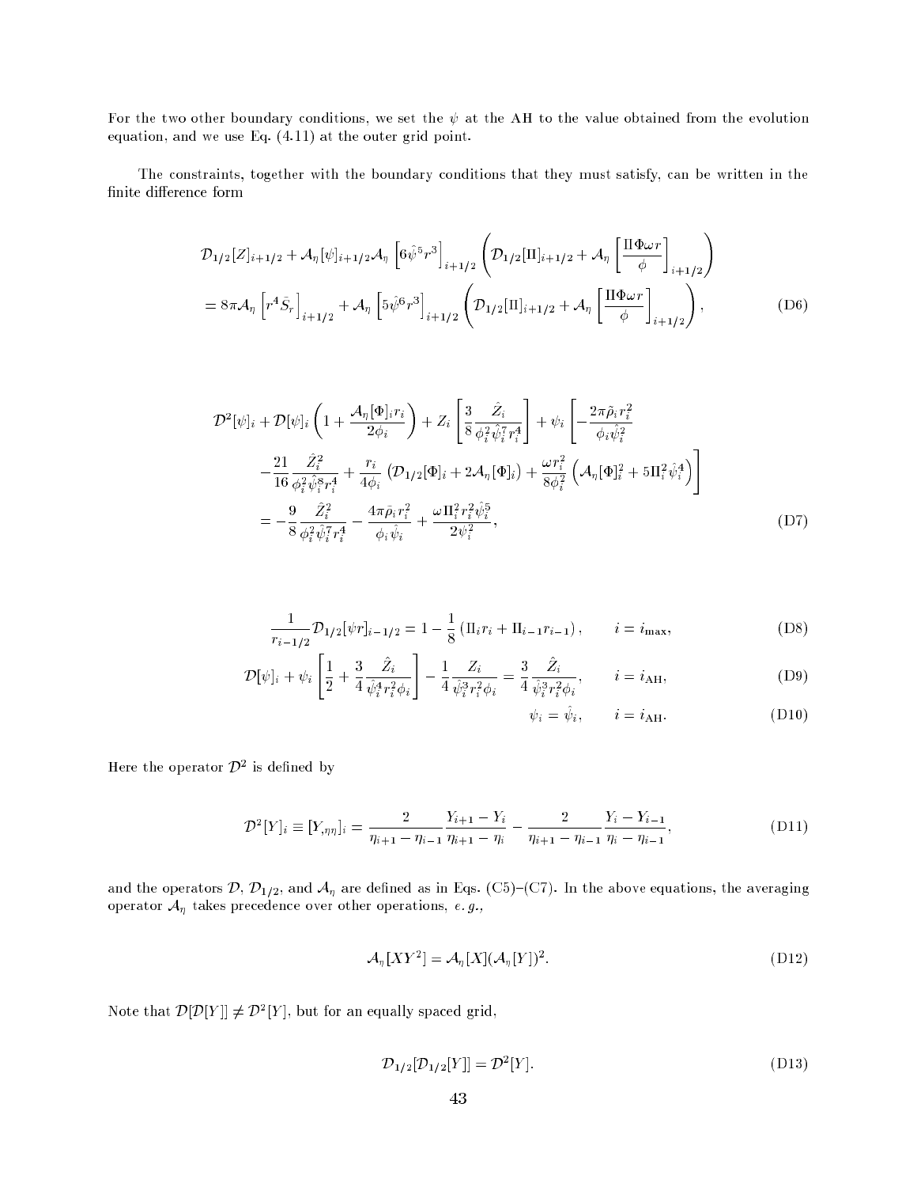For the two other boundary conditions, we set the $\psi$ at the AH to the value obtained from the evolution equation, and we use Eq. (4.11) at the outer grid point.

The constraints, together with the boundary conditions that they must satisfy, can be written in the finite difference form

$$
\begin{aligned}
&\mathcal{D}_{1/2}[Z]_{i+1/2} + \mathcal{A}_\eta[\psi]_{i+1/2}\mathcal{A}_\eta\left[6\hat{\psi}^5 r^3\right]_{i+1/2}\left(\mathcal{D}_{1/2}[\Pi]_{i+1/2} + \mathcal{A}_\eta\left[\frac{\Pi\Phi\omega r}{\phi}\right]_{i+1/2}\right) \\
&= 8\pi\mathcal{A}_\eta\left[r^4\bar{S}_r\right]_{i+1/2} + \mathcal{A}_\eta\left[5\hat{\psi}^6 r^3\right]_{i+1/2}\left(\mathcal{D}_{1/2}[\Pi]_{i+1/2} + \mathcal{A}_\eta\left[\frac{\Pi\Phi\omega r}{\phi}\right]_{i+1/2}\right),
\end{aligned}
\tag{D6}
$$

$$
\begin{aligned}
&\mathcal{D}^2[\psi]_i + \mathcal{D}[\psi]_i\left(1 + \frac{\mathcal{A}_\eta[\Phi]_i r_i}{2\phi_i}\right) + Z_i\left[\frac{3}{8}\frac{\hat{Z}_i}{\phi_i^2\hat{\psi}_i^7 r_i^4}\right] + \psi_i\left[-\frac{2\pi\tilde{\rho}_i r_i^2}{\phi_i\hat{\psi}_i^2}\right. \\
&\left.-\frac{21}{16}\frac{\hat{Z}_i^2}{\phi_i^2\hat{\psi}_i^8 r_i^4} + \frac{r_i}{4\phi_i}\left(\mathcal{D}_{1/2}[\Phi]_i + 2\mathcal{A}_\eta[\Phi]_i\right) + \frac{\omega r_i^2}{8\phi_i^2}\left(\mathcal{A}_\eta[\Phi]_i^2 + 5\Pi_i^2\hat{\psi}_i^4\right)\right] \\
&= -\frac{9}{8}\frac{\hat{Z}_i^2}{\phi_i^2\hat{\psi}_i^7 r_i^4} - \frac{4\pi\bar{\rho}_i r_i^2}{\phi_i\hat{\psi}_i} + \frac{\omega\Pi_i^2 r_i^2\hat{\psi}_i^5}{2\psi_i^2},
\end{aligned}
\tag{D7}
$$

$$
\frac{1}{r_{i-1/2}}\mathcal{D}_{1/2}[\psi r]_{i-1/2} = 1 - \frac{1}{8}\left(\Pi_i r_i + \Pi_{i-1}r_{i-1}\right), \qquad i = i_{\max}, \tag{D8}
$$

$$
\mathcal{D}[\psi]_i + \psi_i\left[\frac{1}{2} + \frac{3}{4}\frac{\hat{Z}_i}{\hat{\psi}_i^4 r_i^2\phi_i}\right] - \frac{1}{4}\frac{Z_i}{\hat{\psi}_i^3 r_i^2\phi_i} = \frac{3}{4}\frac{\hat{Z}_i}{\hat{\psi}_i^3 r_i^2\phi_i}, \qquad i = i_{\rm AH}, \tag{D9}
$$

$$
\psi_i = \hat{\psi}_i, \qquad i = i_{\rm AH}. \tag{D10}
$$

Here the operator $\mathcal{D}^2$ is defined by

$$
\mathcal{D}^2[Y]_i \equiv [Y_{,\eta\eta}]_i = \frac{2}{\eta_{i+1}-\eta_{i-1}}\frac{Y_{i+1}-Y_i}{\eta_{i+1}-\eta_i} - \frac{2}{\eta_{i+1}-\eta_{i-1}}\frac{Y_i - Y_{i-1}}{\eta_i - \eta_{i-1}}, \tag{D11}
$$

and the operators $\mathcal{D}$, $\mathcal{D}_{1/2}$, and $\mathcal{A}_\eta$ are defined as in Eqs. (C5)–(C7). In the above equations, the averaging operator $\mathcal{A}_\eta$ takes precedence over other operations, *e.g.*,

$$
\mathcal{A}_\eta[XY^2] = \mathcal{A}_\eta[X](\mathcal{A}_\eta[Y])^2. \tag{D12}
$$

Note that $\mathcal{D}[\mathcal{D}[Y]] \neq \mathcal{D}^2[Y]$, but for an equally spaced grid,

$$
\mathcal{D}_{1/2}[\mathcal{D}_{1/2}[Y]] = \mathcal{D}^2[Y]. \tag{D13}
$$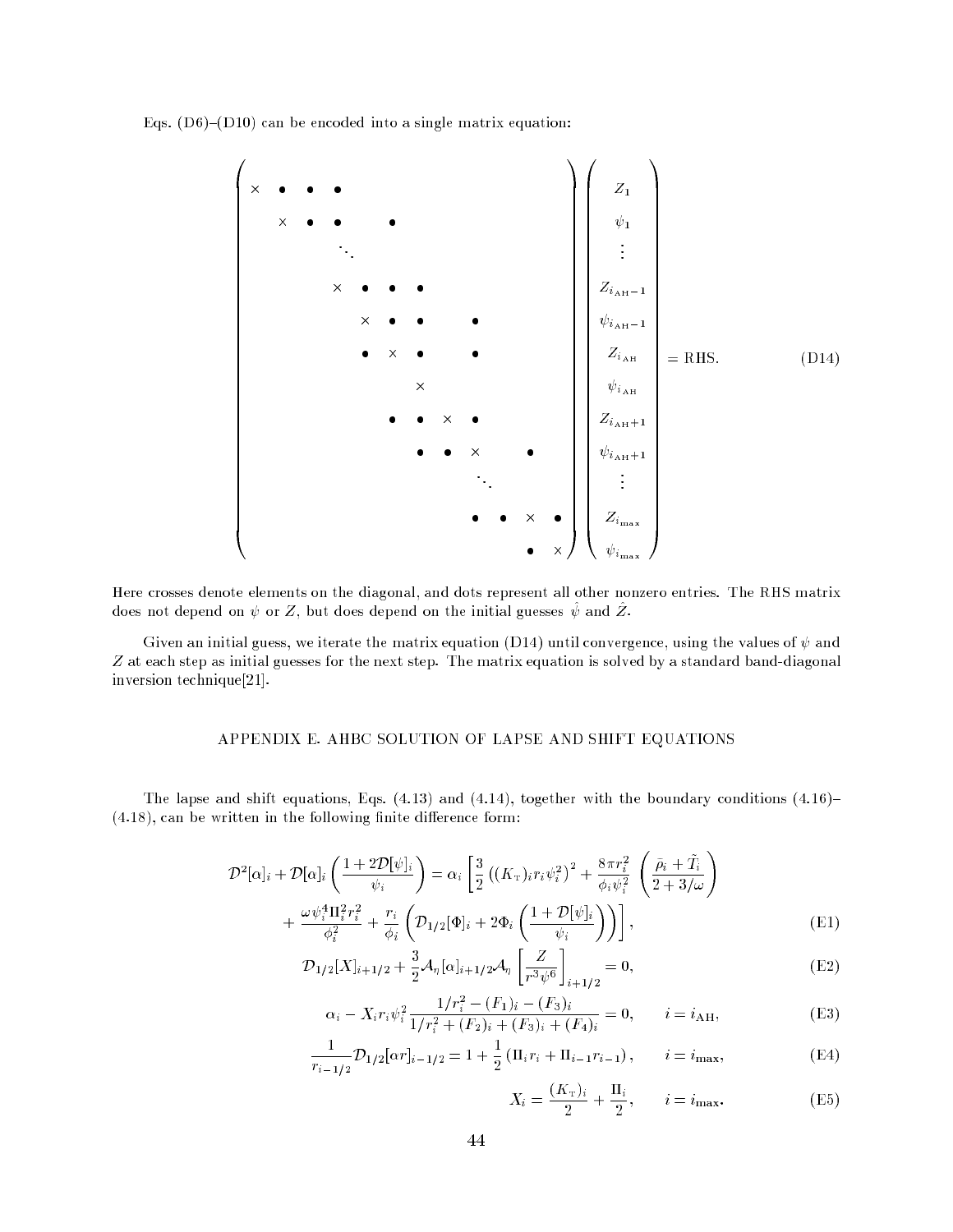Eqs. (D6)–(D10) can be encoded into a single matrix equation:

$$
\begin{pmatrix}
\times & \bullet & \bullet & \bullet & & & & & & & & \\
& \times & \bullet & \bullet & & \bullet & & & & & & \\
& & \ddots & & & & & & & & & \\
& & & \times & \bullet & \bullet & \bullet & & & & & \\
& & & & \times & \bullet & \bullet & & \bullet & & & \\
& & & & \bullet & \times & \bullet & & \bullet & & & \\
& & & & & & \times & & & & & \\
& & & & & \bullet & \bullet & \times & \bullet & & & \\
& & & & & & \bullet & \bullet & \times & & \bullet & \\
& & & & & & & & \ddots & & & \\
& & & & & & & & \bullet & \bullet & \times & \bullet \\
& & & & & & & & & & \bullet & \times
\end{pmatrix}
\begin{pmatrix}
Z_1 \\ \psi_1 \\ \vdots \\ Z_{i_{\rm AH}-1} \\ \psi_{i_{\rm AH}-1} \\ Z_{i_{\rm AH}} \\ \psi_{i_{\rm AH}} \\ Z_{i_{\rm AH}+1} \\ \psi_{i_{\rm AH}+1} \\ \vdots \\ Z_{i_{\max}} \\ \psi_{i_{\max}}
\end{pmatrix}
= \text{RHS}. \tag{D14}
$$

Here crosses denote elements on the diagonal, and dots represent all other nonzero entries. The RHS matrix does not depend on $\psi$ or $Z$, but does depend on the initial guesses $\hat{\psi}$ and $\hat{Z}$.

Given an initial guess, we iterate the matrix equation (D14) until convergence, using the values of $\psi$ and $Z$ at each step as initial guesses for the next step. The matrix equation is solved by a standard band-diagonal inversion technique[21].

## APPENDIX E. AHBC SOLUTION OF LAPSE AND SHIFT EQUATIONS

The lapse and shift equations, Eqs. (4.13) and (4.14), together with the boundary conditions (4.16)–(4.18), can be written in the following finite difference form:

$$
\mathcal{D}^2[\alpha]_i + \mathcal{D}[\alpha]_i \left( \frac{1 + 2\mathcal{D}[\psi]_i}{\psi_i} \right) = \alpha_i \left[ \frac{3}{2} \left( (K_{\rm T})_i r_i \psi_i^2 \right)^2 + \frac{8\pi r_i^2}{\phi_i \psi_i^2} \left( \frac{\bar{\rho}_i + \tilde{T}_i}{2 + 3/\omega} \right) \right.
$$

$$
\left. + \frac{\omega \psi_i^4 \Pi_i^2 r_i^2}{\phi_i^2} + \frac{r_i}{\phi_i} \left( \mathcal{D}_{1/2}[\Phi]_i + 2\Phi_i \left( \frac{1 + \mathcal{D}[\psi]_i}{\psi_i} \right) \right) \right], \tag{E1}
$$

$$
\mathcal{D}_{1/2}[X]_{i+1/2} + \frac{3}{2} \mathcal{A}_\eta[\alpha]_{i+1/2} \mathcal{A}_\eta \left[ \frac{Z}{r^3 \psi^6} \right]_{i+1/2} = 0, \tag{E2}
$$

$$
\alpha_i - X_i r_i \psi_i^2 \frac{1/r_i^2 - (F_1)_i - (F_3)_i}{1/r_i^2 + (F_2)_i + (F_3)_i + (F_4)_i} = 0, \qquad i = i_{\rm AH}, \tag{E3}
$$

$$
\frac{1}{r_{i-1/2}} \mathcal{D}_{1/2}[\alpha r]_{i-1/2} = 1 + \frac{1}{2} \left( \Pi_i r_i + \Pi_{i-1} r_{i-1} \right), \qquad i = i_{\max}, \tag{E4}
$$

$$
X_i = \frac{(K_{\rm T})_i}{2} + \frac{\Pi_i}{2}, \qquad i = i_{\max}. \tag{E5}
$$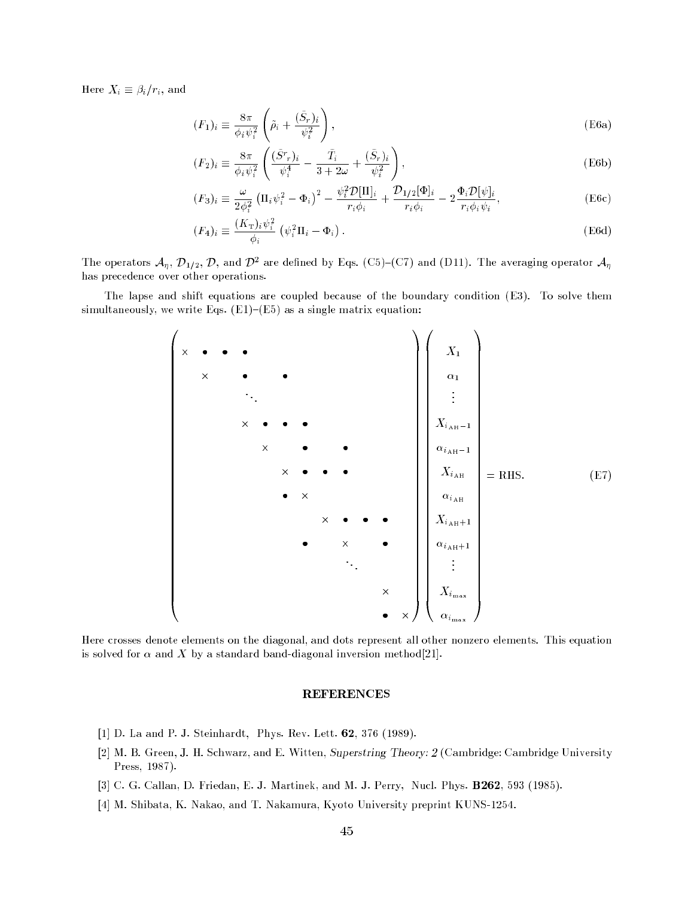Here $X_i \equiv \beta_i / r_i$, and

$$(F_1)_i \equiv \frac{8\pi}{\phi_i \psi_i^2}\left(\tilde{\rho}_i + \frac{(\bar{S}_r)_i}{\psi_i^2}\right), \tag{E6a}$$

$$(F_2)_i \equiv \frac{8\pi}{\phi_i \psi_i^2}\left(\frac{(\bar{S}^r{}_r)_i}{\psi_i^4} - \frac{\bar{T}_i}{3+2\omega} + \frac{(\bar{S}_r)_i}{\psi_i^2}\right), \tag{E6b}$$

$$(F_3)_i \equiv \frac{\omega}{2\phi_i^2}\left(\Pi_i \psi_i^2 - \Phi_i\right)^2 - \frac{\psi_i^2 \mathcal{D}[\Pi]_i}{r_i \phi_i} + \frac{\mathcal{D}_{1/2}[\Phi]_i}{r_i \phi_i} - 2\frac{\Phi_i \mathcal{D}[\psi]_i}{r_i \phi_i \psi_i}, \tag{E6c}$$

$$(F_4)_i \equiv \frac{(K_{\rm T})_i \psi_i^2}{\phi_i}\left(\psi_i^2 \Pi_i - \Phi_i\right). \tag{E6d}$$

The operators $\mathcal{A}_\eta$, $\mathcal{D}_{1/2}$, $\mathcal{D}$, and $\mathcal{D}^2$ are defined by Eqs. (C5)–(C7) and (D11). The averaging operator $\mathcal{A}_\eta$ has precedence over other operations.

The lapse and shift equations are coupled because of the boundary condition (E3). To solve them simultaneously, we write Eqs. (E1)–(E5) as a single matrix equation:

$$\begin{pmatrix}
\times & \bullet & \bullet & \bullet & & & & & & & & \\
& \times & & \bullet & & \bullet & & & & & & \\
& & & \ddots & & & & & & & & \\
& & & \times & \bullet & \bullet & \bullet & & & & & \\
& & & & \times & & \bullet & & \bullet & & & \\
& & & & & \times & \bullet & \bullet & \bullet & & & \\
& & & & & \bullet & \times & & & & & \\
& & & & & & & \times & \bullet & \bullet & \bullet & \\
& & & & & & \bullet & & \times & & \bullet & \\
& & & & & & & & & \ddots & & \\
& & & & & & & & & & \times & \\
& & & & & & & & & & \bullet & \times
\end{pmatrix}
\begin{pmatrix}
X_1 \\ \alpha_1 \\ \vdots \\ X_{i_{\rm AH}-1} \\ \alpha_{i_{\rm AH}-1} \\ X_{i_{\rm AH}} \\ \alpha_{i_{\rm AH}} \\ X_{i_{\rm AH}+1} \\ \alpha_{i_{\rm AH}+1} \\ \vdots \\ X_{i_{\max}} \\ \alpha_{i_{\max}}
\end{pmatrix}
= \text{RHS}. \tag{E7}$$

Here crosses denote elements on the diagonal, and dots represent all other nonzero elements. This equation is solved for $\alpha$ and $X$ by a standard band-diagonal inversion method[21].

## REFERENCES

[1] D. La and P. J. Steinhardt, Phys. Rev. Lett. **62**, 376 (1989).

[2] M. B. Green, J. H. Schwarz, and E. Witten, *Superstring Theory: 2* (Cambridge: Cambridge University Press, 1987).

[3] C. G. Callan, D. Friedan, E. J. Martinek, and M. J. Perry, Nucl. Phys. **B262**, 593 (1985).

[4] M. Shibata, K. Nakao, and T. Nakamura, Kyoto University preprint KUNS-1254.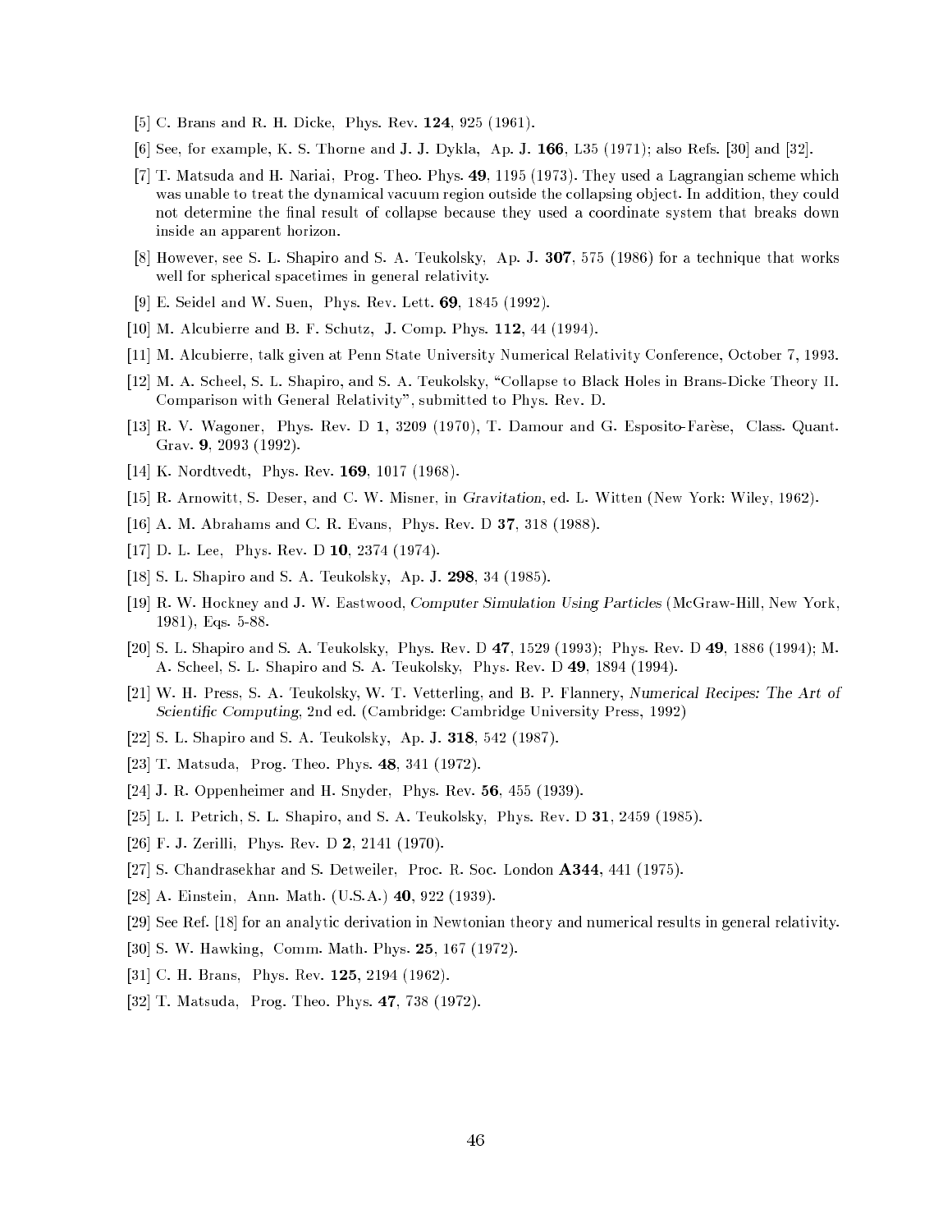[5] C. Brans and R. H. Dicke, Phys. Rev. **124**, 925 (1961).

[6] See, for example, K. S. Thorne and J. J. Dykla, Ap. J. **166**, L35 (1971); also Refs. [30] and [32].

[7] T. Matsuda and H. Nariai, Prog. Theo. Phys. **49**, 1195 (1973). They used a Lagrangian scheme which was unable to treat the dynamical vacuum region outside the collapsing object. In addition, they could not determine the final result of collapse because they used a coordinate system that breaks down inside an apparent horizon.

[8] However, see S. L. Shapiro and S. A. Teukolsky, Ap. J. **307**, 575 (1986) for a technique that works well for spherical spacetimes in general relativity.

[9] E. Seidel and W. Suen, Phys. Rev. Lett. **69**, 1845 (1992).

[10] M. Alcubierre and B. F. Schutz, J. Comp. Phys. **112**, 44 (1994).

[11] M. Alcubierre, talk given at Penn State University Numerical Relativity Conference, October 7, 1993.

[12] M. A. Scheel, S. L. Shapiro, and S. A. Teukolsky, "Collapse to Black Holes in Brans-Dicke Theory II. Comparison with General Relativity", submitted to Phys. Rev. D.

[13] R. V. Wagoner, Phys. Rev. D **1**, 3209 (1970), T. Damour and G. Esposito-Farèse, Class. Quant. Grav. **9**, 2093 (1992).

[14] K. Nordtvedt, Phys. Rev. **169**, 1017 (1968).

[15] R. Arnowitt, S. Deser, and C. W. Misner, in *Gravitation*, ed. L. Witten (New York: Wiley, 1962).

[16] A. M. Abrahams and C. R. Evans, Phys. Rev. D **37**, 318 (1988).

[17] D. L. Lee, Phys. Rev. D **10**, 2374 (1974).

[18] S. L. Shapiro and S. A. Teukolsky, Ap. J. **298**, 34 (1985).

[19] R. W. Hockney and J. W. Eastwood, *Computer Simulation Using Particles* (McGraw-Hill, New York, 1981), Eqs. 5-88.

[20] S. L. Shapiro and S. A. Teukolsky, Phys. Rev. D **47**, 1529 (1993); Phys. Rev. D **49**, 1886 (1994); M. A. Scheel, S. L. Shapiro and S. A. Teukolsky, Phys. Rev. D **49**, 1894 (1994).

[21] W. H. Press, S. A. Teukolsky, W. T. Vetterling, and B. P. Flannery, *Numerical Recipes: The Art of Scientific Computing*, 2nd ed. (Cambridge: Cambridge University Press, 1992)

[22] S. L. Shapiro and S. A. Teukolsky, Ap. J. **318**, 542 (1987).

[23] T. Matsuda, Prog. Theo. Phys. **48**, 341 (1972).

[24] J. R. Oppenheimer and H. Snyder, Phys. Rev. **56**, 455 (1939).

[25] L. I. Petrich, S. L. Shapiro, and S. A. Teukolsky, Phys. Rev. D **31**, 2459 (1985).

[26] F. J. Zerilli, Phys. Rev. D **2**, 2141 (1970).

[27] S. Chandrasekhar and S. Detweiler, Proc. R. Soc. London **A344**, 441 (1975).

[28] A. Einstein, Ann. Math. (U.S.A.) **40**, 922 (1939).

[29] See Ref. [18] for an analytic derivation in Newtonian theory and numerical results in general relativity.

[30] S. W. Hawking, Comm. Math. Phys. **25**, 167 (1972).

[31] C. H. Brans, Phys. Rev. **125**, 2194 (1962).

[32] T. Matsuda, Prog. Theo. Phys. **47**, 738 (1972).